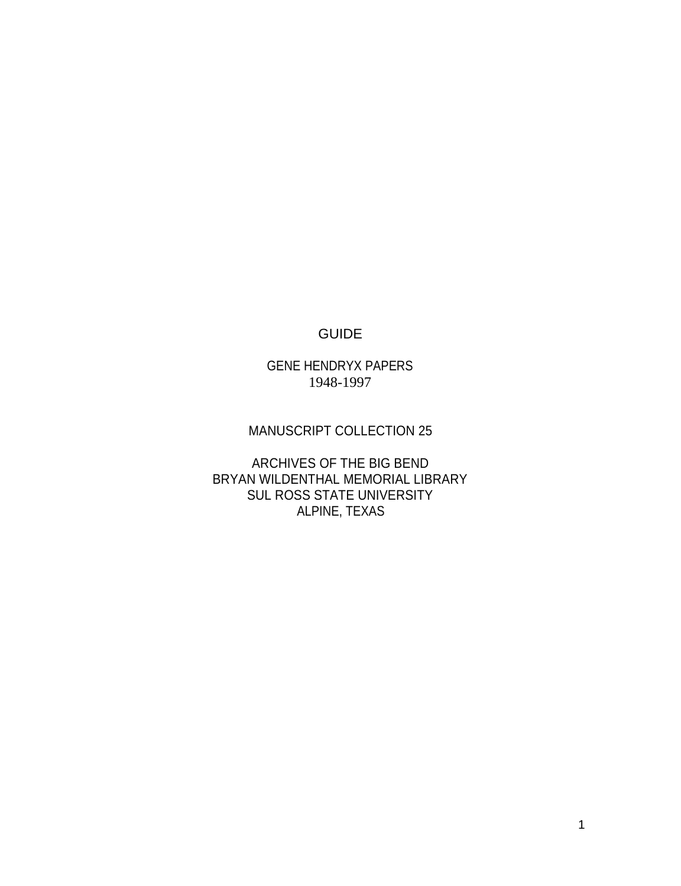# GUIDE

## GENE HENDRYX PAPERS
1948-1997

MANUSCRIPT COLLECTION 25

ARCHIVES OF THE BIG BEND
BRYAN WILDENTHAL MEMORIAL LIBRARY
SUL ROSS STATE UNIVERSITY
ALPINE, TEXAS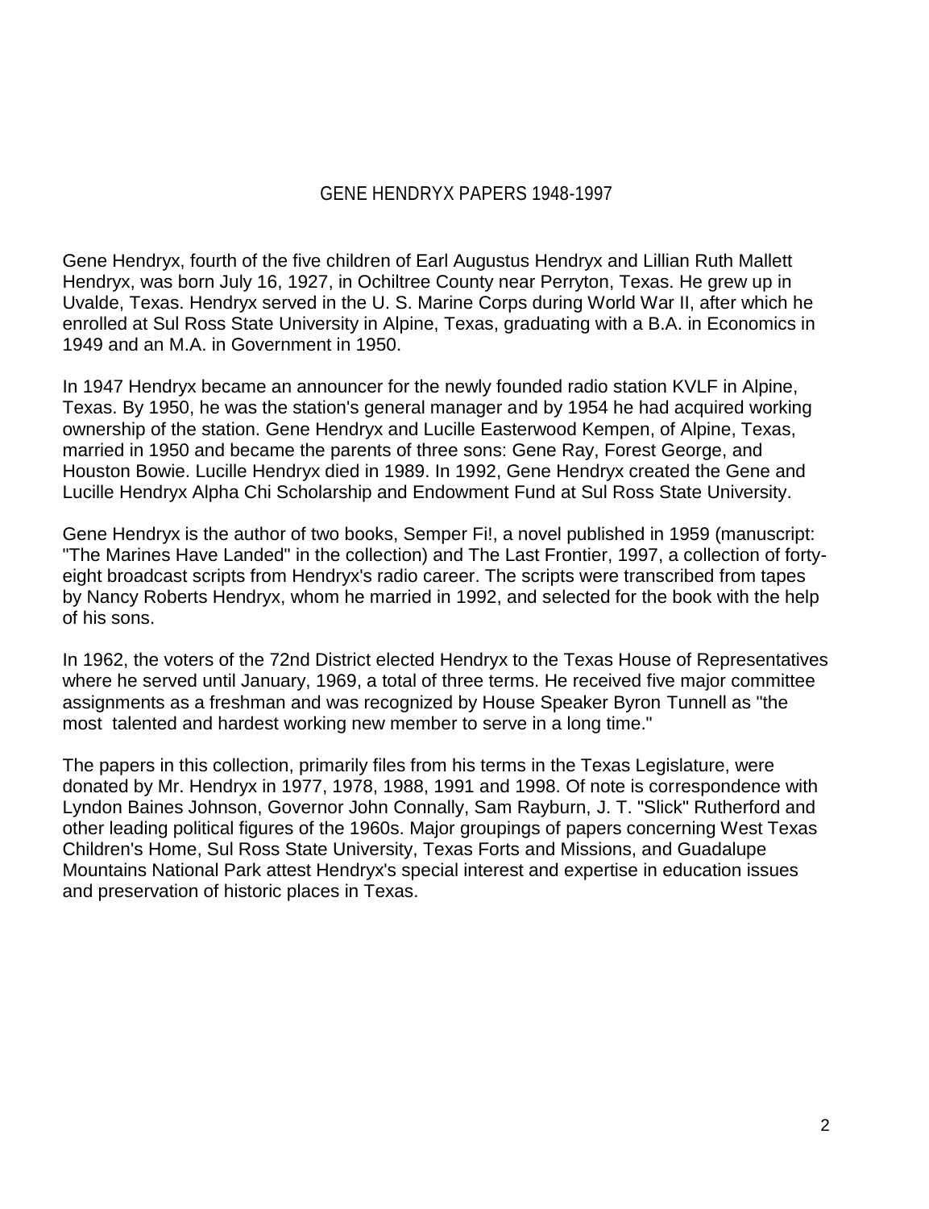# GENE HENDRYX PAPERS 1948-1997

Gene Hendryx, fourth of the five children of Earl Augustus Hendryx and Lillian Ruth Mallett Hendryx, was born July 16, 1927, in Ochiltree County near Perryton, Texas. He grew up in Uvalde, Texas. Hendryx served in the U. S. Marine Corps during World War II, after which he enrolled at Sul Ross State University in Alpine, Texas, graduating with a B.A. in Economics in 1949 and an M.A. in Government in 1950.

In 1947 Hendryx became an announcer for the newly founded radio station KVLF in Alpine, Texas. By 1950, he was the station's general manager and by 1954 he had acquired working ownership of the station. Gene Hendryx and Lucille Easterwood Kempen, of Alpine, Texas, married in 1950 and became the parents of three sons: Gene Ray, Forest George, and Houston Bowie. Lucille Hendryx died in 1989. In 1992, Gene Hendryx created the Gene and Lucille Hendryx Alpha Chi Scholarship and Endowment Fund at Sul Ross State University.

Gene Hendryx is the author of two books, Semper Fi!, a novel published in 1959 (manuscript: "The Marines Have Landed" in the collection) and The Last Frontier, 1997, a collection of forty-eight broadcast scripts from Hendryx's radio career. The scripts were transcribed from tapes by Nancy Roberts Hendryx, whom he married in 1992, and selected for the book with the help of his sons.

In 1962, the voters of the 72nd District elected Hendryx to the Texas House of Representatives where he served until January, 1969, a total of three terms. He received five major committee assignments as a freshman and was recognized by House Speaker Byron Tunnell as "the most talented and hardest working new member to serve in a long time."

The papers in this collection, primarily files from his terms in the Texas Legislature, were donated by Mr. Hendryx in 1977, 1978, 1988, 1991 and 1998. Of note is correspondence with Lyndon Baines Johnson, Governor John Connally, Sam Rayburn, J. T. "Slick" Rutherford and other leading political figures of the 1960s. Major groupings of papers concerning West Texas Children's Home, Sul Ross State University, Texas Forts and Missions, and Guadalupe Mountains National Park attest Hendryx's special interest and expertise in education issues and preservation of historic places in Texas.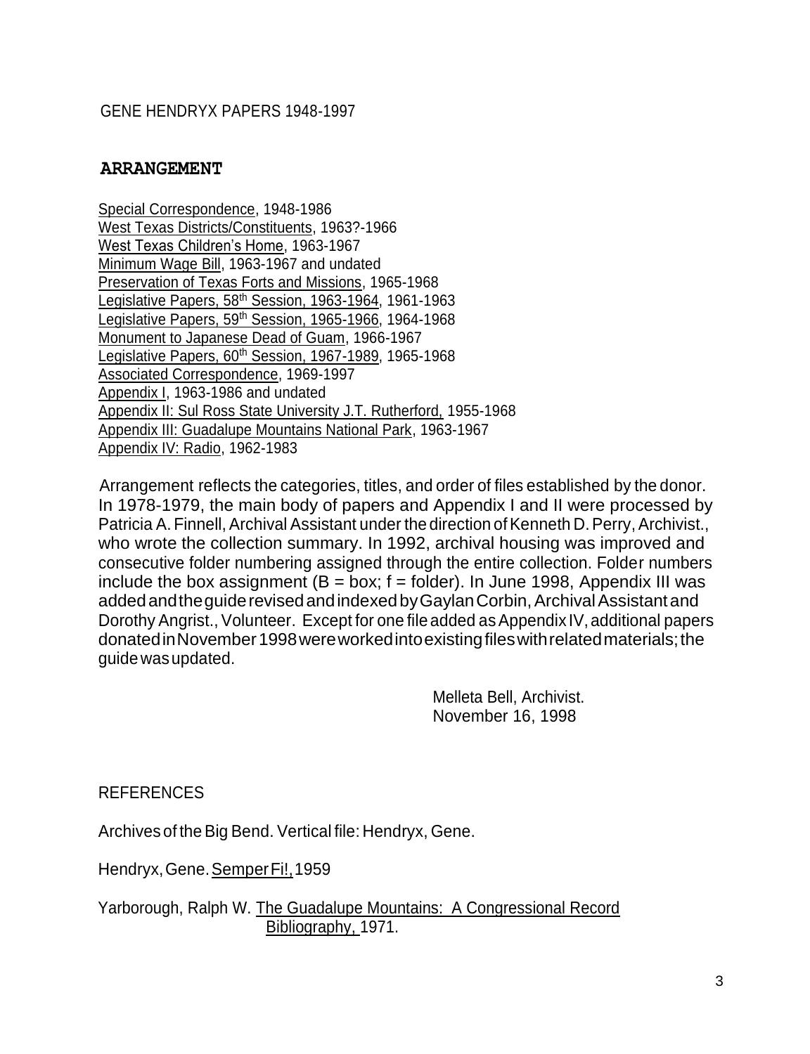GENE HENDRYX PAPERS 1948-1997

## ARRANGEMENT

Special Correspondence, 1948-1986
West Texas Districts/Constituents, 1963?-1966
West Texas Children's Home, 1963-1967
Minimum Wage Bill, 1963-1967 and undated
Preservation of Texas Forts and Missions, 1965-1968
Legislative Papers, 58th Session, 1963-1964, 1961-1963
Legislative Papers, 59th Session, 1965-1966, 1964-1968
Monument to Japanese Dead of Guam, 1966-1967
Legislative Papers, 60th Session, 1967-1989, 1965-1968
Associated Correspondence, 1969-1997
Appendix I, 1963-1986 and undated
Appendix II: Sul Ross State University J.T. Rutherford, 1955-1968
Appendix III: Guadalupe Mountains National Park, 1963-1967
Appendix IV: Radio, 1962-1983

Arrangement reflects the categories, titles, and order of files established by the donor. In 1978-1979, the main body of papers and Appendix I and II were processed by Patricia A. Finnell, Archival Assistant under the direction of Kenneth D. Perry, Archivist., who wrote the collection summary. In 1992, archival housing was improved and consecutive folder numbering assigned through the entire collection. Folder numbers include the box assignment (B = box; f = folder). In June 1998, Appendix III was added and the guide revised and indexed by Gaylan Corbin, Archival Assistant and Dorothy Angrist., Volunteer. Except for one file added as Appendix IV, additional papers donated in November 1998 were worked into existing files with related materials; the guide was updated.

Melleta Bell, Archivist.
November 16, 1998

REFERENCES

Archives of the Big Bend. Vertical file: Hendryx, Gene.

Hendryx, Gene. Semper Fi!, 1959

Yarborough, Ralph W. The Guadalupe Mountains: A Congressional Record Bibliography, 1971.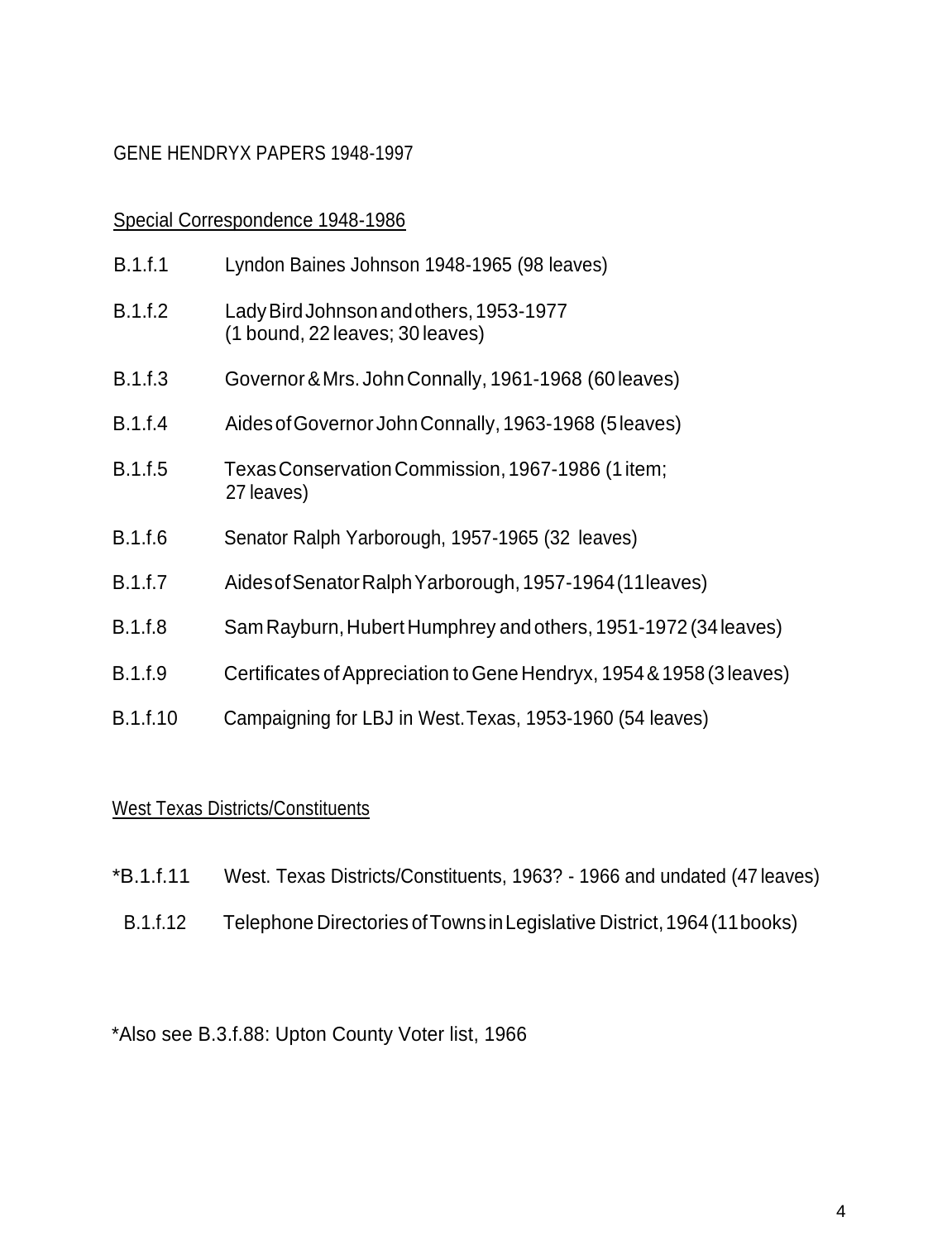GENE HENDRYX PAPERS 1948-1997

Special Correspondence 1948-1986

B.1.f.1 Lyndon Baines Johnson 1948-1965 (98 leaves)

B.1.f.2 Lady Bird Johnson and others, 1953-1977 (1 bound, 22 leaves; 30 leaves)

B.1.f.3 Governor & Mrs. John Connally, 1961-1968 (60 leaves)

B.1.f.4 Aides of Governor John Connally, 1963-1968 (5 leaves)

B.1.f.5 Texas Conservation Commission, 1967-1986 (1 item; 27 leaves)

B.1.f.6 Senator Ralph Yarborough, 1957-1965 (32 leaves)

B.1.f.7 Aides of Senator Ralph Yarborough, 1957-1964 (11 leaves)

B.1.f.8 Sam Rayburn, Hubert Humphrey and others, 1951-1972 (34 leaves)

B.1.f.9 Certificates of Appreciation to Gene Hendryx, 1954 & 1958 (3 leaves)

B.1.f.10 Campaigning for LBJ in West.Texas, 1953-1960 (54 leaves)

West Texas Districts/Constituents

*B.1.f.11 West. Texas Districts/Constituents, 1963? - 1966 and undated (47 leaves)

B.1.f.12 Telephone Directories of Towns in Legislative District, 1964 (11 books)

*Also see B.3.f.88: Upton County Voter list, 1966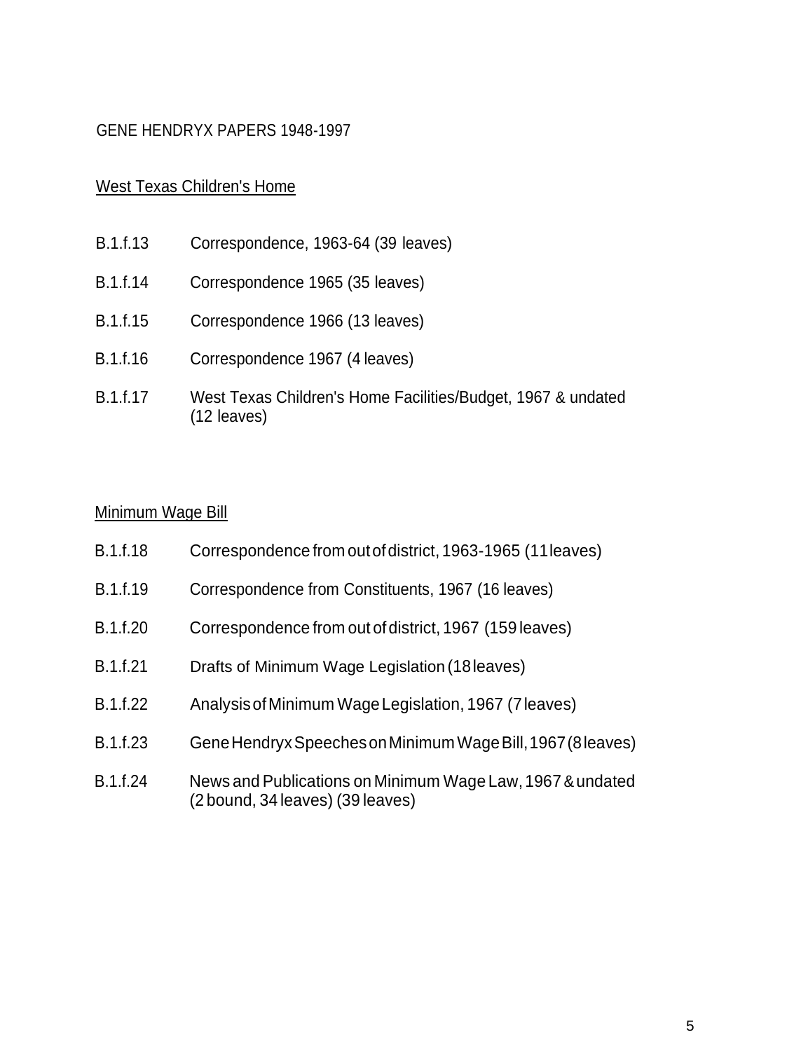GENE HENDRYX PAPERS 1948-1997

## West Texas Children's Home

B.1.f.13 Correspondence, 1963-64 (39 leaves)

B.1.f.14 Correspondence 1965 (35 leaves)

B.1.f.15 Correspondence 1966 (13 leaves)

B.1.f.16 Correspondence 1967 (4 leaves)

B.1.f.17 West Texas Children's Home Facilities/Budget, 1967 & undated (12 leaves)

## Minimum Wage Bill

B.1.f.18 Correspondence from out of district, 1963-1965 (11 leaves)

B.1.f.19 Correspondence from Constituents, 1967 (16 leaves)

B.1.f.20 Correspondence from out of district, 1967 (159 leaves)

B.1.f.21 Drafts of Minimum Wage Legislation (18 leaves)

B.1.f.22 Analysis of Minimum Wage Legislation, 1967 (7 leaves)

B.1.f.23 Gene Hendryx Speeches on Minimum Wage Bill, 1967 (8 leaves)

B.1.f.24 News and Publications on Minimum Wage Law, 1967 & undated (2 bound, 34 leaves) (39 leaves)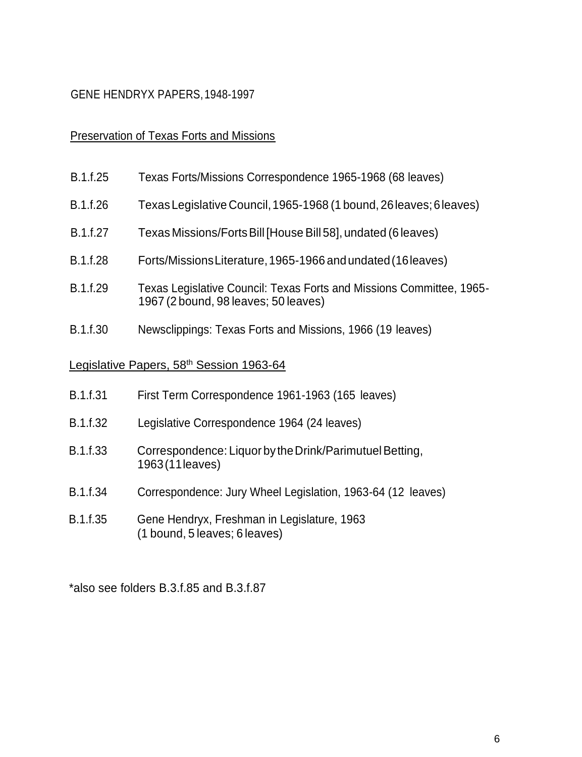GENE HENDRYX PAPERS, 1948-1997

## Preservation of Texas Forts and Missions

B.1.f.25 Texas Forts/Missions Correspondence 1965-1968 (68 leaves)

B.1.f.26 Texas Legislative Council, 1965-1968 (1 bound, 26 leaves; 6 leaves)

B.1.f.27 Texas Missions/Forts Bill [House Bill 58], undated (6 leaves)

B.1.f.28 Forts/Missions Literature, 1965-1966 and undated (16 leaves)

B.1.f.29 Texas Legislative Council: Texas Forts and Missions Committee, 1965-1967 (2 bound, 98 leaves; 50 leaves)

B.1.f.30 Newsclippings: Texas Forts and Missions, 1966 (19 leaves)

## Legislative Papers, 58th Session 1963-64

B.1.f.31 First Term Correspondence 1961-1963 (165 leaves)

B.1.f.32 Legislative Correspondence 1964 (24 leaves)

B.1.f.33 Correspondence: Liquor by the Drink/Parimutuel Betting, 1963 (11 leaves)

B.1.f.34 Correspondence: Jury Wheel Legislation, 1963-64 (12 leaves)

B.1.f.35 Gene Hendryx, Freshman in Legislature, 1963 (1 bound, 5 leaves; 6 leaves)

*also see folders B.3.f.85 and B.3.f.87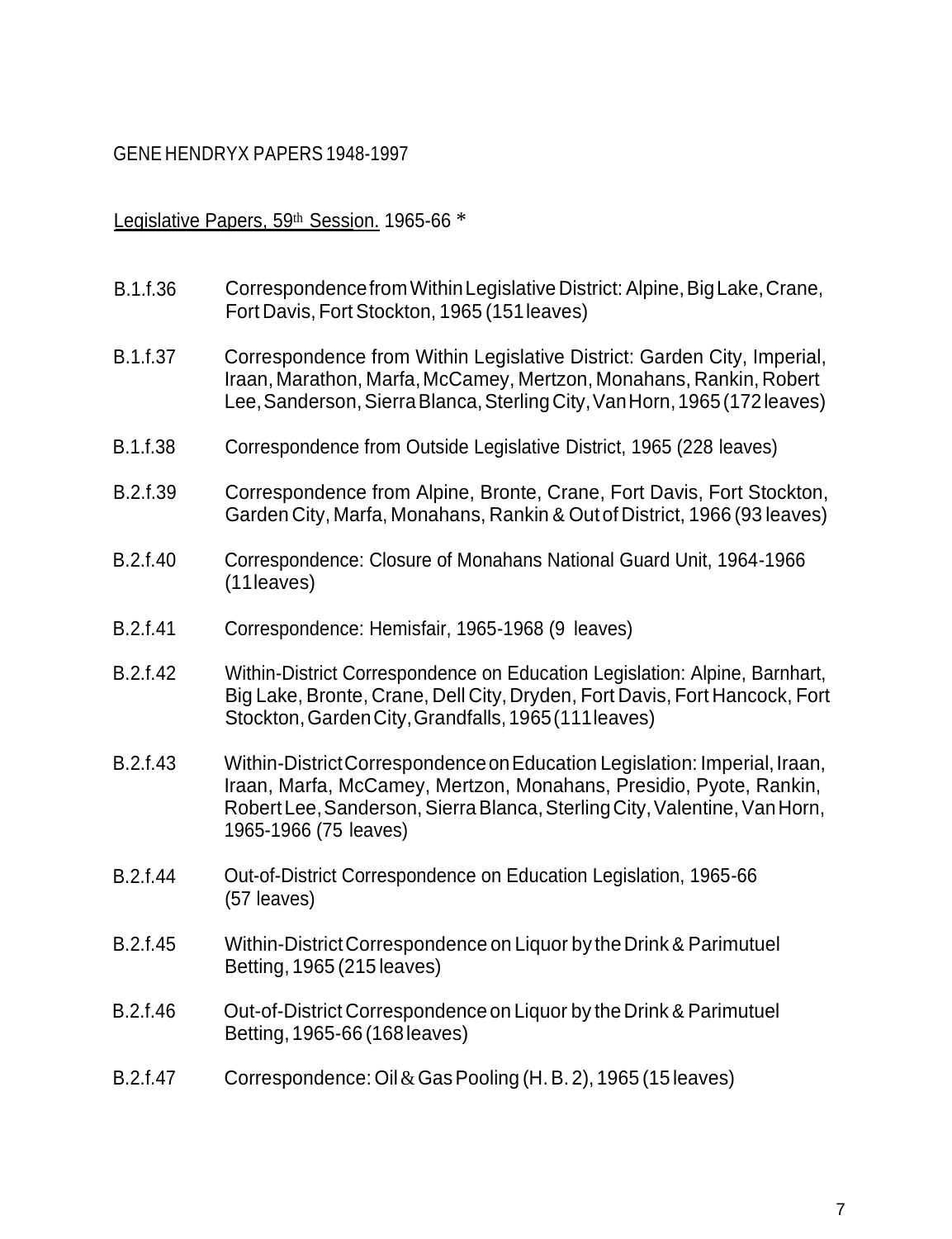GENE HENDRYX PAPERS 1948-1997

Legislative Papers, 59th Session. 1965-66 *

| | |
|---|---|
| B.1.f.36 | Correspondence from Within Legislative District: Alpine, Big Lake, Crane, Fort Davis, Fort Stockton, 1965 (151 leaves) |
| B.1.f.37 | Correspondence from Within Legislative District: Garden City, Imperial, Iraan, Marathon, Marfa, McCamey, Mertzon, Monahans, Rankin, Robert Lee, Sanderson, Sierra Blanca, Sterling City, Van Horn, 1965 (172 leaves) |
| B.1.f.38 | Correspondence from Outside Legislative District, 1965 (228 leaves) |
| B.2.f.39 | Correspondence from Alpine, Bronte, Crane, Fort Davis, Fort Stockton, Garden City, Marfa, Monahans, Rankin & Out of District, 1966 (93 leaves) |
| B.2.f.40 | Correspondence: Closure of Monahans National Guard Unit, 1964-1966 (11 leaves) |
| B.2.f.41 | Correspondence: Hemisfair, 1965-1968 (9 leaves) |
| B.2.f.42 | Within-District Correspondence on Education Legislation: Alpine, Barnhart, Big Lake, Bronte, Crane, Dell City, Dryden, Fort Davis, Fort Hancock, Fort Stockton, Garden City, Grandfalls, 1965 (111 leaves) |
| B.2.f.43 | Within-District Correspondence on Education Legislation: Imperial, Iraan, Iraan, Marfa, McCamey, Mertzon, Monahans, Presidio, Pyote, Rankin, Robert Lee, Sanderson, Sierra Blanca, Sterling City, Valentine, Van Horn, 1965-1966 (75 leaves) |
| B.2.f.44 | Out-of-District Correspondence on Education Legislation, 1965-66 (57 leaves) |
| B.2.f.45 | Within-District Correspondence on Liquor by the Drink & Parimutuel Betting, 1965 (215 leaves) |
| B.2.f.46 | Out-of-District Correspondence on Liquor by the Drink & Parimutuel Betting, 1965-66 (168 leaves) |
| B.2.f.47 | Correspondence: Oil & Gas Pooling (H. B. 2), 1965 (15 leaves) |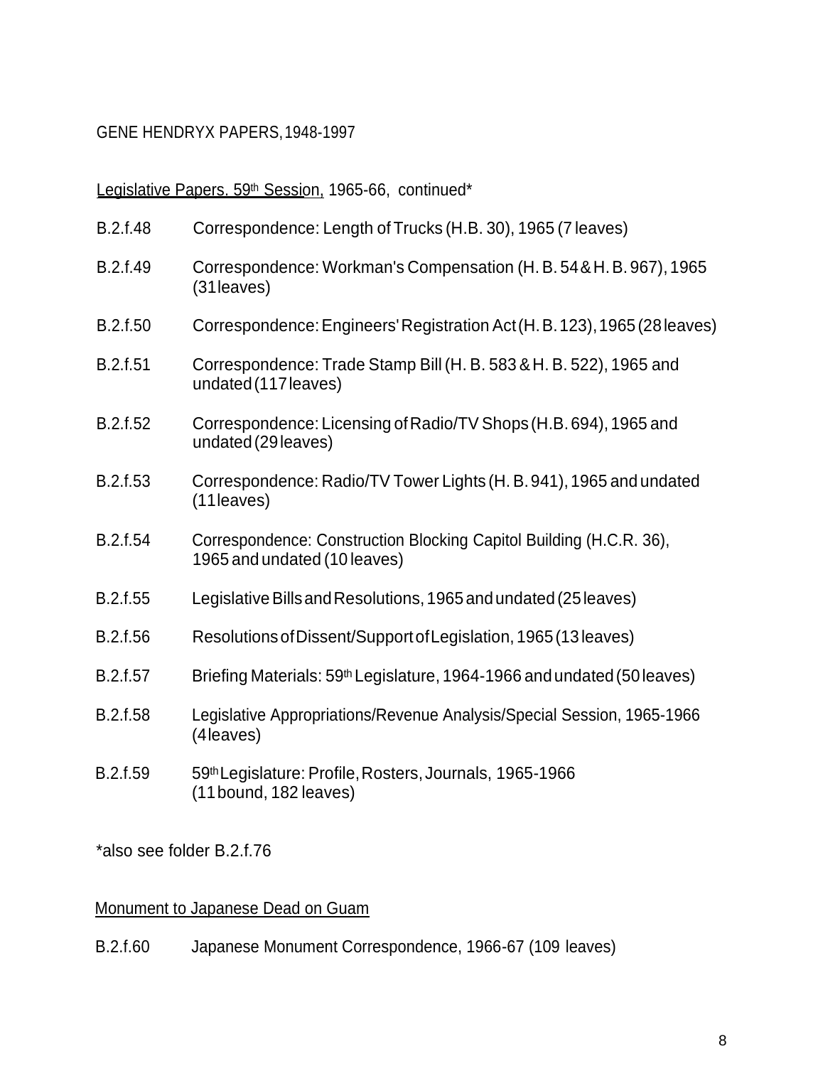GENE HENDRYX PAPERS, 1948-1997

Legislative Papers. 59th Session, 1965-66, continued*

B.2.f.48 Correspondence: Length of Trucks (H.B. 30), 1965 (7 leaves)

B.2.f.49 Correspondence: Workman's Compensation (H. B. 54 & H. B. 967), 1965 (31 leaves)

B.2.f.50 Correspondence: Engineers' Registration Act (H. B. 123), 1965 (28 leaves)

B.2.f.51 Correspondence: Trade Stamp Bill (H. B. 583 & H. B. 522), 1965 and undated (117 leaves)

B.2.f.52 Correspondence: Licensing of Radio/TV Shops (H.B. 694), 1965 and undated (29 leaves)

B.2.f.53 Correspondence: Radio/TV Tower Lights (H. B. 941), 1965 and undated (11 leaves)

B.2.f.54 Correspondence: Construction Blocking Capitol Building (H.C.R. 36), 1965 and undated (10 leaves)

B.2.f.55 Legislative Bills and Resolutions, 1965 and undated (25 leaves)

B.2.f.56 Resolutions of Dissent/Support of Legislation, 1965 (13 leaves)

B.2.f.57 Briefing Materials: 59th Legislature, 1964-1966 and undated (50 leaves)

B.2.f.58 Legislative Appropriations/Revenue Analysis/Special Session, 1965-1966 (4 leaves)

B.2.f.59 59th Legislature: Profile, Rosters, Journals, 1965-1966 (11 bound, 182 leaves)

*also see folder B.2.f.76

Monument to Japanese Dead on Guam

B.2.f.60 Japanese Monument Correspondence, 1966-67 (109 leaves)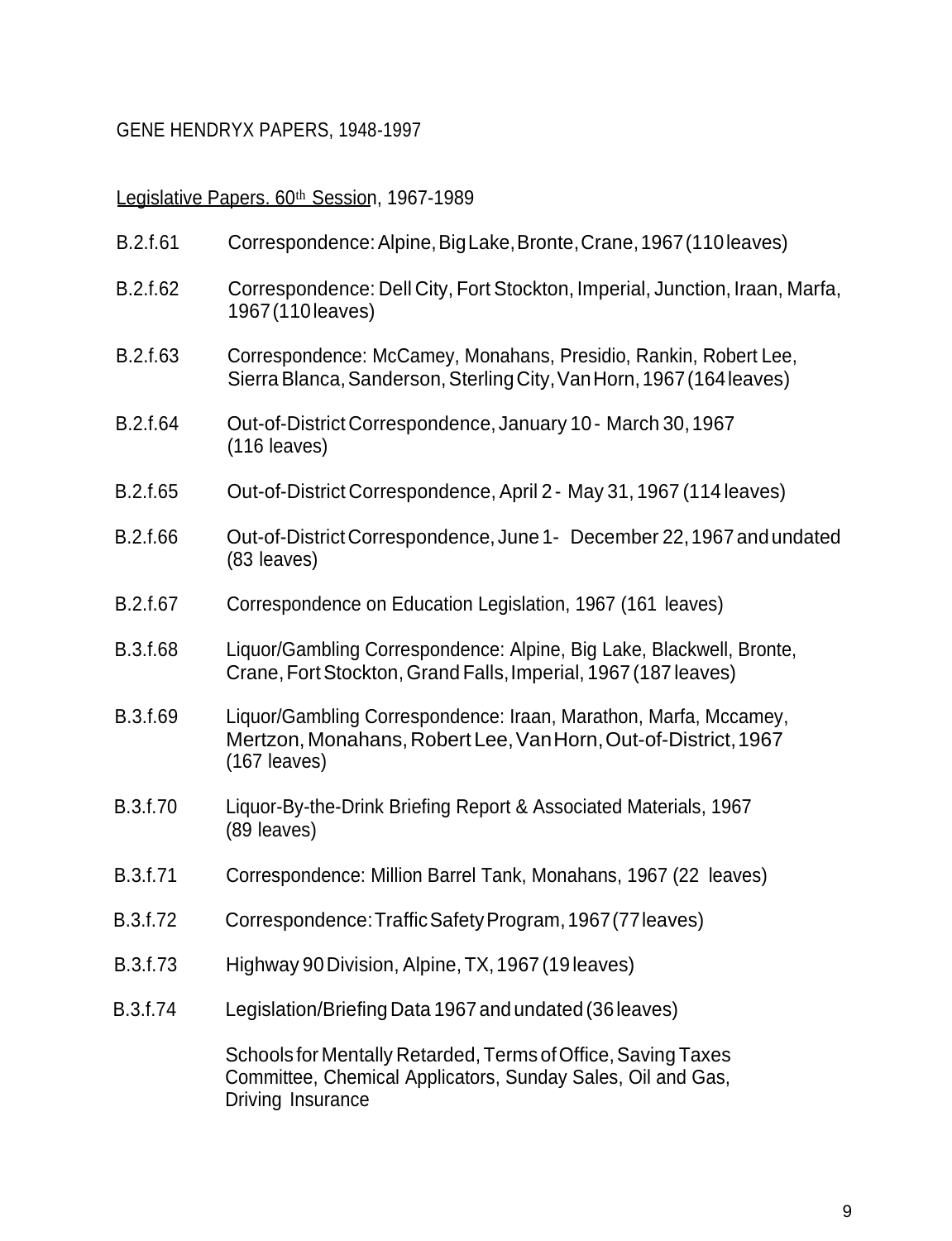GENE HENDRYX PAPERS, 1948-1997

Legislative Papers. 60th Session, 1967-1989

B.2.f.61 Correspondence: Alpine, Big Lake, Bronte, Crane, 1967 (110 leaves)

B.2.f.62 Correspondence: Dell City, Fort Stockton, Imperial, Junction, Iraan, Marfa, 1967 (110 leaves)

B.2.f.63 Correspondence: McCamey, Monahans, Presidio, Rankin, Robert Lee, Sierra Blanca, Sanderson, Sterling City, Van Horn, 1967 (164 leaves)

B.2.f.64 Out-of-District Correspondence, January 10 - March 30, 1967 (116 leaves)

B.2.f.65 Out-of-District Correspondence, April 2 - May 31, 1967 (114 leaves)

B.2.f.66 Out-of-District Correspondence, June 1- December 22, 1967 and undated (83 leaves)

B.2.f.67 Correspondence on Education Legislation, 1967 (161 leaves)

B.3.f.68 Liquor/Gambling Correspondence: Alpine, Big Lake, Blackwell, Bronte, Crane, Fort Stockton, Grand Falls, Imperial, 1967 (187 leaves)

B.3.f.69 Liquor/Gambling Correspondence: Iraan, Marathon, Marfa, Mccamey, Mertzon, Monahans, Robert Lee, Van Horn, Out-of-District, 1967 (167 leaves)

B.3.f.70 Liquor-By-the-Drink Briefing Report & Associated Materials, 1967 (89 leaves)

B.3.f.71 Correspondence: Million Barrel Tank, Monahans, 1967 (22 leaves)

B.3.f.72 Correspondence: Traffic Safety Program, 1967 (77 leaves)

B.3.f.73 Highway 90 Division, Alpine, TX, 1967 (19 leaves)

B.3.f.74 Legislation/Briefing Data 1967 and undated (36 leaves)

Schools for Mentally Retarded, Terms of Office, Saving Taxes Committee, Chemical Applicators, Sunday Sales, Oil and Gas, Driving Insurance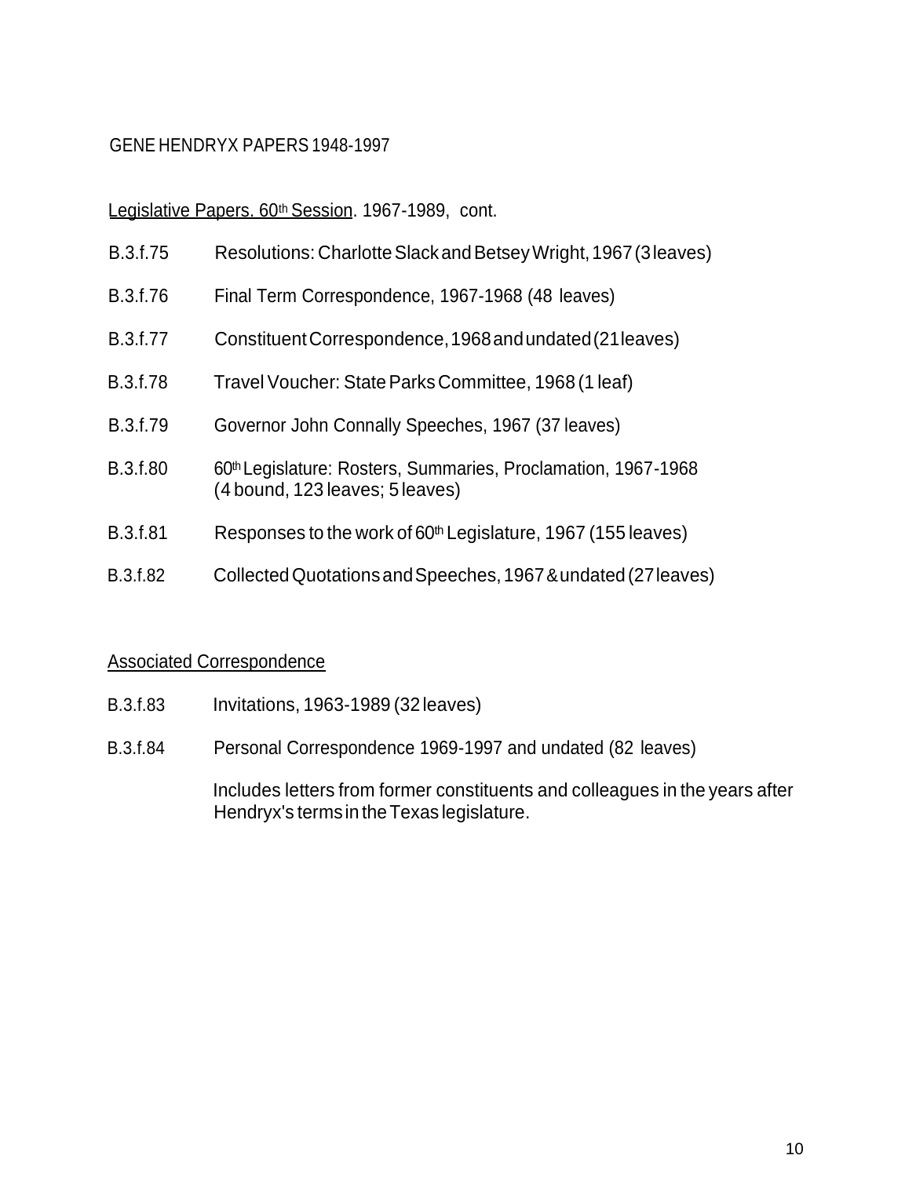GENE HENDRYX PAPERS 1948-1997

Legislative Papers. 60th Session. 1967-1989, cont.

B.3.f.75 Resolutions: Charlotte Slack and Betsey Wright, 1967 (3 leaves)

B.3.f.76 Final Term Correspondence, 1967-1968 (48 leaves)

B.3.f.77 Constituent Correspondence, 1968 and undated (21 leaves)

B.3.f.78 Travel Voucher: State Parks Committee, 1968 (1 leaf)

B.3.f.79 Governor John Connally Speeches, 1967 (37 leaves)

B.3.f.80 60th Legislature: Rosters, Summaries, Proclamation, 1967-1968 (4 bound, 123 leaves; 5 leaves)

B.3.f.81 Responses to the work of 60th Legislature, 1967 (155 leaves)

B.3.f.82 Collected Quotations and Speeches, 1967 & undated (27 leaves)

Associated Correspondence

B.3.f.83 Invitations, 1963-1989 (32 leaves)

B.3.f.84 Personal Correspondence 1969-1997 and undated (82 leaves)

Includes letters from former constituents and colleagues in the years after Hendryx's terms in the Texas legislature.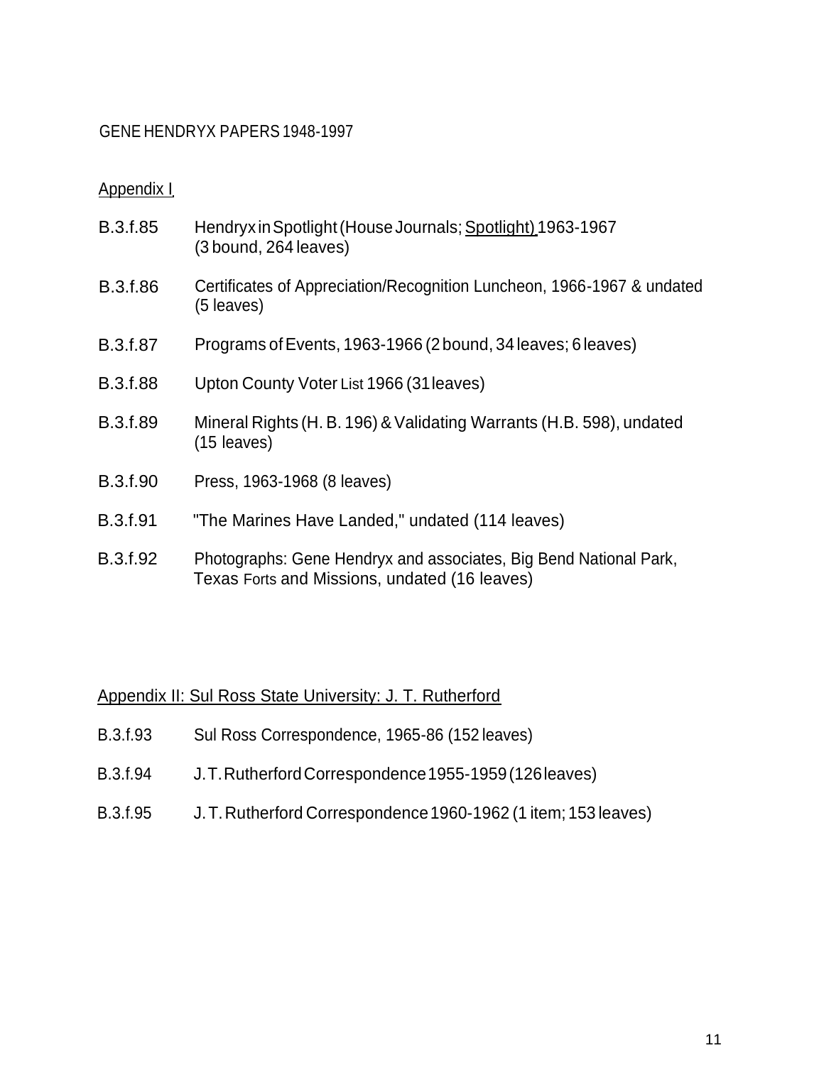GENE HENDRYX PAPERS 1948-1997

Appendix I

B.3.f.85 Hendryx in Spotlight (House Journals; Spotlight) 1963-1967 (3 bound, 264 leaves)

B.3.f.86 Certificates of Appreciation/Recognition Luncheon, 1966-1967 & undated (5 leaves)

B.3.f.87 Programs of Events, 1963-1966 (2 bound, 34 leaves; 6 leaves)

B.3.f.88 Upton County Voter List 1966 (31 leaves)

B.3.f.89 Mineral Rights (H. B. 196) & Validating Warrants (H.B. 598), undated (15 leaves)

B.3.f.90 Press, 1963-1968 (8 leaves)

B.3.f.91 "The Marines Have Landed," undated (114 leaves)

B.3.f.92 Photographs: Gene Hendryx and associates, Big Bend National Park, Texas Forts and Missions, undated (16 leaves)

Appendix II: Sul Ross State University: J. T. Rutherford

B.3.f.93 Sul Ross Correspondence, 1965-86 (152 leaves)

B.3.f.94 J. T. Rutherford Correspondence 1955-1959 (126 leaves)

B.3.f.95 J. T. Rutherford Correspondence 1960-1962 (1 item; 153 leaves)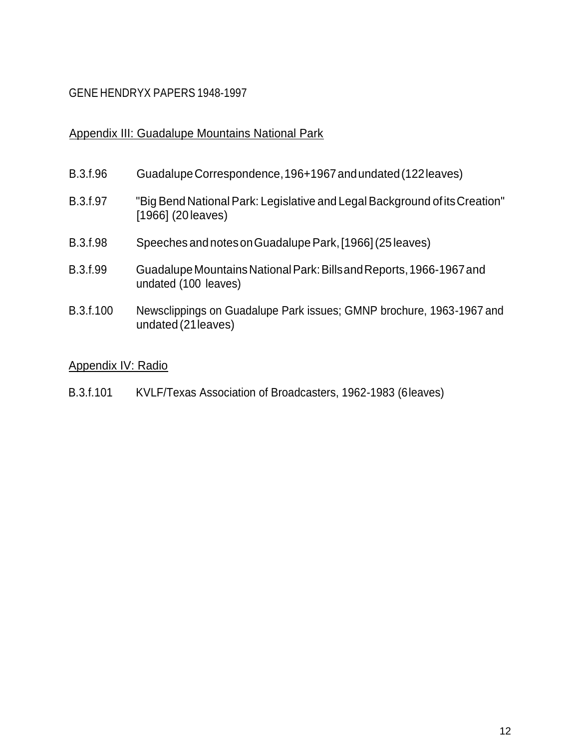GENE HENDRYX PAPERS 1948-1997

## Appendix III: Guadalupe Mountains National Park

B.3.f.96 Guadalupe Correspondence, 196+1967 and undated (122 leaves)

B.3.f.97 "Big Bend National Park: Legislative and Legal Background of its Creation" [1966] (20 leaves)

B.3.f.98 Speeches and notes on Guadalupe Park, [1966] (25 leaves)

B.3.f.99 Guadalupe Mountains National Park: Bills and Reports, 1966-1967 and undated (100 leaves)

B.3.f.100 Newsclippings on Guadalupe Park issues; GMNP brochure, 1963-1967 and undated (21 leaves)

## Appendix IV: Radio

B.3.f.101 KVLF/Texas Association of Broadcasters, 1962-1983 (6 leaves)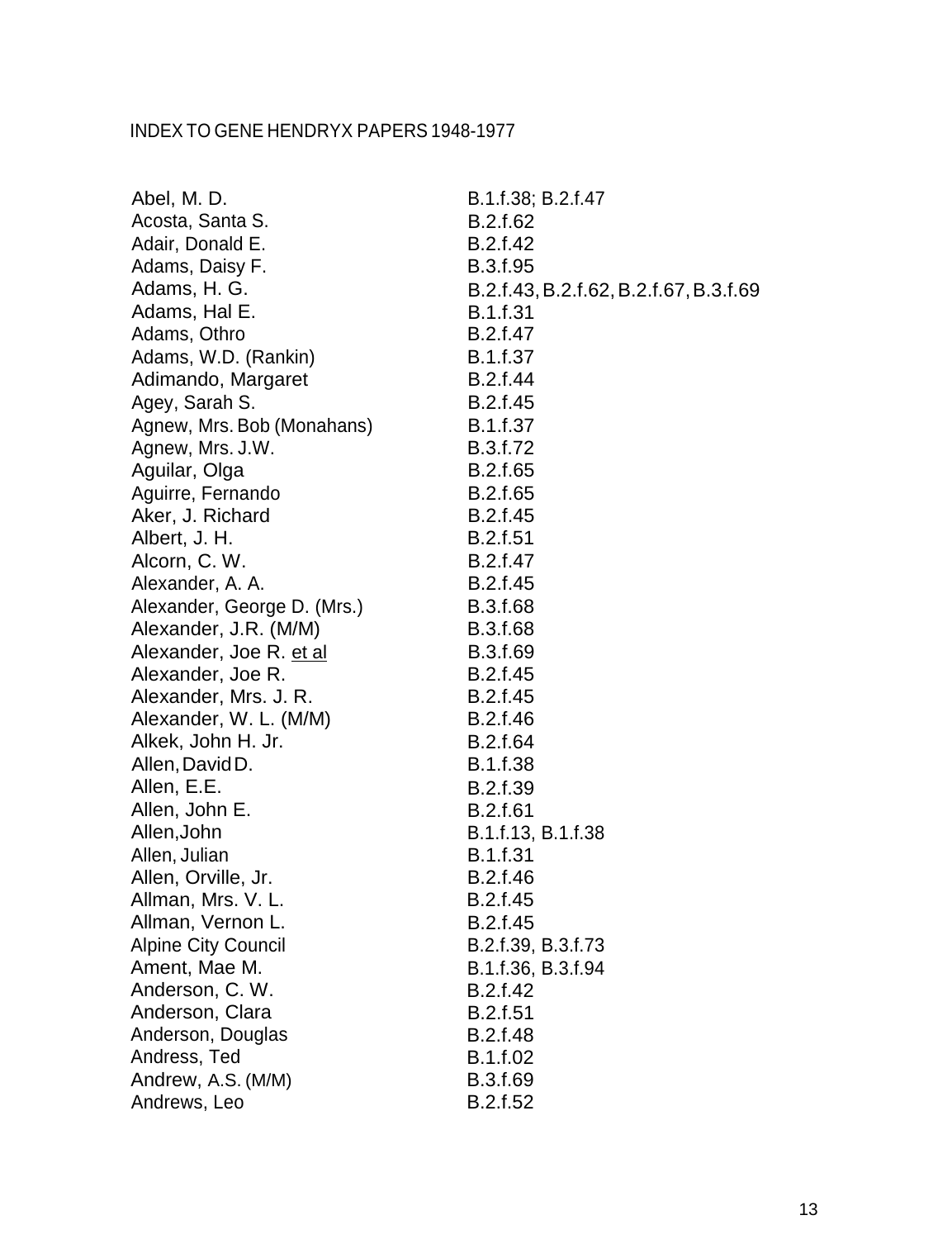INDEX TO GENE HENDRYX PAPERS 1948-1977

| | |
|---|---|
| Abel, M. D. | B.1.f.38; B.2.f.47 |
| Acosta, Santa S. | B.2.f.62 |
| Adair, Donald E. | B.2.f.42 |
| Adams, Daisy F. | B.3.f.95 |
| Adams, H. G. | B.2.f.43, B.2.f.62, B.2.f.67, B.3.f.69 |
| Adams, Hal E. | B.1.f.31 |
| Adams, Othro | B.2.f.47 |
| Adams, W.D. (Rankin) | B.1.f.37 |
| Adimando, Margaret | B.2.f.44 |
| Agey, Sarah S. | B.2.f.45 |
| Agnew, Mrs. Bob (Monahans) | B.1.f.37 |
| Agnew, Mrs. J.W. | B.3.f.72 |
| Aguilar, Olga | B.2.f.65 |
| Aguirre, Fernando | B.2.f.65 |
| Aker, J. Richard | B.2.f.45 |
| Albert, J. H. | B.2.f.51 |
| Alcorn, C. W. | B.2.f.47 |
| Alexander, A. A. | B.2.f.45 |
| Alexander, George D. (Mrs.) | B.3.f.68 |
| Alexander, J.R. (M/M) | B.3.f.68 |
| Alexander, Joe R. <u>et al</u> | B.3.f.69 |
| Alexander, Joe R. | B.2.f.45 |
| Alexander, Mrs. J. R. | B.2.f.45 |
| Alexander, W. L. (M/M) | B.2.f.46 |
| Alkek, John H. Jr. | B.2.f.64 |
| Allen, David D. | B.1.f.38 |
| Allen, E.E. | B.2.f.39 |
| Allen, John E. | B.2.f.61 |
| Allen,John | B.1.f.13, B.1.f.38 |
| Allen, Julian | B.1.f.31 |
| Allen, Orville, Jr. | B.2.f.46 |
| Allman, Mrs. V. L. | B.2.f.45 |
| Allman, Vernon L. | B.2.f.45 |
| Alpine City Council | B.2.f.39, B.3.f.73 |
| Ament, Mae M. | B.1.f.36, B.3.f.94 |
| Anderson, C. W. | B.2.f.42 |
| Anderson, Clara | B.2.f.51 |
| Anderson, Douglas | B.2.f.48 |
| Andress, Ted | B.1.f.02 |
| Andrew, A.S. (M/M) | B.3.f.69 |
| Andrews, Leo | B.2.f.52 |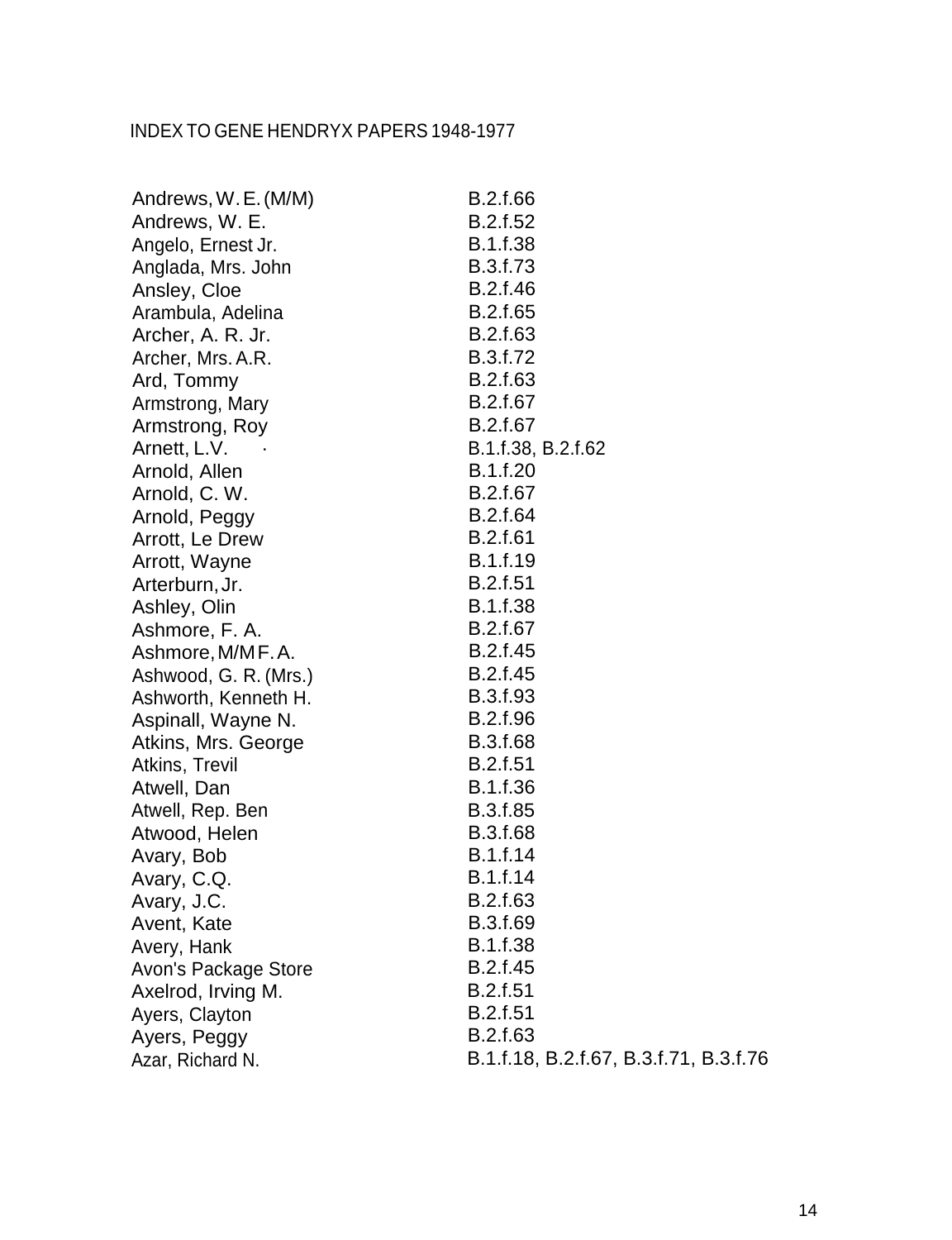INDEX TO GENE HENDRYX PAPERS 1948-1977

| | |
|---|---|
| Andrews, W. E. (M/M) | B.2.f.66 |
| Andrews, W. E. | B.2.f.52 |
| Angelo, Ernest Jr. | B.1.f.38 |
| Anglada, Mrs. John | B.3.f.73 |
| Ansley, Cloe | B.2.f.46 |
| Arambula, Adelina | B.2.f.65 |
| Archer, A. R. Jr. | B.2.f.63 |
| Archer, Mrs. A.R. | B.3.f.72 |
| Ard, Tommy | B.2.f.63 |
| Armstrong, Mary | B.2.f.67 |
| Armstrong, Roy | B.2.f.67 |
| Arnett, L.V. | B.1.f.38, B.2.f.62 |
| Arnold, Allen | B.1.f.20 |
| Arnold, C. W. | B.2.f.67 |
| Arnold, Peggy | B.2.f.64 |
| Arrott, Le Drew | B.2.f.61 |
| Arrott, Wayne | B.1.f.19 |
| Arterburn, Jr. | B.2.f.51 |
| Ashley, Olin | B.1.f.38 |
| Ashmore, F. A. | B.2.f.67 |
| Ashmore, M/M F. A. | B.2.f.45 |
| Ashwood, G. R. (Mrs.) | B.2.f.45 |
| Ashworth, Kenneth H. | B.3.f.93 |
| Aspinall, Wayne N. | B.2.f.96 |
| Atkins, Mrs. George | B.3.f.68 |
| Atkins, Trevil | B.2.f.51 |
| Atwell, Dan | B.1.f.36 |
| Atwell, Rep. Ben | B.3.f.85 |
| Atwood, Helen | B.3.f.68 |
| Avary, Bob | B.1.f.14 |
| Avary, C.Q. | B.1.f.14 |
| Avary, J.C. | B.2.f.63 |
| Avent, Kate | B.3.f.69 |
| Avery, Hank | B.1.f.38 |
| Avon's Package Store | B.2.f.45 |
| Axelrod, Irving M. | B.2.f.51 |
| Ayers, Clayton | B.2.f.51 |
| Ayers, Peggy | B.2.f.63 |
| Azar, Richard N. | B.1.f.18, B.2.f.67, B.3.f.71, B.3.f.76 |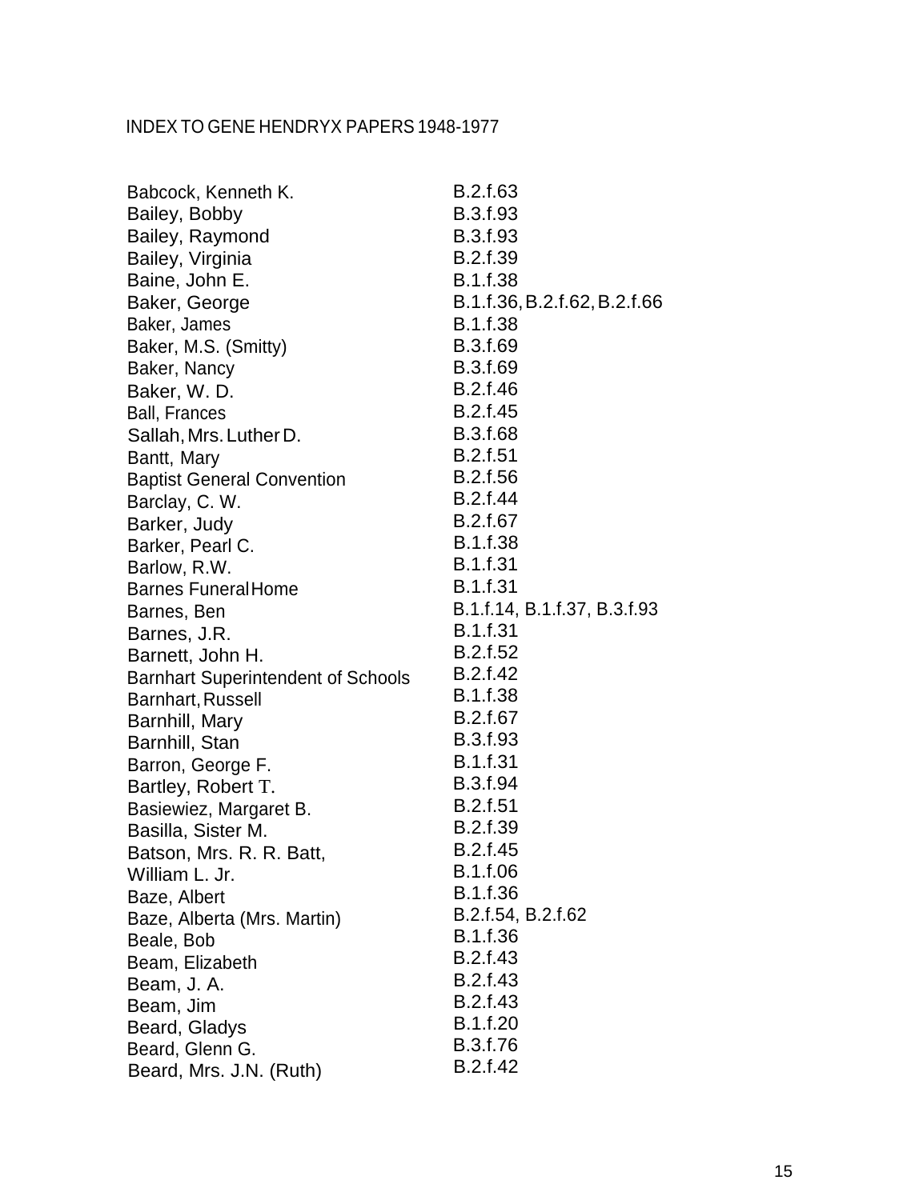INDEX TO GENE HENDRYX PAPERS 1948-1977

| | |
|---|---|
| Babcock, Kenneth K. | B.2.f.63 |
| Bailey, Bobby | B.3.f.93 |
| Bailey, Raymond | B.3.f.93 |
| Bailey, Virginia | B.2.f.39 |
| Baine, John E. | B.1.f.38 |
| Baker, George | B.1.f.36, B.2.f.62, B.2.f.66 |
| Baker, James | B.1.f.38 |
| Baker, M.S. (Smitty) | B.3.f.69 |
| Baker, Nancy | B.3.f.69 |
| Baker, W. D. | B.2.f.46 |
| Ball, Frances | B.2.f.45 |
| Sallah, Mrs. Luther D. | B.3.f.68 |
| Bantt, Mary | B.2.f.51 |
| Baptist General Convention | B.2.f.56 |
| Barclay, C. W. | B.2.f.44 |
| Barker, Judy | B.2.f.67 |
| Barker, Pearl C. | B.1.f.38 |
| Barlow, R.W. | B.1.f.31 |
| Barnes Funeral Home | B.1.f.31 |
| Barnes, Ben | B.1.f.14, B.1.f.37, B.3.f.93 |
| Barnes, J.R. | B.1.f.31 |
| Barnett, John H. | B.2.f.52 |
| Barnhart Superintendent of Schools | B.2.f.42 |
| Barnhart, Russell | B.1.f.38 |
| Barnhill, Mary | B.2.f.67 |
| Barnhill, Stan | B.3.f.93 |
| Barron, George F. | B.1.f.31 |
| Bartley, Robert T. | B.3.f.94 |
| Basiewiez, Margaret B. | B.2.f.51 |
| Basilla, Sister M. | B.2.f.39 |
| Batson, Mrs. R. R. Batt, | B.2.f.45 |
| William L. Jr. | B.1.f.06 |
| Baze, Albert | B.1.f.36 |
| Baze, Alberta (Mrs. Martin) | B.2.f.54, B.2.f.62 |
| Beale, Bob | B.1.f.36 |
| Beam, Elizabeth | B.2.f.43 |
| Beam, J. A. | B.2.f.43 |
| Beam, Jim | B.2.f.43 |
| Beard, Gladys | B.1.f.20 |
| Beard, Glenn G. | B.3.f.76 |
| Beard, Mrs. J.N. (Ruth) | B.2.f.42 |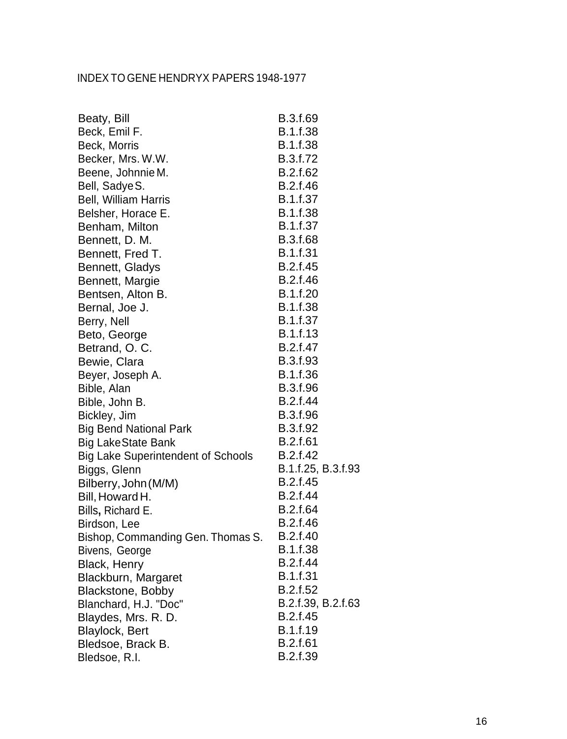INDEX TO GENE HENDRYX PAPERS 1948-1977

| | |
|---|---|
| Beaty, Bill | B.3.f.69 |
| Beck, Emil F. | B.1.f.38 |
| Beck, Morris | B.1.f.38 |
| Becker, Mrs. W.W. | B.3.f.72 |
| Beene, Johnnie M. | B.2.f.62 |
| Bell, Sadye S. | B.2.f.46 |
| Bell, William Harris | B.1.f.37 |
| Belsher, Horace E. | B.1.f.38 |
| Benham, Milton | B.1.f.37 |
| Bennett, D. M. | B.3.f.68 |
| Bennett, Fred T. | B.1.f.31 |
| Bennett, Gladys | B.2.f.45 |
| Bennett, Margie | B.2.f.46 |
| Bentsen, Alton B. | B.1.f.20 |
| Bernal, Joe J. | B.1.f.38 |
| Berry, Nell | B.1.f.37 |
| Beto, George | B.1.f.13 |
| Betrand, O. C. | B.2.f.47 |
| Bewie, Clara | B.3.f.93 |
| Beyer, Joseph A. | B.1.f.36 |
| Bible, Alan | B.3.f.96 |
| Bible, John B. | B.2.f.44 |
| Bickley, Jim | B.3.f.96 |
| Big Bend National Park | B.3.f.92 |
| Big Lake State Bank | B.2.f.61 |
| Big Lake Superintendent of Schools | B.2.f.42 |
| Biggs, Glenn | B.1.f.25, B.3.f.93 |
| Bilberry, John (M/M) | B.2.f.45 |
| Bill, Howard H. | B.2.f.44 |
| Bills, Richard E. | B.2.f.64 |
| Birdson, Lee | B.2.f.46 |
| Bishop, Commanding Gen. Thomas S. | B.2.f.40 |
| Bivens, George | B.1.f.38 |
| Black, Henry | B.2.f.44 |
| Blackburn, Margaret | B.1.f.31 |
| Blackstone, Bobby | B.2.f.52 |
| Blanchard, H.J. "Doc" | B.2.f.39, B.2.f.63 |
| Blaydes, Mrs. R. D. | B.2.f.45 |
| Blaylock, Bert | B.1.f.19 |
| Bledsoe, Brack B. | B.2.f.61 |
| Bledsoe, R.I. | B.2.f.39 |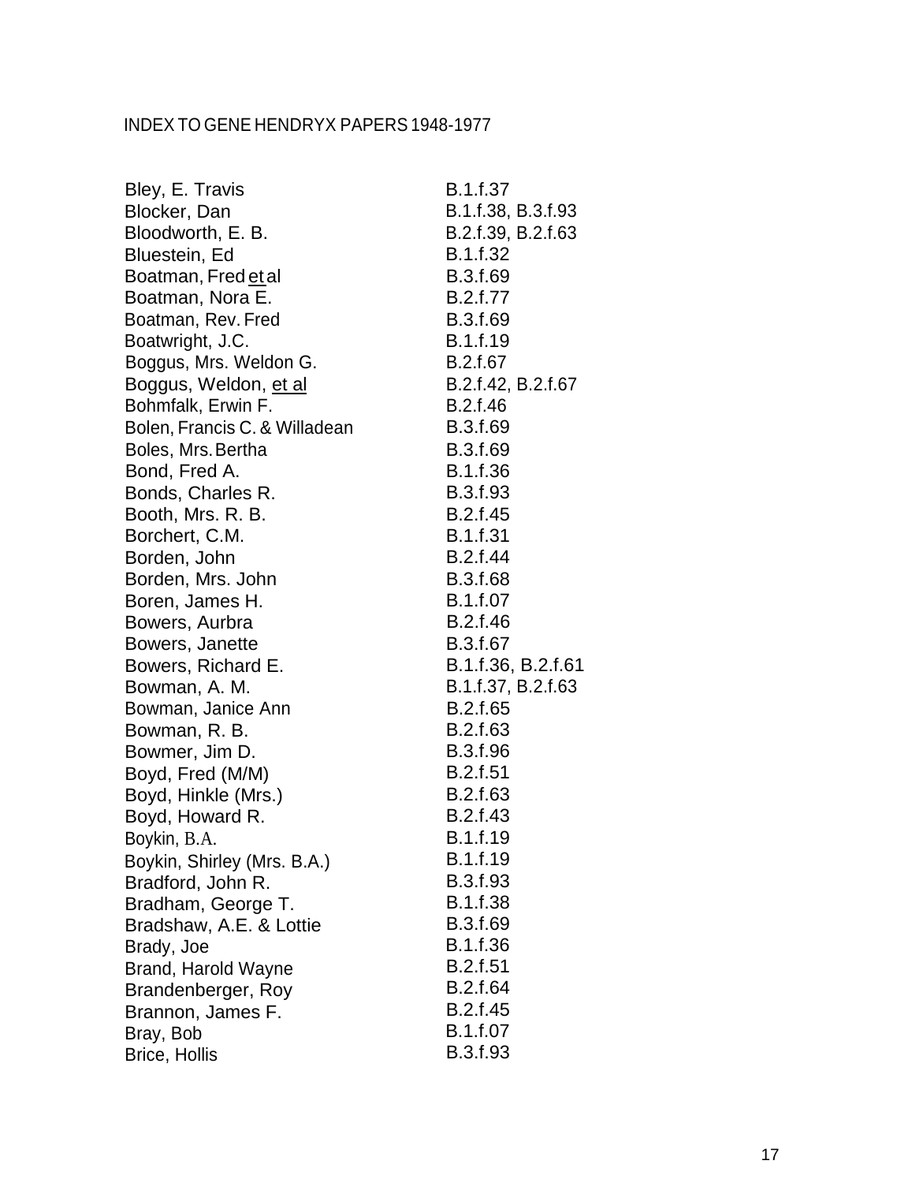INDEX TO GENE HENDRYX PAPERS 1948-1977

| | |
|---|---|
| Bley, E. Travis | B.1.f.37 |
| Blocker, Dan | B.1.f.38, B.3.f.93 |
| Bloodworth, E. B. | B.2.f.39, B.2.f.63 |
| Bluestein, Ed | B.1.f.32 |
| Boatman, Fred et al | B.3.f.69 |
| Boatman, Nora E. | B.2.f.77 |
| Boatman, Rev. Fred | B.3.f.69 |
| Boatwright, J.C. | B.1.f.19 |
| Boggus, Mrs. Weldon G. | B.2.f.67 |
| Boggus, Weldon, et al | B.2.f.42, B.2.f.67 |
| Bohmfalk, Erwin F. | B.2.f.46 |
| Bolen, Francis C. & Willadean | B.3.f.69 |
| Boles, Mrs. Bertha | B.3.f.69 |
| Bond, Fred A. | B.1.f.36 |
| Bonds, Charles R. | B.3.f.93 |
| Booth, Mrs. R. B. | B.2.f.45 |
| Borchert, C.M. | B.1.f.31 |
| Borden, John | B.2.f.44 |
| Borden, Mrs. John | B.3.f.68 |
| Boren, James H. | B.1.f.07 |
| Bowers, Aurbra | B.2.f.46 |
| Bowers, Janette | B.3.f.67 |
| Bowers, Richard E. | B.1.f.36, B.2.f.61 |
| Bowman, A. M. | B.1.f.37, B.2.f.63 |
| Bowman, Janice Ann | B.2.f.65 |
| Bowman, R. B. | B.2.f.63 |
| Bowmer, Jim D. | B.3.f.96 |
| Boyd, Fred (M/M) | B.2.f.51 |
| Boyd, Hinkle (Mrs.) | B.2.f.63 |
| Boyd, Howard R. | B.2.f.43 |
| Boykin, B.A. | B.1.f.19 |
| Boykin, Shirley (Mrs. B.A.) | B.1.f.19 |
| Bradford, John R. | B.3.f.93 |
| Bradham, George T. | B.1.f.38 |
| Bradshaw, A.E. & Lottie | B.3.f.69 |
| Brady, Joe | B.1.f.36 |
| Brand, Harold Wayne | B.2.f.51 |
| Brandenberger, Roy | B.2.f.64 |
| Brannon, James F. | B.2.f.45 |
| Bray, Bob | B.1.f.07 |
| Brice, Hollis | B.3.f.93 |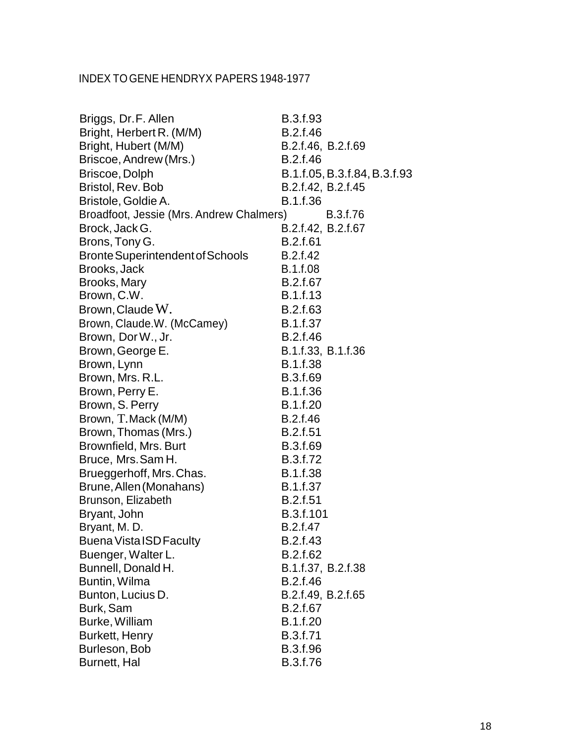INDEX TO GENE HENDRYX PAPERS 1948-1977

| | |
|---|---|
| Briggs, Dr. F. Allen | B.3.f.93 |
| Bright, Herbert R. (M/M) | B.2.f.46 |
| Bright, Hubert (M/M) | B.2.f.46, B.2.f.69 |
| Briscoe, Andrew (Mrs.) | B.2.f.46 |
| Briscoe, Dolph | B.1.f.05, B.3.f.84, B.3.f.93 |
| Bristol, Rev. Bob | B.2.f.42, B.2.f.45 |
| Bristole, Goldie A. | B.1.f.36 |
| Broadfoot, Jessie (Mrs. Andrew Chalmers) | B.3.f.76 |
| Brock, Jack G. | B.2.f.42, B.2.f.67 |
| Brons, Tony G. | B.2.f.61 |
| Bronte Superintendent of Schools | B.2.f.42 |
| Brooks, Jack | B.1.f.08 |
| Brooks, Mary | B.2.f.67 |
| Brown, C.W. | B.1.f.13 |
| Brown, Claude W. | B.2.f.63 |
| Brown, Claude.W. (McCamey) | B.1.f.37 |
| Brown, Dor W., Jr. | B.2.f.46 |
| Brown, George E. | B.1.f.33, B.1.f.36 |
| Brown, Lynn | B.1.f.38 |
| Brown, Mrs. R.L. | B.3.f.69 |
| Brown, Perry E. | B.1.f.36 |
| Brown, S. Perry | B.1.f.20 |
| Brown, T. Mack (M/M) | B.2.f.46 |
| Brown, Thomas (Mrs.) | B.2.f.51 |
| Brownfield, Mrs. Burt | B.3.f.69 |
| Bruce, Mrs. Sam H. | B.3.f.72 |
| Brueggerhoff, Mrs. Chas. | B.1.f.38 |
| Brune, Allen (Monahans) | B.1.f.37 |
| Brunson, Elizabeth | B.2.f.51 |
| Bryant, John | B.3.f.101 |
| Bryant, M. D. | B.2.f.47 |
| Buena Vista ISD Faculty | B.2.f.43 |
| Buenger, Walter L. | B.2.f.62 |
| Bunnell, Donald H. | B.1.f.37, B.2.f.38 |
| Buntin, Wilma | B.2.f.46 |
| Bunton, Lucius D. | B.2.f.49, B.2.f.65 |
| Burk, Sam | B.2.f.67 |
| Burke, William | B.1.f.20 |
| Burkett, Henry | B.3.f.71 |
| Burleson, Bob | B.3.f.96 |
| Burnett, Hal | B.3.f.76 |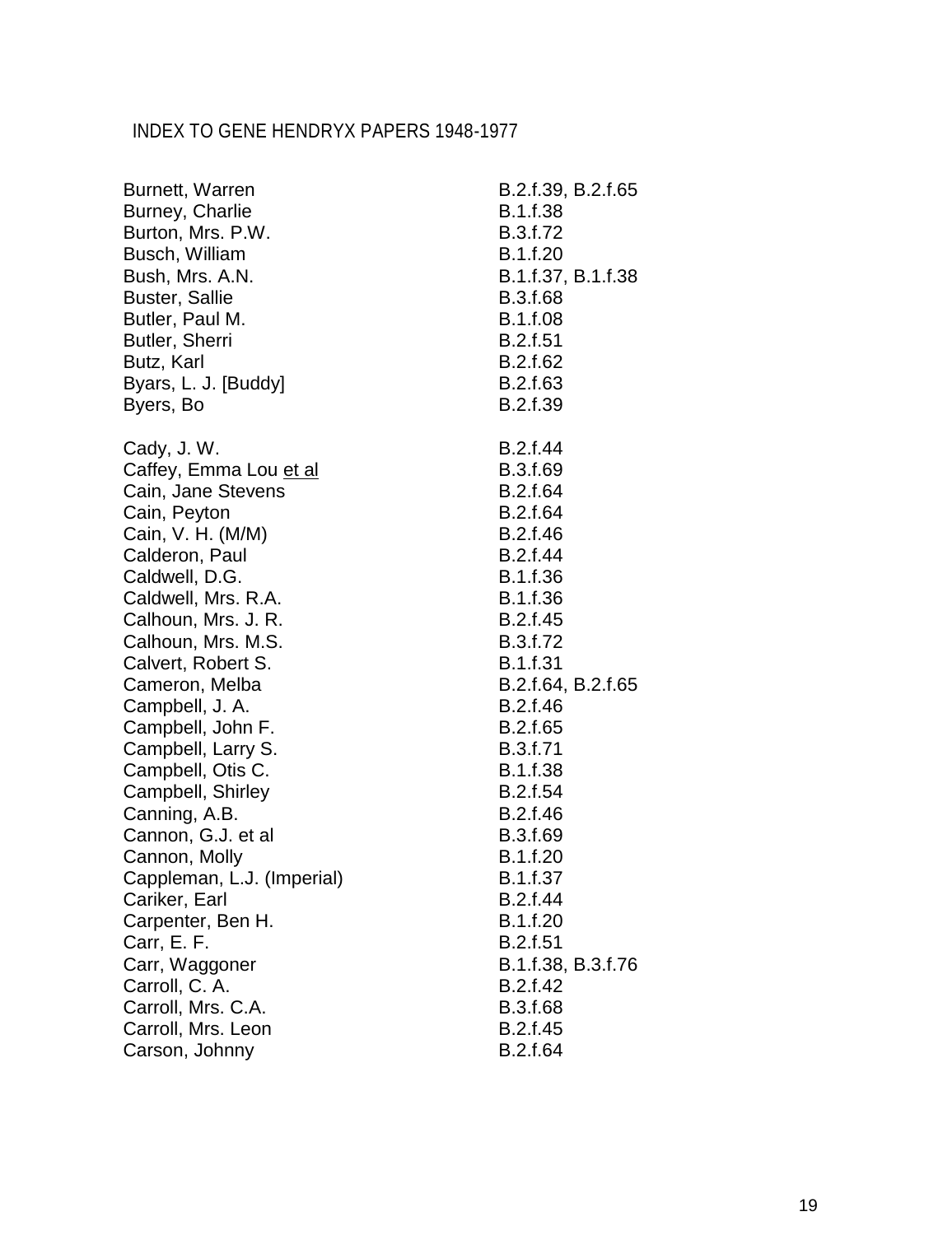INDEX TO GENE HENDRYX PAPERS 1948-1977

| | |
|---|---|
| Burnett, Warren | B.2.f.39, B.2.f.65 |
| Burney, Charlie | B.1.f.38 |
| Burton, Mrs. P.W. | B.3.f.72 |
| Busch, William | B.1.f.20 |
| Bush, Mrs. A.N. | B.1.f.37, B.1.f.38 |
| Buster, Sallie | B.3.f.68 |
| Butler, Paul M. | B.1.f.08 |
| Butler, Sherri | B.2.f.51 |
| Butz, Karl | B.2.f.62 |
| Byars, L. J. [Buddy] | B.2.f.63 |
| Byers, Bo | B.2.f.39 |
| | |
| Cady, J. W. | B.2.f.44 |
| Caffey, Emma Lou _et al_ | B.3.f.69 |
| Cain, Jane Stevens | B.2.f.64 |
| Cain, Peyton | B.2.f.64 |
| Cain, V. H. (M/M) | B.2.f.46 |
| Calderon, Paul | B.2.f.44 |
| Caldwell, D.G. | B.1.f.36 |
| Caldwell, Mrs. R.A. | B.1.f.36 |
| Calhoun, Mrs. J. R. | B.2.f.45 |
| Calhoun, Mrs. M.S. | B.3.f.72 |
| Calvert, Robert S. | B.1.f.31 |
| Cameron, Melba | B.2.f.64, B.2.f.65 |
| Campbell, J. A. | B.2.f.46 |
| Campbell, John F. | B.2.f.65 |
| Campbell, Larry S. | B.3.f.71 |
| Campbell, Otis C. | B.1.f.38 |
| Campbell, Shirley | B.2.f.54 |
| Canning, A.B. | B.2.f.46 |
| Cannon, G.J. et al | B.3.f.69 |
| Cannon, Molly | B.1.f.20 |
| Cappleman, L.J. (Imperial) | B.1.f.37 |
| Cariker, Earl | B.2.f.44 |
| Carpenter, Ben H. | B.1.f.20 |
| Carr, E. F. | B.2.f.51 |
| Carr, Waggoner | B.1.f.38, B.3.f.76 |
| Carroll, C. A. | B.2.f.42 |
| Carroll, Mrs. C.A. | B.3.f.68 |
| Carroll, Mrs. Leon | B.2.f.45 |
| Carson, Johnny | B.2.f.64 |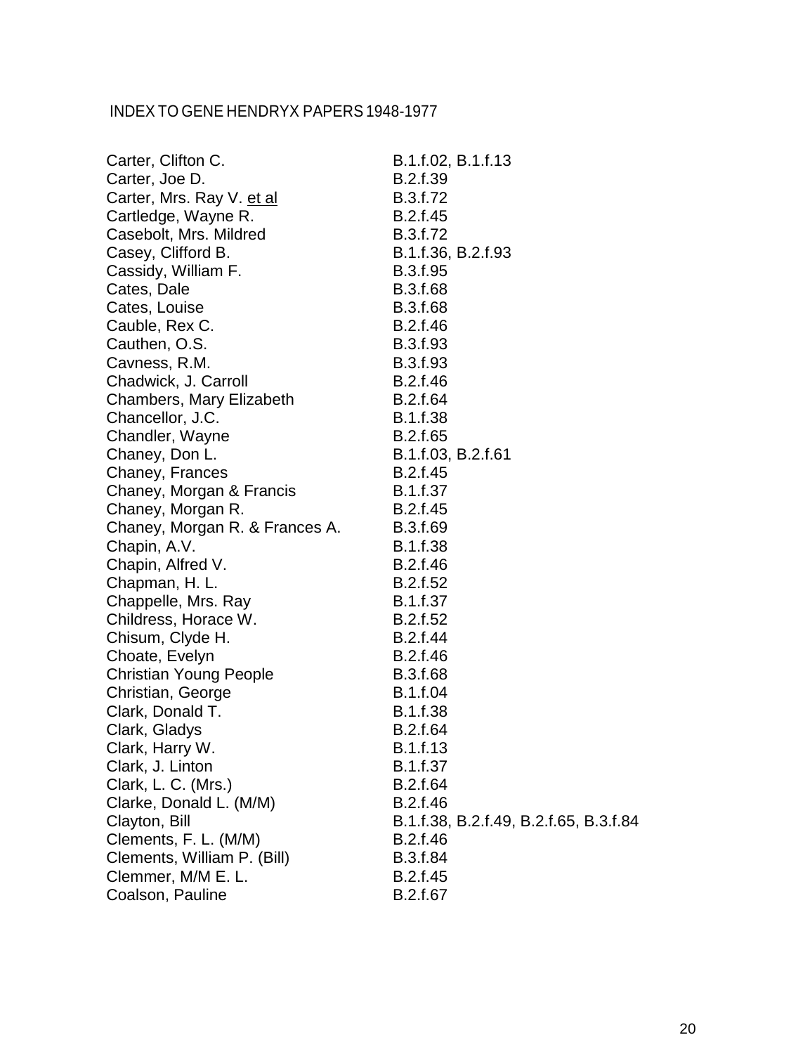# INDEX TO GENE HENDRYX PAPERS 1948-1977

| Name | Location |
|---|---|
| Carter, Clifton C. | B.1.f.02, B.1.f.13 |
| Carter, Joe D. | B.2.f.39 |
| Carter, Mrs. Ray V. et al | B.3.f.72 |
| Cartledge, Wayne R. | B.2.f.45 |
| Casebolt, Mrs. Mildred | B.3.f.72 |
| Casey, Clifford B. | B.1.f.36, B.2.f.93 |
| Cassidy, William F. | B.3.f.95 |
| Cates, Dale | B.3.f.68 |
| Cates, Louise | B.3.f.68 |
| Cauble, Rex C. | B.2.f.46 |
| Cauthen, O.S. | B.3.f.93 |
| Cavness, R.M. | B.3.f.93 |
| Chadwick, J. Carroll | B.2.f.46 |
| Chambers, Mary Elizabeth | B.2.f.64 |
| Chancellor, J.C. | B.1.f.38 |
| Chandler, Wayne | B.2.f.65 |
| Chaney, Don L. | B.1.f.03, B.2.f.61 |
| Chaney, Frances | B.2.f.45 |
| Chaney, Morgan & Francis | B.1.f.37 |
| Chaney, Morgan R. | B.2.f.45 |
| Chaney, Morgan R. & Frances A. | B.3.f.69 |
| Chapin, A.V. | B.1.f.38 |
| Chapin, Alfred V. | B.2.f.46 |
| Chapman, H. L. | B.2.f.52 |
| Chappelle, Mrs. Ray | B.1.f.37 |
| Childress, Horace W. | B.2.f.52 |
| Chisum, Clyde H. | B.2.f.44 |
| Choate, Evelyn | B.2.f.46 |
| Christian Young People | B.3.f.68 |
| Christian, George | B.1.f.04 |
| Clark, Donald T. | B.1.f.38 |
| Clark, Gladys | B.2.f.64 |
| Clark, Harry W. | B.1.f.13 |
| Clark, J. Linton | B.1.f.37 |
| Clark, L. C. (Mrs.) | B.2.f.64 |
| Clarke, Donald L. (M/M) | B.2.f.46 |
| Clayton, Bill | B.1.f.38, B.2.f.49, B.2.f.65, B.3.f.84 |
| Clements, F. L. (M/M) | B.2.f.46 |
| Clements, William P. (Bill) | B.3.f.84 |
| Clemmer, M/M E. L. | B.2.f.45 |
| Coalson, Pauline | B.2.f.67 |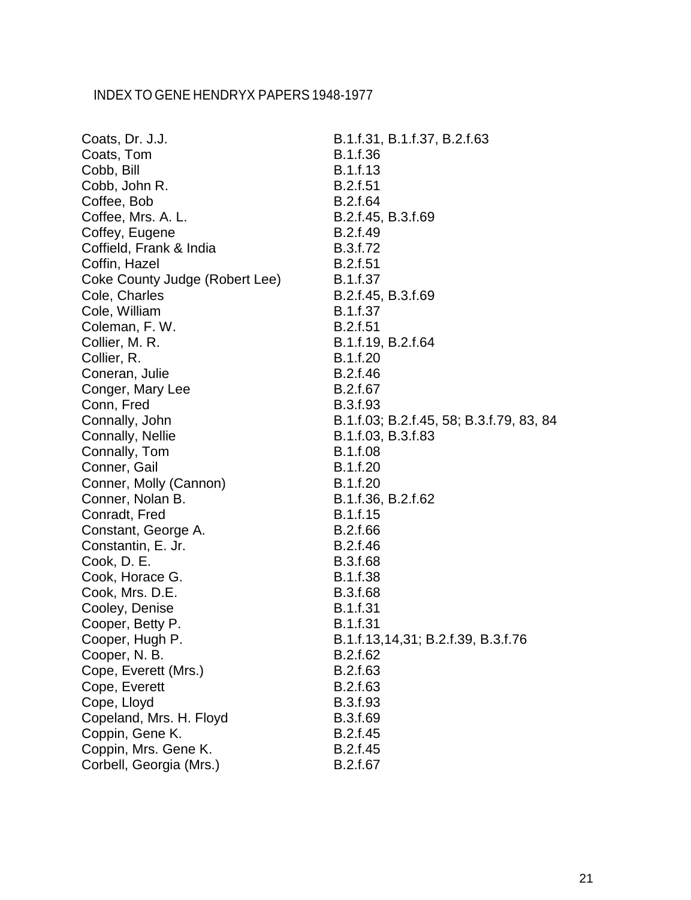# INDEX TO GENE HENDRYX PAPERS 1948-1977

| | |
|---|---|
| Coats, Dr. J.J. | B.1.f.31, B.1.f.37, B.2.f.63 |
| Coats, Tom | B.1.f.36 |
| Cobb, Bill | B.1.f.13 |
| Cobb, John R. | B.2.f.51 |
| Coffee, Bob | B.2.f.64 |
| Coffee, Mrs. A. L. | B.2.f.45, B.3.f.69 |
| Coffey, Eugene | B.2.f.49 |
| Coffield, Frank & India | B.3.f.72 |
| Coffin, Hazel | B.2.f.51 |
| Coke County Judge (Robert Lee) | B.1.f.37 |
| Cole, Charles | B.2.f.45, B.3.f.69 |
| Cole, William | B.1.f.37 |
| Coleman, F. W. | B.2.f.51 |
| Collier, M. R. | B.1.f.19, B.2.f.64 |
| Collier, R. | B.1.f.20 |
| Coneran, Julie | B.2.f.46 |
| Conger, Mary Lee | B.2.f.67 |
| Conn, Fred | B.3.f.93 |
| Connally, John | B.1.f.03; B.2.f.45, 58; B.3.f.79, 83, 84 |
| Connally, Nellie | B.1.f.03, B.3.f.83 |
| Connally, Tom | B.1.f.08 |
| Conner, Gail | B.1.f.20 |
| Conner, Molly (Cannon) | B.1.f.20 |
| Conner, Nolan B. | B.1.f.36, B.2.f.62 |
| Conradt, Fred | B.1.f.15 |
| Constant, George A. | B.2.f.66 |
| Constantin, E. Jr. | B.2.f.46 |
| Cook, D. E. | B.3.f.68 |
| Cook, Horace G. | B.1.f.38 |
| Cook, Mrs. D.E. | B.3.f.68 |
| Cooley, Denise | B.1.f.31 |
| Cooper, Betty P. | B.1.f.31 |
| Cooper, Hugh P. | B.1.f.13,14,31; B.2.f.39, B.3.f.76 |
| Cooper, N. B. | B.2.f.62 |
| Cope, Everett (Mrs.) | B.2.f.63 |
| Cope, Everett | B.2.f.63 |
| Cope, Lloyd | B.3.f.93 |
| Copeland, Mrs. H. Floyd | B.3.f.69 |
| Coppin, Gene K. | B.2.f.45 |
| Coppin, Mrs. Gene K. | B.2.f.45 |
| Corbell, Georgia (Mrs.) | B.2.f.67 |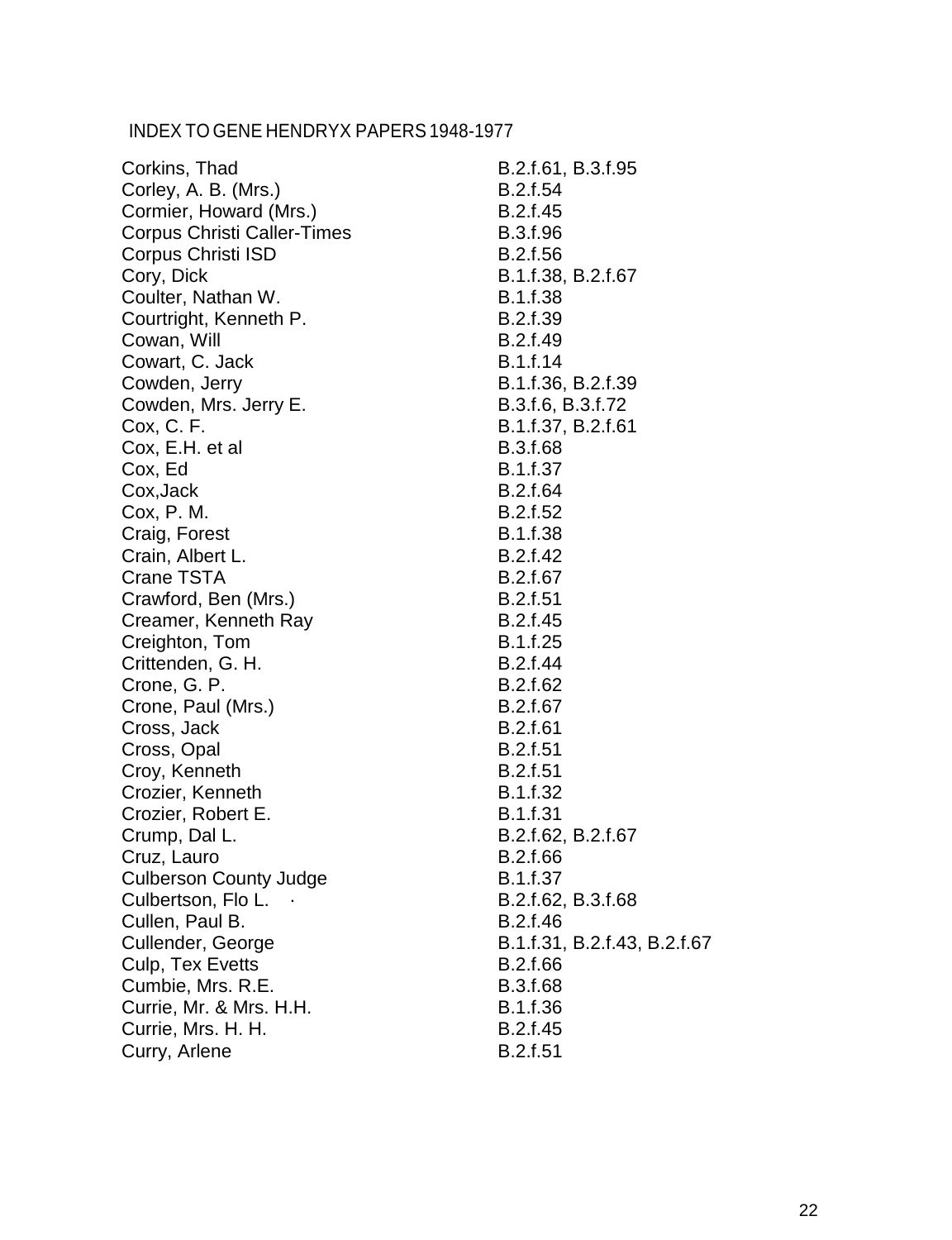INDEX TO GENE HENDRYX PAPERS 1948-1977

| | |
|---|---|
| Corkins, Thad | B.2.f.61, B.3.f.95 |
| Corley, A. B. (Mrs.) | B.2.f.54 |
| Cormier, Howard (Mrs.) | B.2.f.45 |
| Corpus Christi Caller-Times | B.3.f.96 |
| Corpus Christi ISD | B.2.f.56 |
| Cory, Dick | B.1.f.38, B.2.f.67 |
| Coulter, Nathan W. | B.1.f.38 |
| Courtright, Kenneth P. | B.2.f.39 |
| Cowan, Will | B.2.f.49 |
| Cowart, C. Jack | B.1.f.14 |
| Cowden, Jerry | B.1.f.36, B.2.f.39 |
| Cowden, Mrs. Jerry E. | B.3.f.6, B.3.f.72 |
| Cox, C. F. | B.1.f.37, B.2.f.61 |
| Cox, E.H. et al | B.3.f.68 |
| Cox, Ed | B.1.f.37 |
| Cox,Jack | B.2.f.64 |
| Cox, P. M. | B.2.f.52 |
| Craig, Forest | B.1.f.38 |
| Crain, Albert L. | B.2.f.42 |
| Crane TSTA | B.2.f.67 |
| Crawford, Ben (Mrs.) | B.2.f.51 |
| Creamer, Kenneth Ray | B.2.f.45 |
| Creighton, Tom | B.1.f.25 |
| Crittenden, G. H. | B.2.f.44 |
| Crone, G. P. | B.2.f.62 |
| Crone, Paul (Mrs.) | B.2.f.67 |
| Cross, Jack | B.2.f.61 |
| Cross, Opal | B.2.f.51 |
| Croy, Kenneth | B.2.f.51 |
| Crozier, Kenneth | B.1.f.32 |
| Crozier, Robert E. | B.1.f.31 |
| Crump, Dal L. | B.2.f.62, B.2.f.67 |
| Cruz, Lauro | B.2.f.66 |
| Culberson County Judge | B.1.f.37 |
| Culbertson, Flo L. | B.2.f.62, B.3.f.68 |
| Cullen, Paul B. | B.2.f.46 |
| Cullender, George | B.1.f.31, B.2.f.43, B.2.f.67 |
| Culp, Tex Evetts | B.2.f.66 |
| Cumbie, Mrs. R.E. | B.3.f.68 |
| Currie, Mr. & Mrs. H.H. | B.1.f.36 |
| Currie, Mrs. H. H. | B.2.f.45 |
| Curry, Arlene | B.2.f.51 |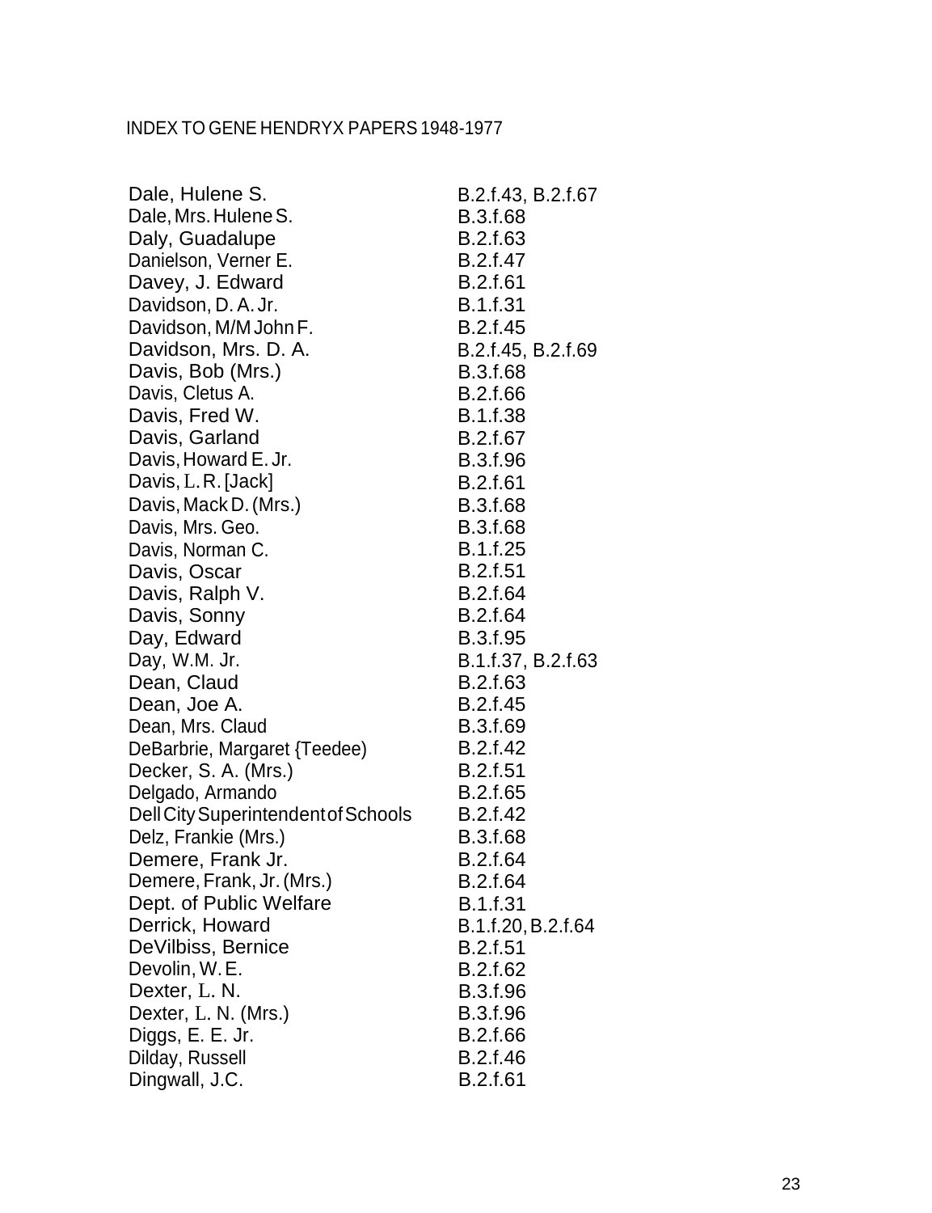INDEX TO GENE HENDRYX PAPERS 1948-1977

| | |
|---|---|
| Dale, Hulene S. | B.2.f.43, B.2.f.67 |
| Dale, Mrs. Hulene S. | B.3.f.68 |
| Daly, Guadalupe | B.2.f.63 |
| Danielson, Verner E. | B.2.f.47 |
| Davey, J. Edward | B.2.f.61 |
| Davidson, D. A. Jr. | B.1.f.31 |
| Davidson, M/M John F. | B.2.f.45 |
| Davidson, Mrs. D. A. | B.2.f.45, B.2.f.69 |
| Davis, Bob (Mrs.) | B.3.f.68 |
| Davis, Cletus A. | B.2.f.66 |
| Davis, Fred W. | B.1.f.38 |
| Davis, Garland | B.2.f.67 |
| Davis, Howard E. Jr. | B.3.f.96 |
| Davis, L. R. [Jack] | B.2.f.61 |
| Davis, Mack D. (Mrs.) | B.3.f.68 |
| Davis, Mrs. Geo. | B.3.f.68 |
| Davis, Norman C. | B.1.f.25 |
| Davis, Oscar | B.2.f.51 |
| Davis, Ralph V. | B.2.f.64 |
| Davis, Sonny | B.2.f.64 |
| Day, Edward | B.3.f.95 |
| Day, W.M. Jr. | B.1.f.37, B.2.f.63 |
| Dean, Claud | B.2.f.63 |
| Dean, Joe A. | B.2.f.45 |
| Dean, Mrs. Claud | B.3.f.69 |
| DeBarbrie, Margaret {Teedee) | B.2.f.42 |
| Decker, S. A. (Mrs.) | B.2.f.51 |
| Delgado, Armando | B.2.f.65 |
| Dell City Superintendent of Schools | B.2.f.42 |
| Delz, Frankie (Mrs.) | B.3.f.68 |
| Demere, Frank Jr. | B.2.f.64 |
| Demere, Frank, Jr. (Mrs.) | B.2.f.64 |
| Dept. of Public Welfare | B.1.f.31 |
| Derrick, Howard | B.1.f.20, B.2.f.64 |
| DeVilbiss, Bernice | B.2.f.51 |
| Devolin, W. E. | B.2.f.62 |
| Dexter, L. N. | B.3.f.96 |
| Dexter, L. N. (Mrs.) | B.3.f.96 |
| Diggs, E. E. Jr. | B.2.f.66 |
| Dilday, Russell | B.2.f.46 |
| Dingwall, J.C. | B.2.f.61 |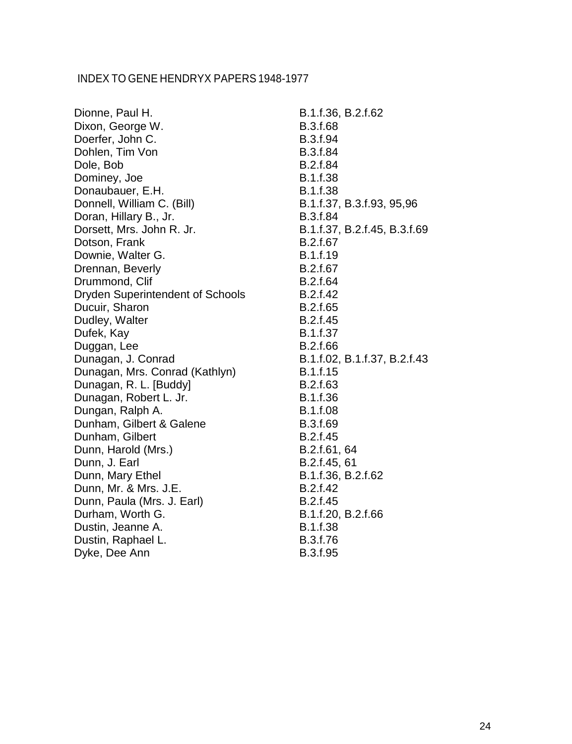INDEX TO GENE HENDRYX PAPERS 1948-1977

| | |
|---|---|
| Dionne, Paul H. | B.1.f.36, B.2.f.62 |
| Dixon, George W. | B.3.f.68 |
| Doerfer, John C. | B.3.f.94 |
| Dohlen, Tim Von | B.3.f.84 |
| Dole, Bob | B.2.f.84 |
| Dominey, Joe | B.1.f.38 |
| Donaubauer, E.H. | B.1.f.38 |
| Donnell, William C. (Bill) | B.1.f.37, B.3.f.93, 95,96 |
| Doran, Hillary B., Jr. | B.3.f.84 |
| Dorsett, Mrs. John R. Jr. | B.1.f.37, B.2.f.45, B.3.f.69 |
| Dotson, Frank | B.2.f.67 |
| Downie, Walter G. | B.1.f.19 |
| Drennan, Beverly | B.2.f.67 |
| Drummond, Clif | B.2.f.64 |
| Dryden Superintendent of Schools | B.2.f.42 |
| Ducuir, Sharon | B.2.f.65 |
| Dudley, Walter | B.2.f.45 |
| Dufek, Kay | B.1.f.37 |
| Duggan, Lee | B.2.f.66 |
| Dunagan, J. Conrad | B.1.f.02, B.1.f.37, B.2.f.43 |
| Dunagan, Mrs. Conrad (Kathlyn) | B.1.f.15 |
| Dunagan, R. L. [Buddy] | B.2.f.63 |
| Dunagan, Robert L. Jr. | B.1.f.36 |
| Dungan, Ralph A. | B.1.f.08 |
| Dunham, Gilbert & Galene | B.3.f.69 |
| Dunham, Gilbert | B.2.f.45 |
| Dunn, Harold (Mrs.) | B.2.f.61, 64 |
| Dunn, J. Earl | B.2.f.45, 61 |
| Dunn, Mary Ethel | B.1.f.36, B.2.f.62 |
| Dunn, Mr. & Mrs. J.E. | B.2.f.42 |
| Dunn, Paula (Mrs. J. Earl) | B.2.f.45 |
| Durham, Worth G. | B.1.f.20, B.2.f.66 |
| Dustin, Jeanne A. | B.1.f.38 |
| Dustin, Raphael L. | B.3.f.76 |
| Dyke, Dee Ann | B.3.f.95 |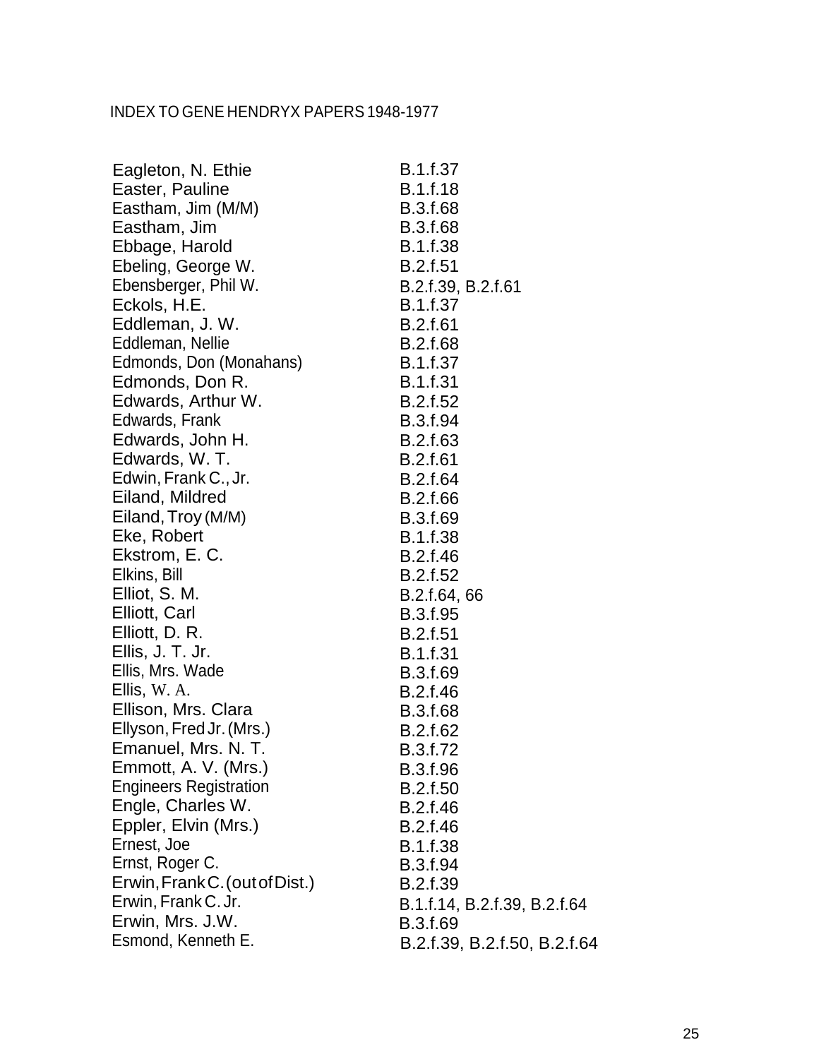INDEX TO GENE HENDRYX PAPERS 1948-1977

| | |
|---|---|
| Eagleton, N. Ethie | B.1.f.37 |
| Easter, Pauline | B.1.f.18 |
| Eastham, Jim (M/M) | B.3.f.68 |
| Eastham, Jim | B.3.f.68 |
| Ebbage, Harold | B.1.f.38 |
| Ebeling, George W. | B.2.f.51 |
| Ebensberger, Phil W. | B.2.f.39, B.2.f.61 |
| Eckols, H.E. | B.1.f.37 |
| Eddleman, J. W. | B.2.f.61 |
| Eddleman, Nellie | B.2.f.68 |
| Edmonds, Don (Monahans) | B.1.f.37 |
| Edmonds, Don R. | B.1.f.31 |
| Edwards, Arthur W. | B.2.f.52 |
| Edwards, Frank | B.3.f.94 |
| Edwards, John H. | B.2.f.63 |
| Edwards, W. T. | B.2.f.61 |
| Edwin, Frank C., Jr. | B.2.f.64 |
| Eiland, Mildred | B.2.f.66 |
| Eiland, Troy (M/M) | B.3.f.69 |
| Eke, Robert | B.1.f.38 |
| Ekstrom, E. C. | B.2.f.46 |
| Elkins, Bill | B.2.f.52 |
| Elliot, S. M. | B.2.f.64, 66 |
| Elliott, Carl | B.3.f.95 |
| Elliott, D. R. | B.2.f.51 |
| Ellis, J. T. Jr. | B.1.f.31 |
| Ellis, Mrs. Wade | B.3.f.69 |
| Ellis, W. A. | B.2.f.46 |
| Ellison, Mrs. Clara | B.3.f.68 |
| Ellyson, Fred Jr. (Mrs.) | B.2.f.62 |
| Emanuel, Mrs. N. T. | B.3.f.72 |
| Emmott, A. V. (Mrs.) | B.3.f.96 |
| Engineers Registration | B.2.f.50 |
| Engle, Charles W. | B.2.f.46 |
| Eppler, Elvin (Mrs.) | B.2.f.46 |
| Ernest, Joe | B.1.f.38 |
| Ernst, Roger C. | B.3.f.94 |
| Erwin, Frank C. (out of Dist.) | B.2.f.39 |
| Erwin, Frank C. Jr. | B.1.f.14, B.2.f.39, B.2.f.64 |
| Erwin, Mrs. J.W. | B.3.f.69 |
| Esmond, Kenneth E. | B.2.f.39, B.2.f.50, B.2.f.64 |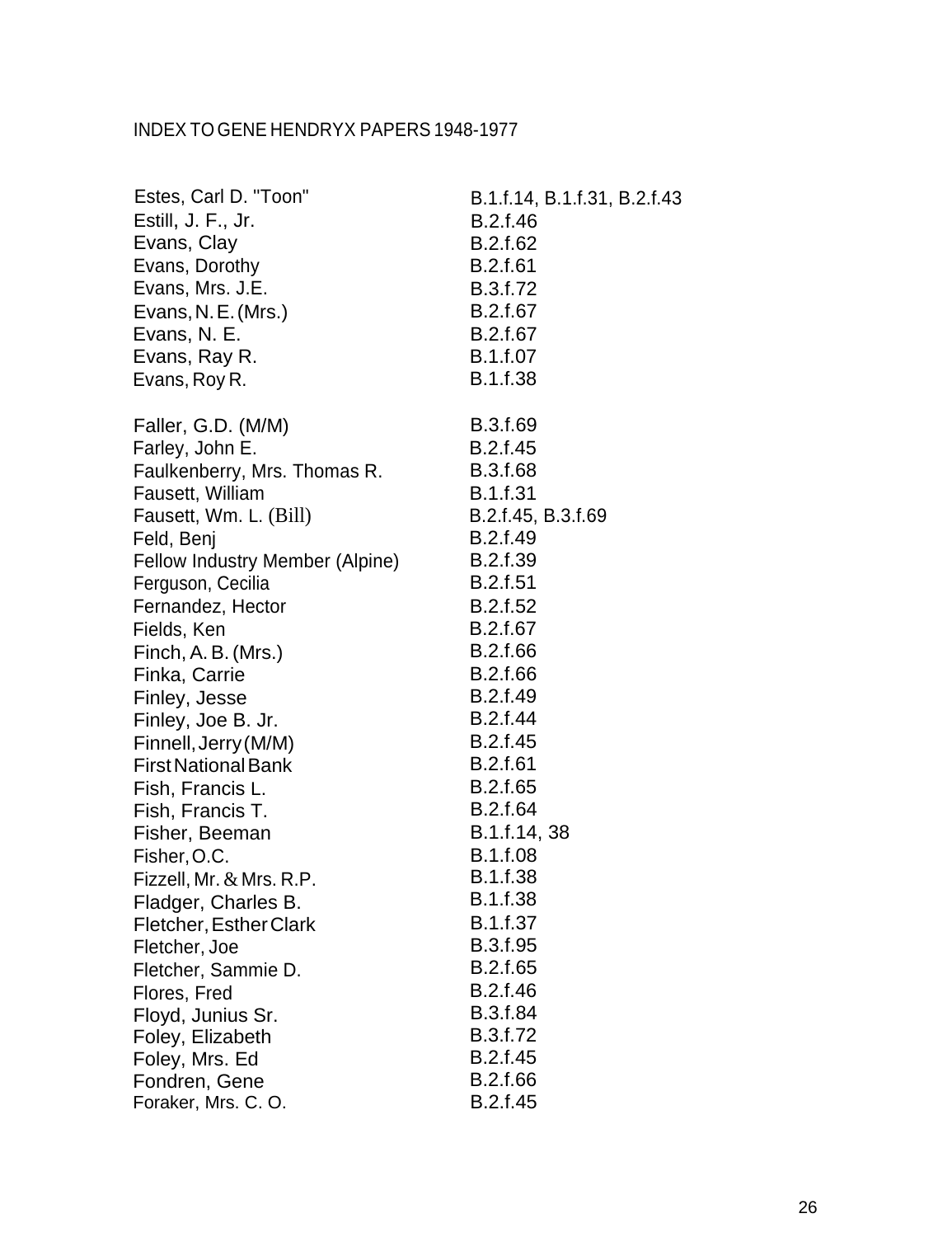INDEX TO GENE HENDRYX PAPERS 1948-1977

| | |
|---|---|
| Estes, Carl D. "Toon" | B.1.f.14, B.1.f.31, B.2.f.43 |
| Estill, J. F., Jr. | B.2.f.46 |
| Evans, Clay | B.2.f.62 |
| Evans, Dorothy | B.2.f.61 |
| Evans, Mrs. J.E. | B.3.f.72 |
| Evans, N. E. (Mrs.) | B.2.f.67 |
| Evans, N. E. | B.2.f.67 |
| Evans, Ray R. | B.1.f.07 |
| Evans, Roy R. | B.1.f.38 |
| | |
| Faller, G.D. (M/M) | B.3.f.69 |
| Farley, John E. | B.2.f.45 |
| Faulkenberry, Mrs. Thomas R. | B.3.f.68 |
| Fausett, William | B.1.f.31 |
| Fausett, Wm. L. (Bill) | B.2.f.45, B.3.f.69 |
| Feld, Benj | B.2.f.49 |
| Fellow Industry Member (Alpine) | B.2.f.39 |
| Ferguson, Cecilia | B.2.f.51 |
| Fernandez, Hector | B.2.f.52 |
| Fields, Ken | B.2.f.67 |
| Finch, A. B. (Mrs.) | B.2.f.66 |
| Finka, Carrie | B.2.f.66 |
| Finley, Jesse | B.2.f.49 |
| Finley, Joe B. Jr. | B.2.f.44 |
| Finnell, Jerry (M/M) | B.2.f.45 |
| First National Bank | B.2.f.61 |
| Fish, Francis L. | B.2.f.65 |
| Fish, Francis T. | B.2.f.64 |
| Fisher, Beeman | B.1.f.14, 38 |
| Fisher, O.C. | B.1.f.08 |
| Fizzell, Mr. & Mrs. R.P. | B.1.f.38 |
| Fladger, Charles B. | B.1.f.38 |
| Fletcher, Esther Clark | B.1.f.37 |
| Fletcher, Joe | B.3.f.95 |
| Fletcher, Sammie D. | B.2.f.65 |
| Flores, Fred | B.2.f.46 |
| Floyd, Junius Sr. | B.3.f.84 |
| Foley, Elizabeth | B.3.f.72 |
| Foley, Mrs. Ed | B.2.f.45 |
| Fondren, Gene | B.2.f.66 |
| Foraker, Mrs. C. O. | B.2.f.45 |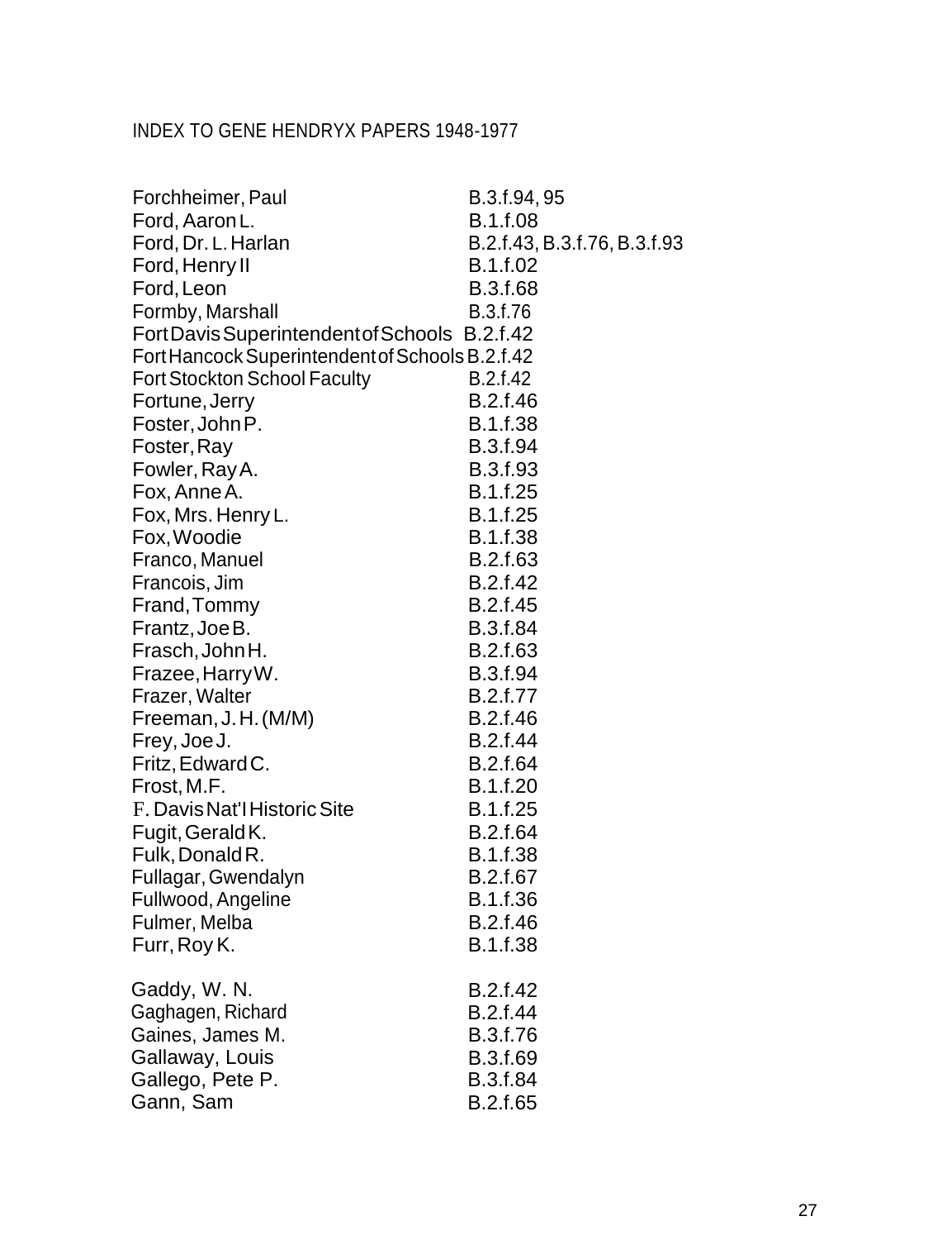INDEX TO GENE HENDRYX PAPERS 1948-1977

| | |
|---|---|
| Forchheimer, Paul | B.3.f.94, 95 |
| Ford, Aaron L. | B.1.f.08 |
| Ford, Dr. L. Harlan | B.2.f.43, B.3.f.76, B.3.f.93 |
| Ford, Henry II | B.1.f.02 |
| Ford, Leon | B.3.f.68 |
| Formby, Marshall | B.3.f.76 |
| Fort Davis Superintendent of Schools | B.2.f.42 |
| Fort Hancock Superintendent of Schools | B.2.f.42 |
| Fort Stockton School Faculty | B.2.f.42 |
| Fortune, Jerry | B.2.f.46 |
| Foster, John P. | B.1.f.38 |
| Foster, Ray | B.3.f.94 |
| Fowler, Ray A. | B.3.f.93 |
| Fox, Anne A. | B.1.f.25 |
| Fox, Mrs. Henry L. | B.1.f.25 |
| Fox, Woodie | B.1.f.38 |
| Franco, Manuel | B.2.f.63 |
| Francois, Jim | B.2.f.42 |
| Frand, Tommy | B.2.f.45 |
| Frantz, Joe B. | B.3.f.84 |
| Frasch, John H. | B.2.f.63 |
| Frazee, Harry W. | B.3.f.94 |
| Frazer, Walter | B.2.f.77 |
| Freeman, J. H. (M/M) | B.2.f.46 |
| Frey, Joe J. | B.2.f.44 |
| Fritz, Edward C. | B.2.f.64 |
| Frost, M.F. | B.1.f.20 |
| F. Davis Nat'l Historic Site | B.1.f.25 |
| Fugit, Gerald K. | B.2.f.64 |
| Fulk, Donald R. | B.1.f.38 |
| Fullagar, Gwendalyn | B.2.f.67 |
| Fullwood, Angeline | B.1.f.36 |
| Fulmer, Melba | B.2.f.46 |
| Furr, Roy K. | B.1.f.38 |
| | |
| Gaddy, W. N. | B.2.f.42 |
| Gaghagen, Richard | B.2.f.44 |
| Gaines, James M. | B.3.f.76 |
| Gallaway, Louis | B.3.f.69 |
| Gallego, Pete P. | B.3.f.84 |
| Gann, Sam | B.2.f.65 |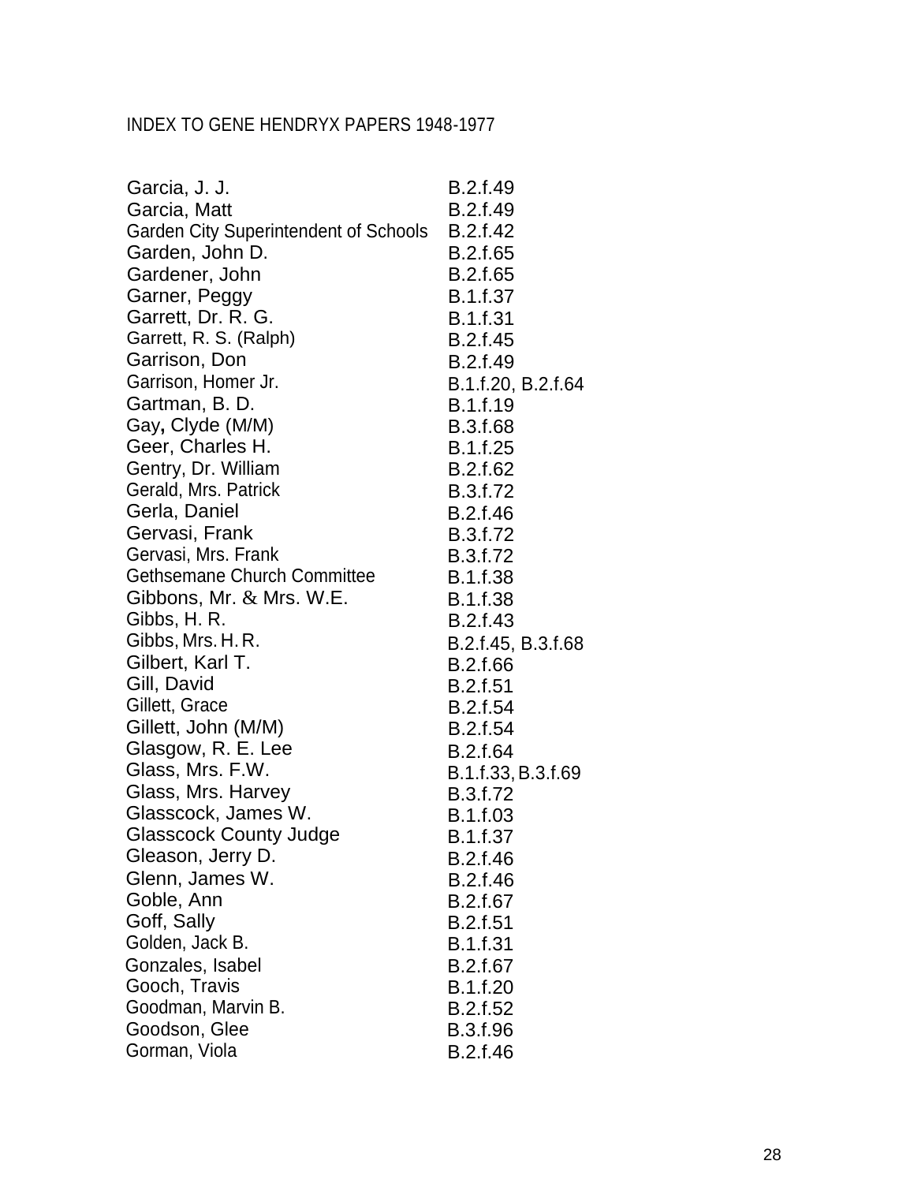INDEX TO GENE HENDRYX PAPERS 1948-1977

| | |
|---|---|
| Garcia, J. J. | B.2.f.49 |
| Garcia, Matt | B.2.f.49 |
| Garden City Superintendent of Schools | B.2.f.42 |
| Garden, John D. | B.2.f.65 |
| Gardener, John | B.2.f.65 |
| Garner, Peggy | B.1.f.37 |
| Garrett, Dr. R. G. | B.1.f.31 |
| Garrett, R. S. (Ralph) | B.2.f.45 |
| Garrison, Don | B.2.f.49 |
| Garrison, Homer Jr. | B.1.f.20, B.2.f.64 |
| Gartman, B. D. | B.1.f.19 |
| Gay, Clyde (M/M) | B.3.f.68 |
| Geer, Charles H. | B.1.f.25 |
| Gentry, Dr. William | B.2.f.62 |
| Gerald, Mrs. Patrick | B.3.f.72 |
| Gerla, Daniel | B.2.f.46 |
| Gervasi, Frank | B.3.f.72 |
| Gervasi, Mrs. Frank | B.3.f.72 |
| Gethsemane Church Committee | B.1.f.38 |
| Gibbons, Mr. & Mrs. W.E. | B.1.f.38 |
| Gibbs, H. R. | B.2.f.43 |
| Gibbs, Mrs. H. R. | B.2.f.45, B.3.f.68 |
| Gilbert, Karl T. | B.2.f.66 |
| Gill, David | B.2.f.51 |
| Gillett, Grace | B.2.f.54 |
| Gillett, John (M/M) | B.2.f.54 |
| Glasgow, R. E. Lee | B.2.f.64 |
| Glass, Mrs. F.W. | B.1.f.33, B.3.f.69 |
| Glass, Mrs. Harvey | B.3.f.72 |
| Glasscock, James W. | B.1.f.03 |
| Glasscock County Judge | B.1.f.37 |
| Gleason, Jerry D. | B.2.f.46 |
| Glenn, James W. | B.2.f.46 |
| Goble, Ann | B.2.f.67 |
| Goff, Sally | B.2.f.51 |
| Golden, Jack B. | B.1.f.31 |
| Gonzales, Isabel | B.2.f.67 |
| Gooch, Travis | B.1.f.20 |
| Goodman, Marvin B. | B.2.f.52 |
| Goodson, Glee | B.3.f.96 |
| Gorman, Viola | B.2.f.46 |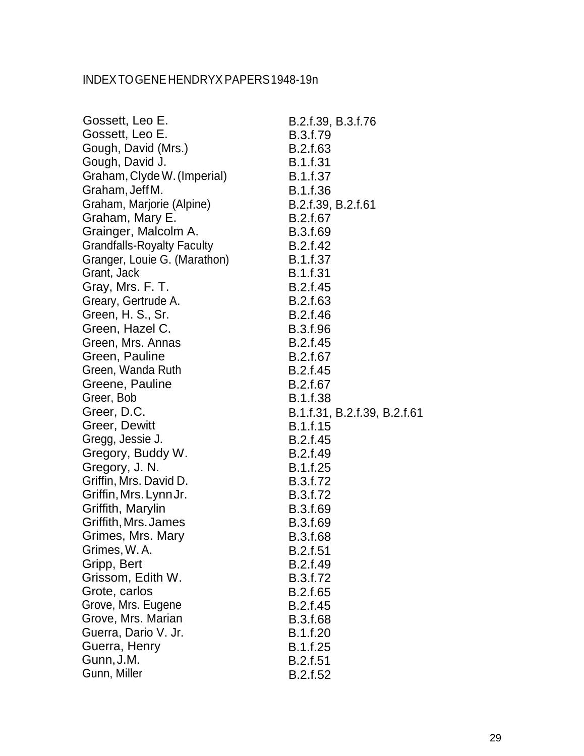INDEX TO GENE HENDRYX PAPERS 1948-19n

| | |
|---|---|
| Gossett, Leo E. | B.2.f.39, B.3.f.76 |
| Gossett, Leo E. | B.3.f.79 |
| Gough, David (Mrs.) | B.2.f.63 |
| Gough, David J. | B.1.f.31 |
| Graham, Clyde W. (Imperial) | B.1.f.37 |
| Graham, Jeff M. | B.1.f.36 |
| Graham, Marjorie (Alpine) | B.2.f.39, B.2.f.61 |
| Graham, Mary E. | B.2.f.67 |
| Grainger, Malcolm A. | B.3.f.69 |
| Grandfalls-Royalty Faculty | B.2.f.42 |
| Granger, Louie G. (Marathon) | B.1.f.37 |
| Grant, Jack | B.1.f.31 |
| Gray, Mrs. F. T. | B.2.f.45 |
| Greary, Gertrude A. | B.2.f.63 |
| Green, H. S., Sr. | B.2.f.46 |
| Green, Hazel C. | B.3.f.96 |
| Green, Mrs. Annas | B.2.f.45 |
| Green, Pauline | B.2.f.67 |
| Green, Wanda Ruth | B.2.f.45 |
| Greene, Pauline | B.2.f.67 |
| Greer, Bob | B.1.f.38 |
| Greer, D.C. | B.1.f.31, B.2.f.39, B.2.f.61 |
| Greer, Dewitt | B.1.f.15 |
| Gregg, Jessie J. | B.2.f.45 |
| Gregory, Buddy W. | B.2.f.49 |
| Gregory, J. N. | B.1.f.25 |
| Griffin, Mrs. David D. | B.3.f.72 |
| Griffin, Mrs. Lynn Jr. | B.3.f.72 |
| Griffith, Marylin | B.3.f.69 |
| Griffith, Mrs. James | B.3.f.69 |
| Grimes, Mrs. Mary | B.3.f.68 |
| Grimes, W. A. | B.2.f.51 |
| Gripp, Bert | B.2.f.49 |
| Grissom, Edith W. | B.3.f.72 |
| Grote, carlos | B.2.f.65 |
| Grove, Mrs. Eugene | B.2.f.45 |
| Grove, Mrs. Marian | B.3.f.68 |
| Guerra, Dario V. Jr. | B.1.f.20 |
| Guerra, Henry | B.1.f.25 |
| Gunn, J.M. | B.2.f.51 |
| Gunn, Miller | B.2.f.52 |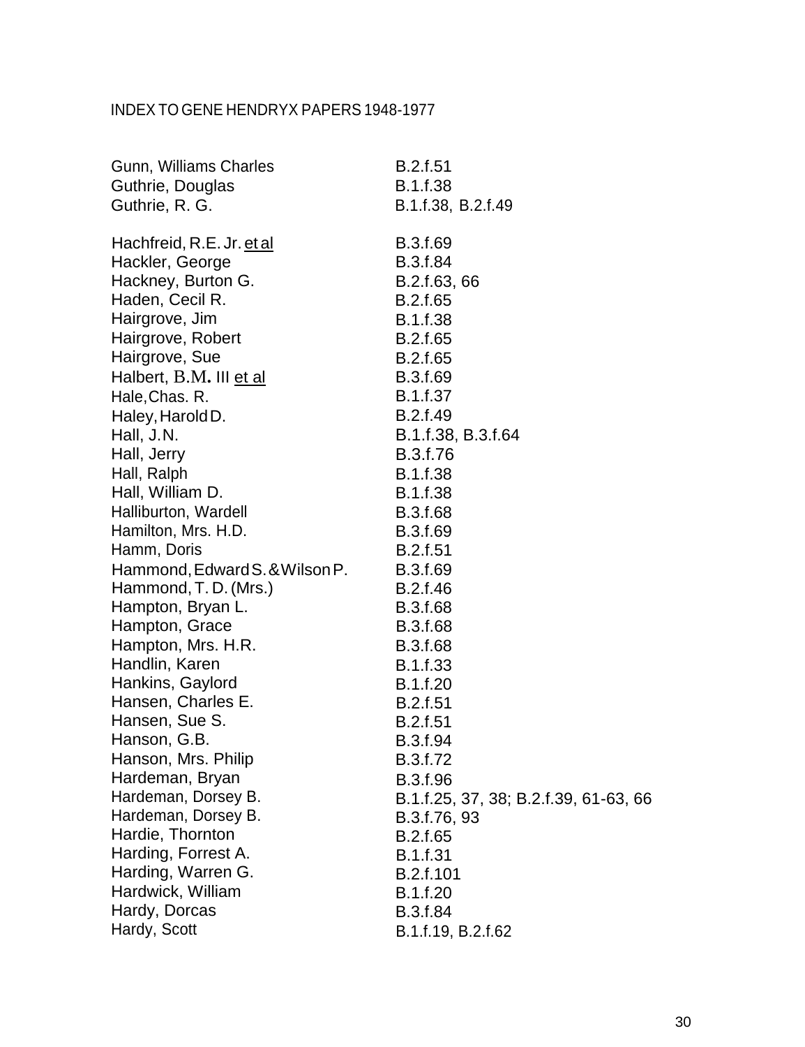INDEX TO GENE HENDRYX PAPERS 1948-1977

| | |
|---|---|
| Gunn, Williams Charles | B.2.f.51 |
| Guthrie, Douglas | B.1.f.38 |
| Guthrie, R. G. | B.1.f.38, B.2.f.49 |
| | |
| Hachfreid, R.E. Jr. et al | B.3.f.69 |
| Hackler, George | B.3.f.84 |
| Hackney, Burton G. | B.2.f.63, 66 |
| Haden, Cecil R. | B.2.f.65 |
| Hairgrove, Jim | B.1.f.38 |
| Hairgrove, Robert | B.2.f.65 |
| Hairgrove, Sue | B.2.f.65 |
| Halbert, B.M. III et al | B.3.f.69 |
| Hale, Chas. R. | B.1.f.37 |
| Haley, Harold D. | B.2.f.49 |
| Hall, J.N. | B.1.f.38, B.3.f.64 |
| Hall, Jerry | B.3.f.76 |
| Hall, Ralph | B.1.f.38 |
| Hall, William D. | B.1.f.38 |
| Halliburton, Wardell | B.3.f.68 |
| Hamilton, Mrs. H.D. | B.3.f.69 |
| Hamm, Doris | B.2.f.51 |
| Hammond, Edward S. & Wilson P. | B.3.f.69 |
| Hammond, T. D. (Mrs.) | B.2.f.46 |
| Hampton, Bryan L. | B.3.f.68 |
| Hampton, Grace | B.3.f.68 |
| Hampton, Mrs. H.R. | B.3.f.68 |
| Handlin, Karen | B.1.f.33 |
| Hankins, Gaylord | B.1.f.20 |
| Hansen, Charles E. | B.2.f.51 |
| Hansen, Sue S. | B.2.f.51 |
| Hanson, G.B. | B.3.f.94 |
| Hanson, Mrs. Philip | B.3.f.72 |
| Hardeman, Bryan | B.3.f.96 |
| Hardeman, Dorsey B. | B.1.f.25, 37, 38; B.2.f.39, 61-63, 66 |
| Hardeman, Dorsey B. | B.3.f.76, 93 |
| Hardie, Thornton | B.2.f.65 |
| Harding, Forrest A. | B.1.f.31 |
| Harding, Warren G. | B.2.f.101 |
| Hardwick, William | B.1.f.20 |
| Hardy, Dorcas | B.3.f.84 |
| Hardy, Scott | B.1.f.19, B.2.f.62 |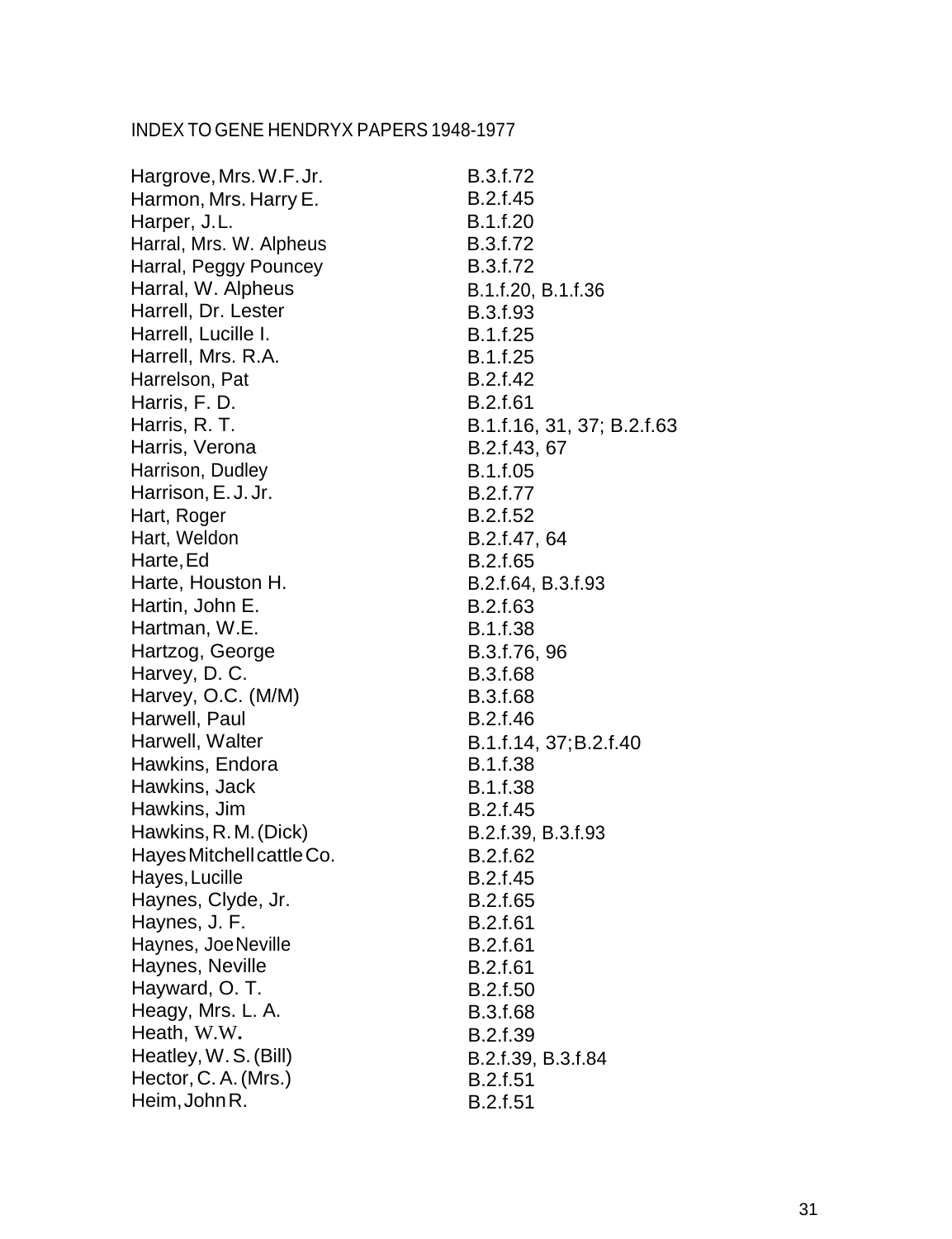INDEX TO GENE HENDRYX PAPERS 1948-1977

| | |
|---|---|
| Hargrove, Mrs. W.F. Jr. | B.3.f.72 |
| Harmon, Mrs. Harry E. | B.2.f.45 |
| Harper, J.L. | B.1.f.20 |
| Harral, Mrs. W. Alpheus | B.3.f.72 |
| Harral, Peggy Pouncey | B.3.f.72 |
| Harral, W. Alpheus | B.1.f.20, B.1.f.36 |
| Harrell, Dr. Lester | B.3.f.93 |
| Harrell, Lucille I. | B.1.f.25 |
| Harrell, Mrs. R.A. | B.1.f.25 |
| Harrelson, Pat | B.2.f.42 |
| Harris, F. D. | B.2.f.61 |
| Harris, R. T. | B.1.f.16, 31, 37; B.2.f.63 |
| Harris, Verona | B.2.f.43, 67 |
| Harrison, Dudley | B.1.f.05 |
| Harrison, E. J. Jr. | B.2.f.77 |
| Hart, Roger | B.2.f.52 |
| Hart, Weldon | B.2.f.47, 64 |
| Harte, Ed | B.2.f.65 |
| Harte, Houston H. | B.2.f.64, B.3.f.93 |
| Hartin, John E. | B.2.f.63 |
| Hartman, W.E. | B.1.f.38 |
| Hartzog, George | B.3.f.76, 96 |
| Harvey, D. C. | B.3.f.68 |
| Harvey, O.C. (M/M) | B.3.f.68 |
| Harwell, Paul | B.2.f.46 |
| Harwell, Walter | B.1.f.14, 37; B.2.f.40 |
| Hawkins, Endora | B.1.f.38 |
| Hawkins, Jack | B.1.f.38 |
| Hawkins, Jim | B.2.f.45 |
| Hawkins, R. M. (Dick) | B.2.f.39, B.3.f.93 |
| Hayes Mitchell cattle Co. | B.2.f.62 |
| Hayes, Lucille | B.2.f.45 |
| Haynes, Clyde, Jr. | B.2.f.65 |
| Haynes, J. F. | B.2.f.61 |
| Haynes, Joe Neville | B.2.f.61 |
| Haynes, Neville | B.2.f.61 |
| Hayward, O. T. | B.2.f.50 |
| Heagy, Mrs. L. A. | B.3.f.68 |
| Heath, W.W. | B.2.f.39 |
| Heatley, W. S. (Bill) | B.2.f.39, B.3.f.84 |
| Hector, C. A. (Mrs.) | B.2.f.51 |
| Heim, John R. | B.2.f.51 |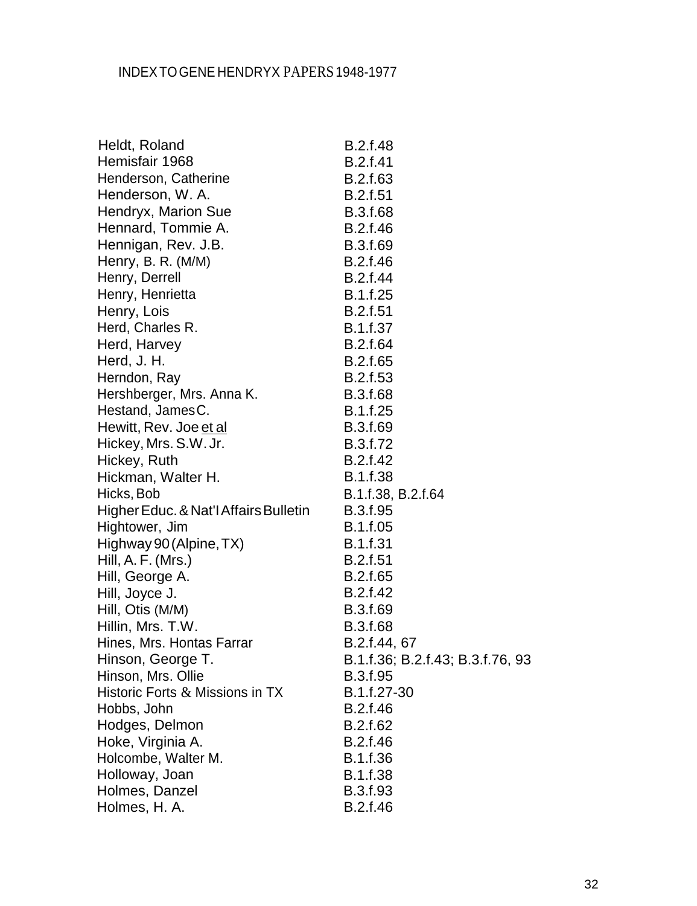INDEX TO GENE HENDRYX PAPERS 1948-1977

| | |
|---|---|
| Heldt, Roland | B.2.f.48 |
| Hemisfair 1968 | B.2.f.41 |
| Henderson, Catherine | B.2.f.63 |
| Henderson, W. A. | B.2.f.51 |
| Hendryx, Marion Sue | B.3.f.68 |
| Hennard, Tommie A. | B.2.f.46 |
| Hennigan, Rev. J.B. | B.3.f.69 |
| Henry, B. R. (M/M) | B.2.f.46 |
| Henry, Derrell | B.2.f.44 |
| Henry, Henrietta | B.1.f.25 |
| Henry, Lois | B.2.f.51 |
| Herd, Charles R. | B.1.f.37 |
| Herd, Harvey | B.2.f.64 |
| Herd, J. H. | B.2.f.65 |
| Herndon, Ray | B.2.f.53 |
| Hershberger, Mrs. Anna K. | B.3.f.68 |
| Hestand, James C. | B.1.f.25 |
| Hewitt, Rev. Joe et al | B.3.f.69 |
| Hickey, Mrs. S.W. Jr. | B.3.f.72 |
| Hickey, Ruth | B.2.f.42 |
| Hickman, Walter H. | B.1.f.38 |
| Hicks, Bob | B.1.f.38, B.2.f.64 |
| Higher Educ. & Nat'l Affairs Bulletin | B.3.f.95 |
| Hightower, Jim | B.1.f.05 |
| Highway 90 (Alpine, TX) | B.1.f.31 |
| Hill, A. F. (Mrs.) | B.2.f.51 |
| Hill, George A. | B.2.f.65 |
| Hill, Joyce J. | B.2.f.42 |
| Hill, Otis (M/M) | B.3.f.69 |
| Hillin, Mrs. T.W. | B.3.f.68 |
| Hines, Mrs. Hontas Farrar | B.2.f.44, 67 |
| Hinson, George T. | B.1.f.36; B.2.f.43; B.3.f.76, 93 |
| Hinson, Mrs. Ollie | B.3.f.95 |
| Historic Forts & Missions in TX | B.1.f.27-30 |
| Hobbs, John | B.2.f.46 |
| Hodges, Delmon | B.2.f.62 |
| Hoke, Virginia A. | B.2.f.46 |
| Holcombe, Walter M. | B.1.f.36 |
| Holloway, Joan | B.1.f.38 |
| Holmes, Danzel | B.3.f.93 |
| Holmes, H. A. | B.2.f.46 |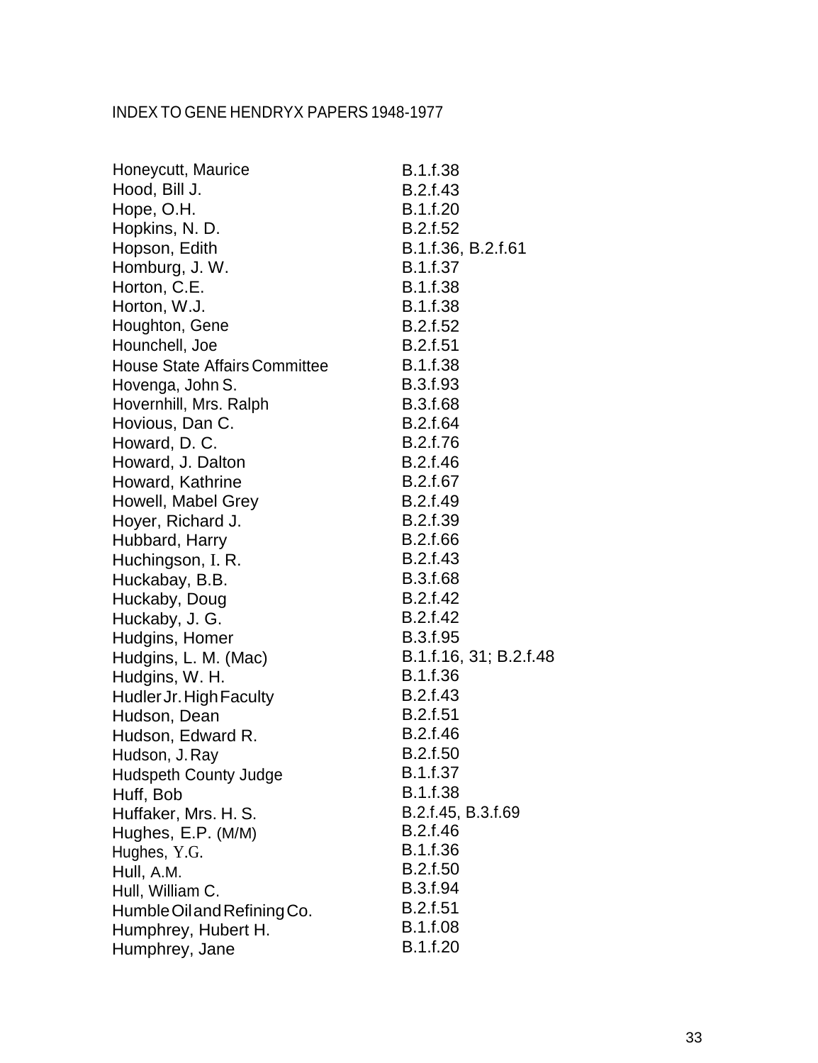INDEX TO GENE HENDRYX PAPERS 1948-1977

| | |
|---|---|
| Honeycutt, Maurice | B.1.f.38 |
| Hood, Bill J. | B.2.f.43 |
| Hope, O.H. | B.1.f.20 |
| Hopkins, N. D. | B.2.f.52 |
| Hopson, Edith | B.1.f.36, B.2.f.61 |
| Homburg, J. W. | B.1.f.37 |
| Horton, C.E. | B.1.f.38 |
| Horton, W.J. | B.1.f.38 |
| Houghton, Gene | B.2.f.52 |
| Hounchell, Joe | B.2.f.51 |
| House State Affairs Committee | B.1.f.38 |
| Hovenga, John S. | B.3.f.93 |
| Hovernhill, Mrs. Ralph | B.3.f.68 |
| Hovious, Dan C. | B.2.f.64 |
| Howard, D. C. | B.2.f.76 |
| Howard, J. Dalton | B.2.f.46 |
| Howard, Kathrine | B.2.f.67 |
| Howell, Mabel Grey | B.2.f.49 |
| Hoyer, Richard J. | B.2.f.39 |
| Hubbard, Harry | B.2.f.66 |
| Huchingson, I. R. | B.2.f.43 |
| Huckabay, B.B. | B.3.f.68 |
| Huckaby, Doug | B.2.f.42 |
| Huckaby, J. G. | B.2.f.42 |
| Hudgins, Homer | B.3.f.95 |
| Hudgins, L. M. (Mac) | B.1.f.16, 31; B.2.f.48 |
| Hudgins, W. H. | B.1.f.36 |
| Hudler Jr. High Faculty | B.2.f.43 |
| Hudson, Dean | B.2.f.51 |
| Hudson, Edward R. | B.2.f.46 |
| Hudson, J. Ray | B.2.f.50 |
| Hudspeth County Judge | B.1.f.37 |
| Huff, Bob | B.1.f.38 |
| Huffaker, Mrs. H. S. | B.2.f.45, B.3.f.69 |
| Hughes, E.P. (M/M) | B.2.f.46 |
| Hughes, Y.G. | B.1.f.36 |
| Hull, A.M. | B.2.f.50 |
| Hull, William C. | B.3.f.94 |
| Humble Oil and Refining Co. | B.2.f.51 |
| Humphrey, Hubert H. | B.1.f.08 |
| Humphrey, Jane | B.1.f.20 |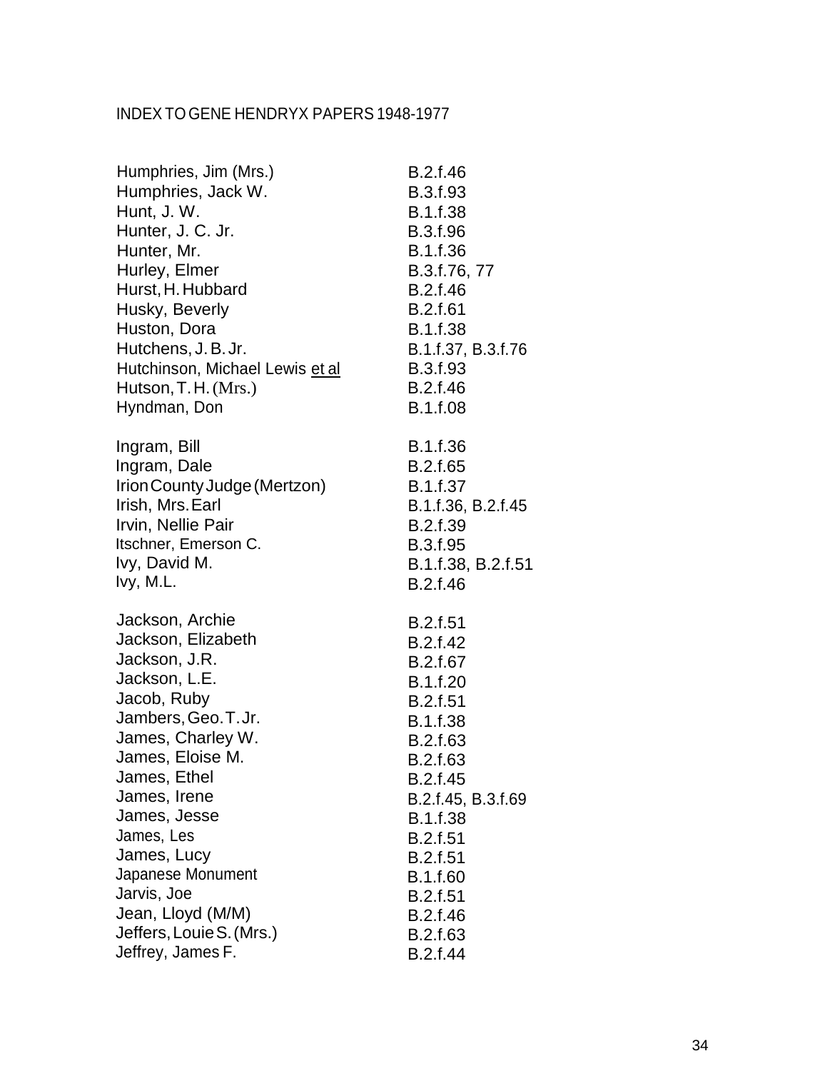INDEX TO GENE HENDRYX PAPERS 1948-1977

| | |
|---|---|
| Humphries, Jim (Mrs.) | B.2.f.46 |
| Humphries, Jack W. | B.3.f.93 |
| Hunt, J. W. | B.1.f.38 |
| Hunter, J. C. Jr. | B.3.f.96 |
| Hunter, Mr. | B.1.f.36 |
| Hurley, Elmer | B.3.f.76, 77 |
| Hurst, H. Hubbard | B.2.f.46 |
| Husky, Beverly | B.2.f.61 |
| Huston, Dora | B.1.f.38 |
| Hutchens, J. B. Jr. | B.1.f.37, B.3.f.76 |
| Hutchinson, Michael Lewis <u>et al</u> | B.3.f.93 |
| Hutson, T. H. (Mrs.) | B.2.f.46 |
| Hyndman, Don | B.1.f.08 |
| | |
| Ingram, Bill | B.1.f.36 |
| Ingram, Dale | B.2.f.65 |
| Irion County Judge (Mertzon) | B.1.f.37 |
| Irish, Mrs. Earl | B.1.f.36, B.2.f.45 |
| Irvin, Nellie Pair | B.2.f.39 |
| Itschner, Emerson C. | B.3.f.95 |
| Ivy, David M. | B.1.f.38, B.2.f.51 |
| Ivy, M.L. | B.2.f.46 |
| | |
| Jackson, Archie | B.2.f.51 |
| Jackson, Elizabeth | B.2.f.42 |
| Jackson, J.R. | B.2.f.67 |
| Jackson, L.E. | B.1.f.20 |
| Jacob, Ruby | B.2.f.51 |
| Jambers, Geo. T. Jr. | B.1.f.38 |
| James, Charley W. | B.2.f.63 |
| James, Eloise M. | B.2.f.63 |
| James, Ethel | B.2.f.45 |
| James, Irene | B.2.f.45, B.3.f.69 |
| James, Jesse | B.1.f.38 |
| James, Les | B.2.f.51 |
| James, Lucy | B.2.f.51 |
| Japanese Monument | B.1.f.60 |
| Jarvis, Joe | B.2.f.51 |
| Jean, Lloyd (M/M) | B.2.f.46 |
| Jeffers, Louie S. (Mrs.) | B.2.f.63 |
| Jeffrey, James F. | B.2.f.44 |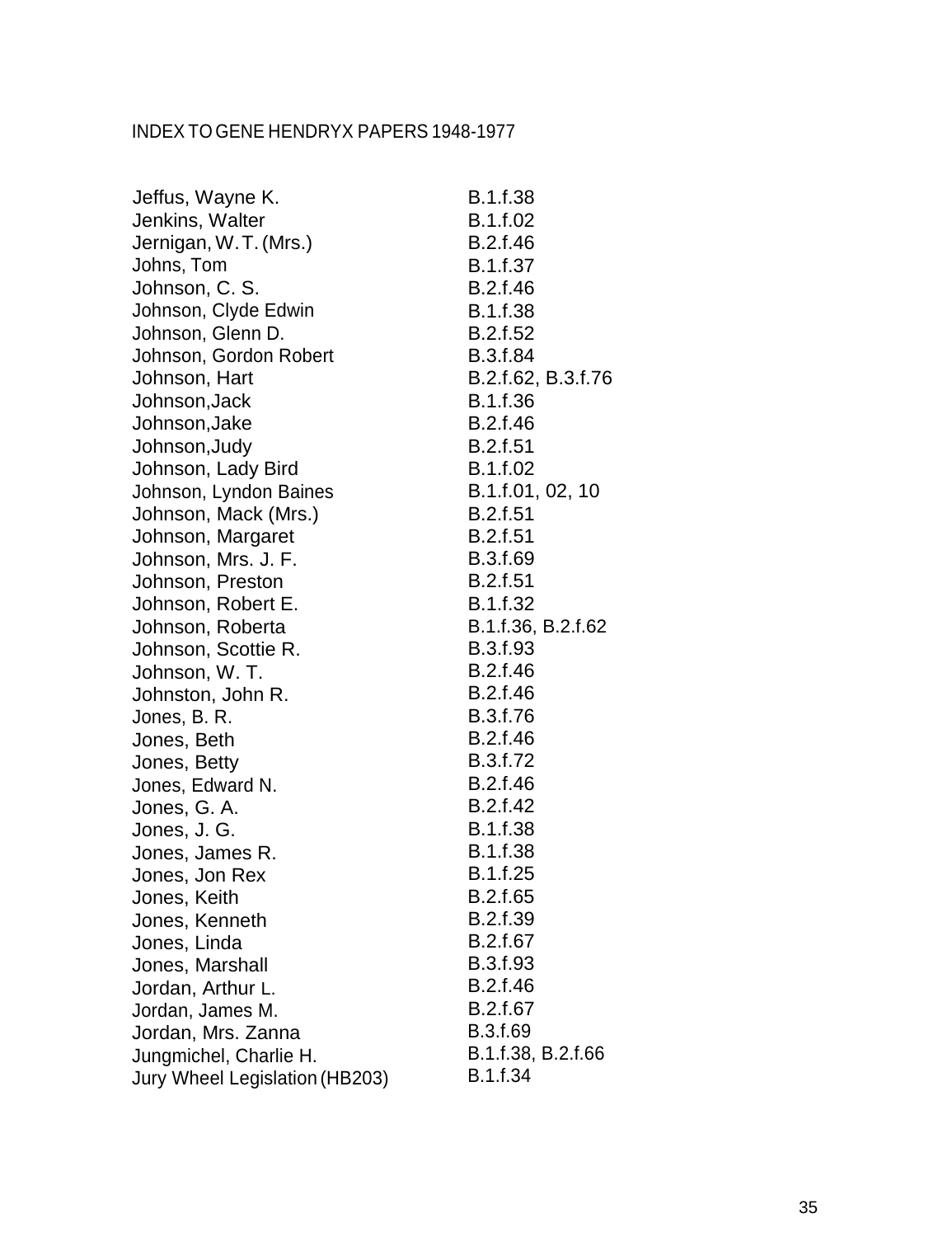INDEX TO GENE HENDRYX PAPERS 1948-1977

| | |
|---|---|
| Jeffus, Wayne K. | B.1.f.38 |
| Jenkins, Walter | B.1.f.02 |
| Jernigan, W. T. (Mrs.) | B.2.f.46 |
| Johns, Tom | B.1.f.37 |
| Johnson, C. S. | B.2.f.46 |
| Johnson, Clyde Edwin | B.1.f.38 |
| Johnson, Glenn D. | B.2.f.52 |
| Johnson, Gordon Robert | B.3.f.84 |
| Johnson, Hart | B.2.f.62, B.3.f.76 |
| Johnson,Jack | B.1.f.36 |
| Johnson,Jake | B.2.f.46 |
| Johnson,Judy | B.2.f.51 |
| Johnson, Lady Bird | B.1.f.02 |
| Johnson, Lyndon Baines | B.1.f.01, 02, 10 |
| Johnson, Mack (Mrs.) | B.2.f.51 |
| Johnson, Margaret | B.2.f.51 |
| Johnson, Mrs. J. F. | B.3.f.69 |
| Johnson, Preston | B.2.f.51 |
| Johnson, Robert E. | B.1.f.32 |
| Johnson, Roberta | B.1.f.36, B.2.f.62 |
| Johnson, Scottie R. | B.3.f.93 |
| Johnson, W. T. | B.2.f.46 |
| Johnston, John R. | B.2.f.46 |
| Jones, B. R. | B.3.f.76 |
| Jones, Beth | B.2.f.46 |
| Jones, Betty | B.3.f.72 |
| Jones, Edward N. | B.2.f.46 |
| Jones, G. A. | B.2.f.42 |
| Jones, J. G. | B.1.f.38 |
| Jones, James R. | B.1.f.38 |
| Jones, Jon Rex | B.1.f.25 |
| Jones, Keith | B.2.f.65 |
| Jones, Kenneth | B.2.f.39 |
| Jones, Linda | B.2.f.67 |
| Jones, Marshall | B.3.f.93 |
| Jordan, Arthur L. | B.2.f.46 |
| Jordan, James M. | B.2.f.67 |
| Jordan, Mrs. Zanna | B.3.f.69 |
| Jungmichel, Charlie H. | B.1.f.38, B.2.f.66 |
| Jury Wheel Legislation (HB203) | B.1.f.34 |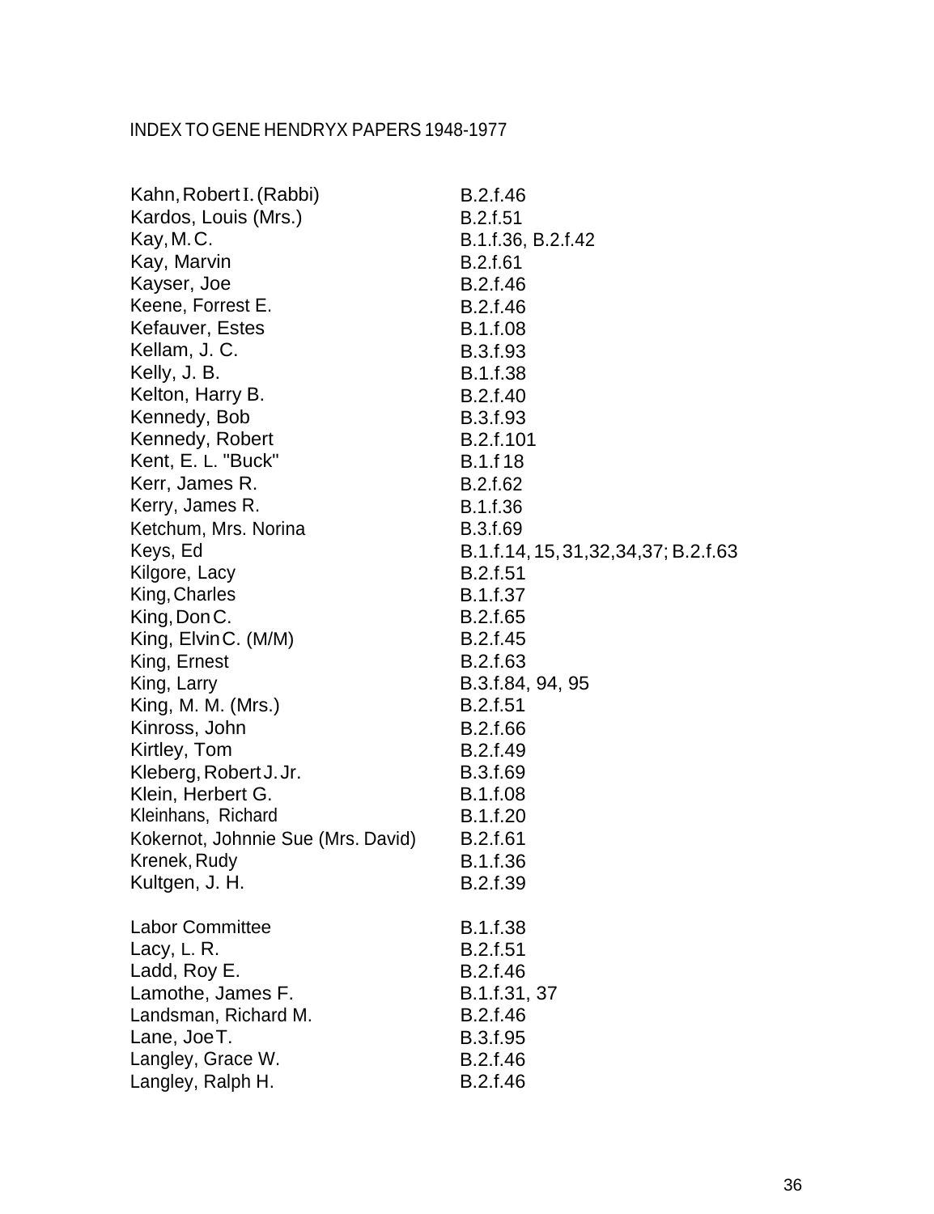INDEX TO GENE HENDRYX PAPERS 1948-1977

| | |
|---|---|
| Kahn, Robert I. (Rabbi) | B.2.f.46 |
| Kardos, Louis (Mrs.) | B.2.f.51 |
| Kay, M. C. | B.1.f.36, B.2.f.42 |
| Kay, Marvin | B.2.f.61 |
| Kayser, Joe | B.2.f.46 |
| Keene, Forrest E. | B.2.f.46 |
| Kefauver, Estes | B.1.f.08 |
| Kellam, J. C. | B.3.f.93 |
| Kelly, J. B. | B.1.f.38 |
| Kelton, Harry B. | B.2.f.40 |
| Kennedy, Bob | B.3.f.93 |
| Kennedy, Robert | B.2.f.101 |
| Kent, E. L. "Buck" | B.1.f 18 |
| Kerr, James R. | B.2.f.62 |
| Kerry, James R. | B.1.f.36 |
| Ketchum, Mrs. Norina | B.3.f.69 |
| Keys, Ed | B.1.f.14, 15, 31, 32, 34, 37; B.2.f.63 |
| Kilgore, Lacy | B.2.f.51 |
| King, Charles | B.1.f.37 |
| King, Don C. | B.2.f.65 |
| King, Elvin C. (M/M) | B.2.f.45 |
| King, Ernest | B.2.f.63 |
| King, Larry | B.3.f.84, 94, 95 |
| King, M. M. (Mrs.) | B.2.f.51 |
| Kinross, John | B.2.f.66 |
| Kirtley, Tom | B.2.f.49 |
| Kleberg, Robert J. Jr. | B.3.f.69 |
| Klein, Herbert G. | B.1.f.08 |
| Kleinhans, Richard | B.1.f.20 |
| Kokernot, Johnnie Sue (Mrs. David) | B.2.f.61 |
| Krenek, Rudy | B.1.f.36 |
| Kultgen, J. H. | B.2.f.39 |
| | |
| Labor Committee | B.1.f.38 |
| Lacy, L. R. | B.2.f.51 |
| Ladd, Roy E. | B.2.f.46 |
| Lamothe, James F. | B.1.f.31, 37 |
| Landsman, Richard M. | B.2.f.46 |
| Lane, Joe T. | B.3.f.95 |
| Langley, Grace W. | B.2.f.46 |
| Langley, Ralph H. | B.2.f.46 |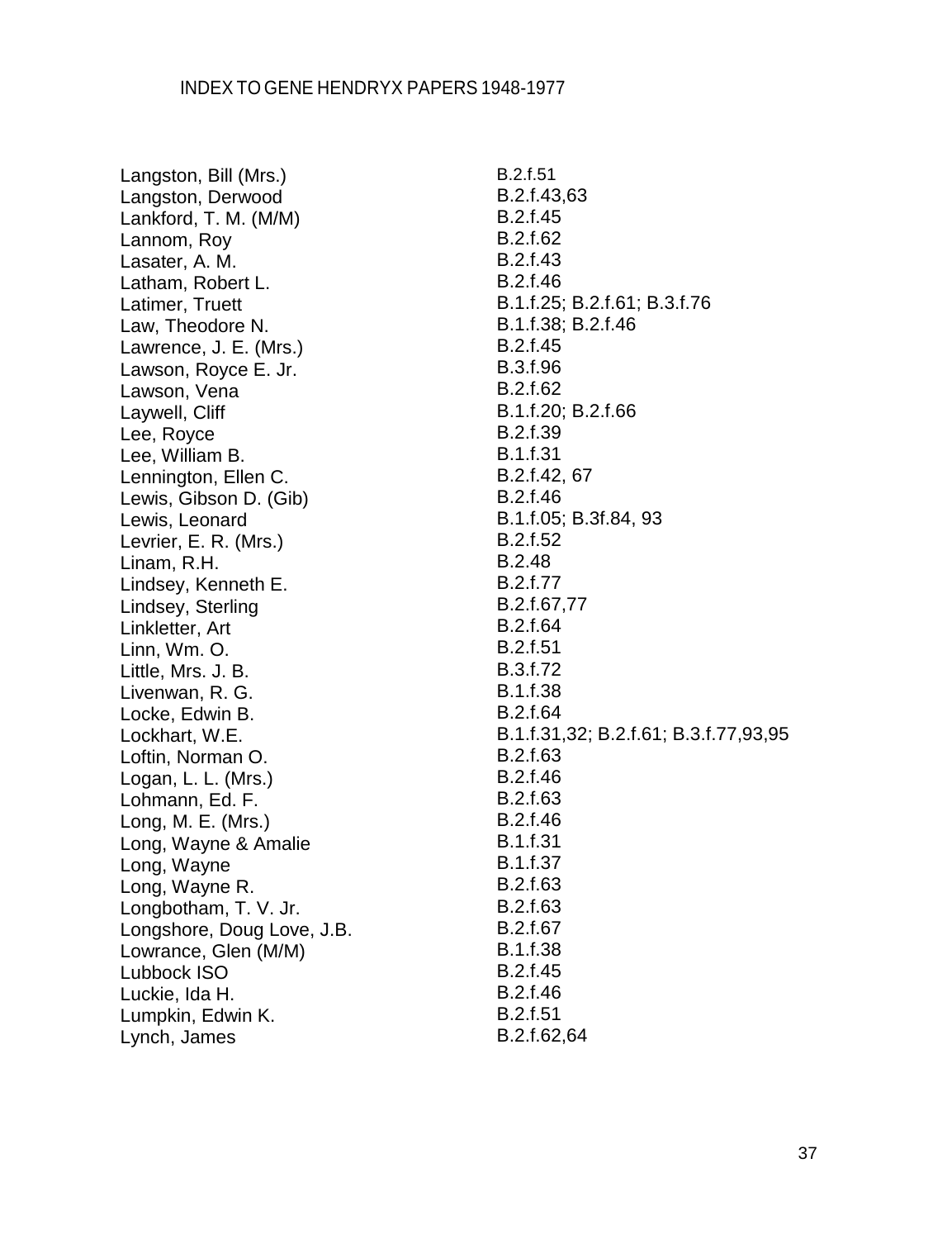| Name | Location |
| --- | --- |
| Langston, Bill (Mrs.) | B.2.f.51 |
| Langston, Derwood | B.2.f.43,63 |
| Lankford, T. M. (M/M) | B.2.f.45 |
| Lannom, Roy | B.2.f.62 |
| Lasater, A. M. | B.2.f.43 |
| Latham, Robert L. | B.2.f.46 |
| Latimer, Truett | B.1.f.25; B.2.f.61; B.3.f.76 |
| Law, Theodore N. | B.1.f.38; B.2.f.46 |
| Lawrence, J. E. (Mrs.) | B.2.f.45 |
| Lawson, Royce E. Jr. | B.3.f.96 |
| Lawson, Vena | B.2.f.62 |
| Laywell, Cliff | B.1.f.20; B.2.f.66 |
| Lee, Royce | B.2.f.39 |
| Lee, William B. | B.1.f.31 |
| Lennington, Ellen C. | B.2.f.42, 67 |
| Lewis, Gibson D. (Gib) | B.2.f.46 |
| Lewis, Leonard | B.1.f.05; B.3f.84, 93 |
| Levrier, E. R. (Mrs.) | B.2.f.52 |
| Linam, R.H. | B.2.48 |
| Lindsey, Kenneth E. | B.2.f.77 |
| Lindsey, Sterling | B.2.f.67,77 |
| Linkletter, Art | B.2.f.64 |
| Linn, Wm. O. | B.2.f.51 |
| Little, Mrs. J. B. | B.3.f.72 |
| Livenwan, R. G. | B.1.f.38 |
| Locke, Edwin B. | B.2.f.64 |
| Lockhart, W.E. | B.1.f.31,32; B.2.f.61; B.3.f.77,93,95 |
| Loftin, Norman O. | B.2.f.63 |
| Logan, L. L. (Mrs.) | B.2.f.46 |
| Lohmann, Ed. F. | B.2.f.63 |
| Long, M. E. (Mrs.) | B.2.f.46 |
| Long, Wayne & Amalie | B.1.f.31 |
| Long, Wayne | B.1.f.37 |
| Long, Wayne R. | B.2.f.63 |
| Longbotham, T. V. Jr. | B.2.f.63 |
| Longshore, Doug Love, J.B. | B.2.f.67 |
| Lowrance, Glen (M/M) | B.1.f.38 |
| Lubbock ISO | B.2.f.45 |
| Luckie, Ida H. | B.2.f.46 |
| Lumpkin, Edwin K. | B.2.f.51 |
| Lynch, James | B.2.f.62,64 |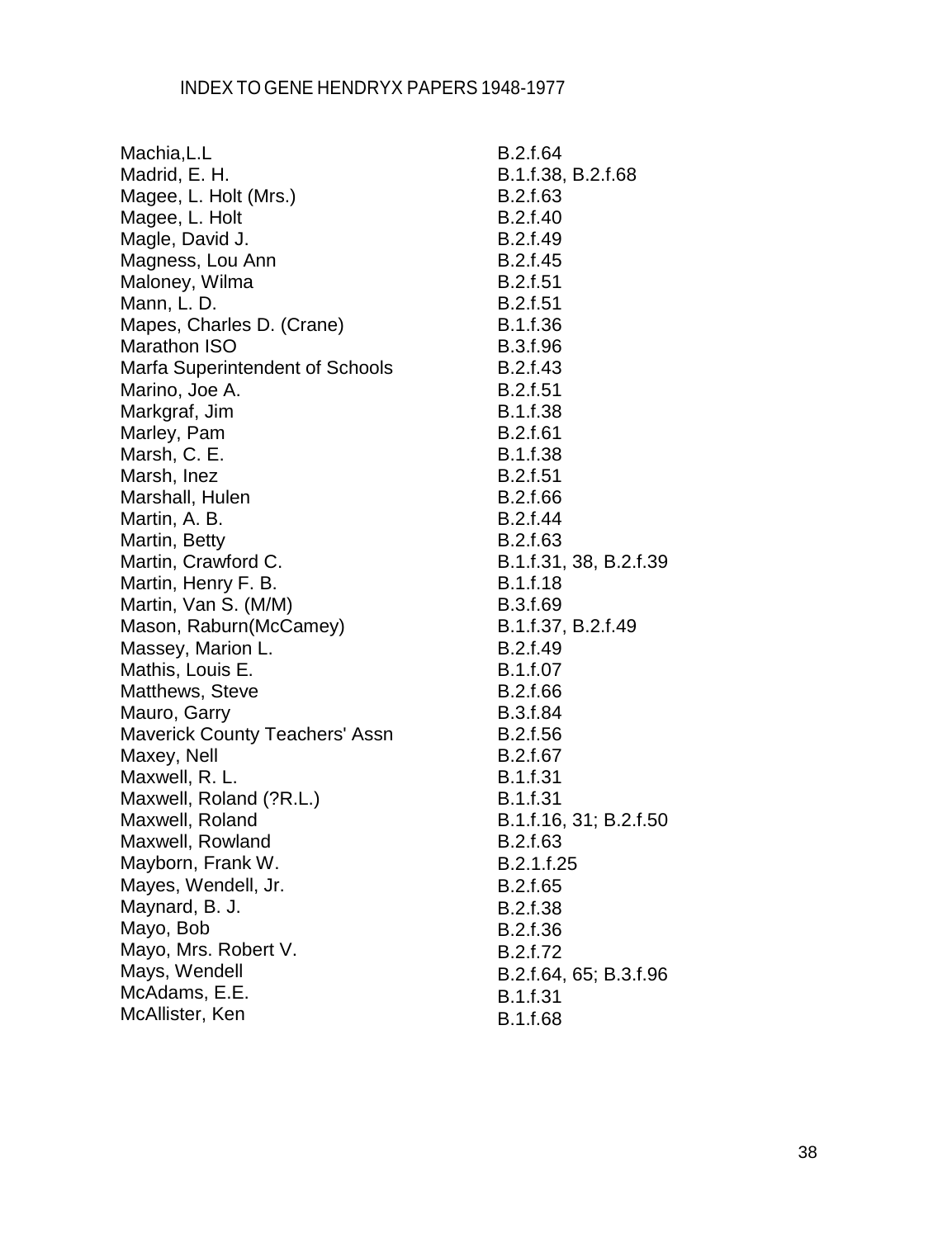# INDEX TO GENE HENDRYX PAPERS 1948-1977

| | |
|---|---|
| Machia,L.L | B.2.f.64 |
| Madrid, E. H. | B.1.f.38, B.2.f.68 |
| Magee, L. Holt (Mrs.) | B.2.f.63 |
| Magee, L. Holt | B.2.f.40 |
| Magle, David J. | B.2.f.49 |
| Magness, Lou Ann | B.2.f.45 |
| Maloney, Wilma | B.2.f.51 |
| Mann, L. D. | B.2.f.51 |
| Mapes, Charles D. (Crane) | B.1.f.36 |
| Marathon ISO | B.3.f.96 |
| Marfa Superintendent of Schools | B.2.f.43 |
| Marino, Joe A. | B.2.f.51 |
| Markgraf, Jim | B.1.f.38 |
| Marley, Pam | B.2.f.61 |
| Marsh, C. E. | B.1.f.38 |
| Marsh, Inez | B.2.f.51 |
| Marshall, Hulen | B.2.f.66 |
| Martin, A. B. | B.2.f.44 |
| Martin, Betty | B.2.f.63 |
| Martin, Crawford C. | B.1.f.31, 38, B.2.f.39 |
| Martin, Henry F. B. | B.1.f.18 |
| Martin, Van S. (M/M) | B.3.f.69 |
| Mason, Raburn(McCamey) | B.1.f.37, B.2.f.49 |
| Massey, Marion L. | B.2.f.49 |
| Mathis, Louis E. | B.1.f.07 |
| Matthews, Steve | B.2.f.66 |
| Mauro, Garry | B.3.f.84 |
| Maverick County Teachers' Assn | B.2.f.56 |
| Maxey, Nell | B.2.f.67 |
| Maxwell, R. L. | B.1.f.31 |
| Maxwell, Roland (?R.L.) | B.1.f.31 |
| Maxwell, Roland | B.1.f.16, 31; B.2.f.50 |
| Maxwell, Rowland | B.2.f.63 |
| Mayborn, Frank W. | B.2.1.f.25 |
| Mayes, Wendell, Jr. | B.2.f.65 |
| Maynard, B. J. | B.2.f.38 |
| Mayo, Bob | B.2.f.36 |
| Mayo, Mrs. Robert V. | B.2.f.72 |
| Mays, Wendell | B.2.f.64, 65; B.3.f.96 |
| McAdams, E.E. | B.1.f.31 |
| McAllister, Ken | B.1.f.68 |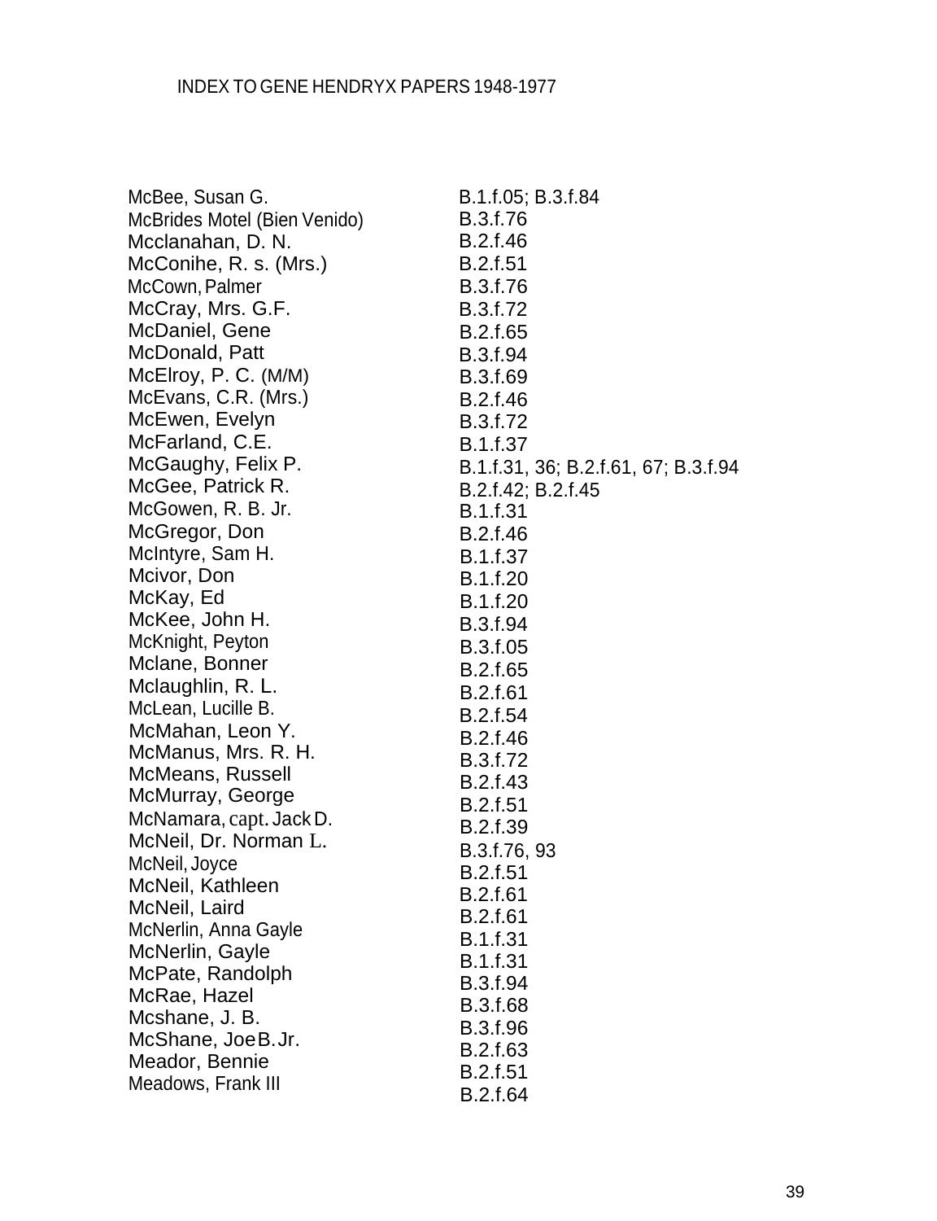| Name | Location |
|---|---|
| McBee, Susan G. | B.1.f.05; B.3.f.84 |
| McBrides Motel (Bien Venido) | B.3.f.76 |
| Mcclanahan, D. N. | B.2.f.46 |
| McConihe, R. s. (Mrs.) | B.2.f.51 |
| McCown, Palmer | B.3.f.76 |
| McCray, Mrs. G.F. | B.3.f.72 |
| McDaniel, Gene | B.2.f.65 |
| McDonald, Patt | B.3.f.94 |
| McElroy, P. C. (M/M) | B.3.f.69 |
| McEvans, C.R. (Mrs.) | B.2.f.46 |
| McEwen, Evelyn | B.3.f.72 |
| McFarland, C.E. | B.1.f.37 |
| McGaughy, Felix P. | B.1.f.31, 36; B.2.f.61, 67; B.3.f.94 |
| McGee, Patrick R. | B.2.f.42; B.2.f.45 |
| McGowen, R. B. Jr. | B.1.f.31 |
| McGregor, Don | B.2.f.46 |
| McIntyre, Sam H. | B.1.f.37 |
| Mcivor, Don | B.1.f.20 |
| McKay, Ed | B.1.f.20 |
| McKee, John H. | B.3.f.94 |
| McKnight, Peyton | B.3.f.05 |
| Mclane, Bonner | B.2.f.65 |
| Mclaughlin, R. L. | B.2.f.61 |
| McLean, Lucille B. | B.2.f.54 |
| McMahan, Leon Y. | B.2.f.46 |
| McManus, Mrs. R. H. | B.3.f.72 |
| McMeans, Russell | B.2.f.43 |
| McMurray, George | B.2.f.51 |
| McNamara, capt. Jack D. | B.2.f.39 |
| McNeil, Dr. Norman L. | B.3.f.76, 93 |
| McNeil, Joyce | B.2.f.51 |
| McNeil, Kathleen | B.2.f.61 |
| McNeil, Laird | B.2.f.61 |
| McNerlin, Anna Gayle | B.1.f.31 |
| McNerlin, Gayle | B.1.f.31 |
| McPate, Randolph | B.3.f.94 |
| McRae, Hazel | B.3.f.68 |
| Mcshane, J. B. | B.3.f.96 |
| McShane, Joe B. Jr. | B.2.f.63 |
| Meador, Bennie | B.2.f.51 |
| Meadows, Frank III | B.2.f.64 |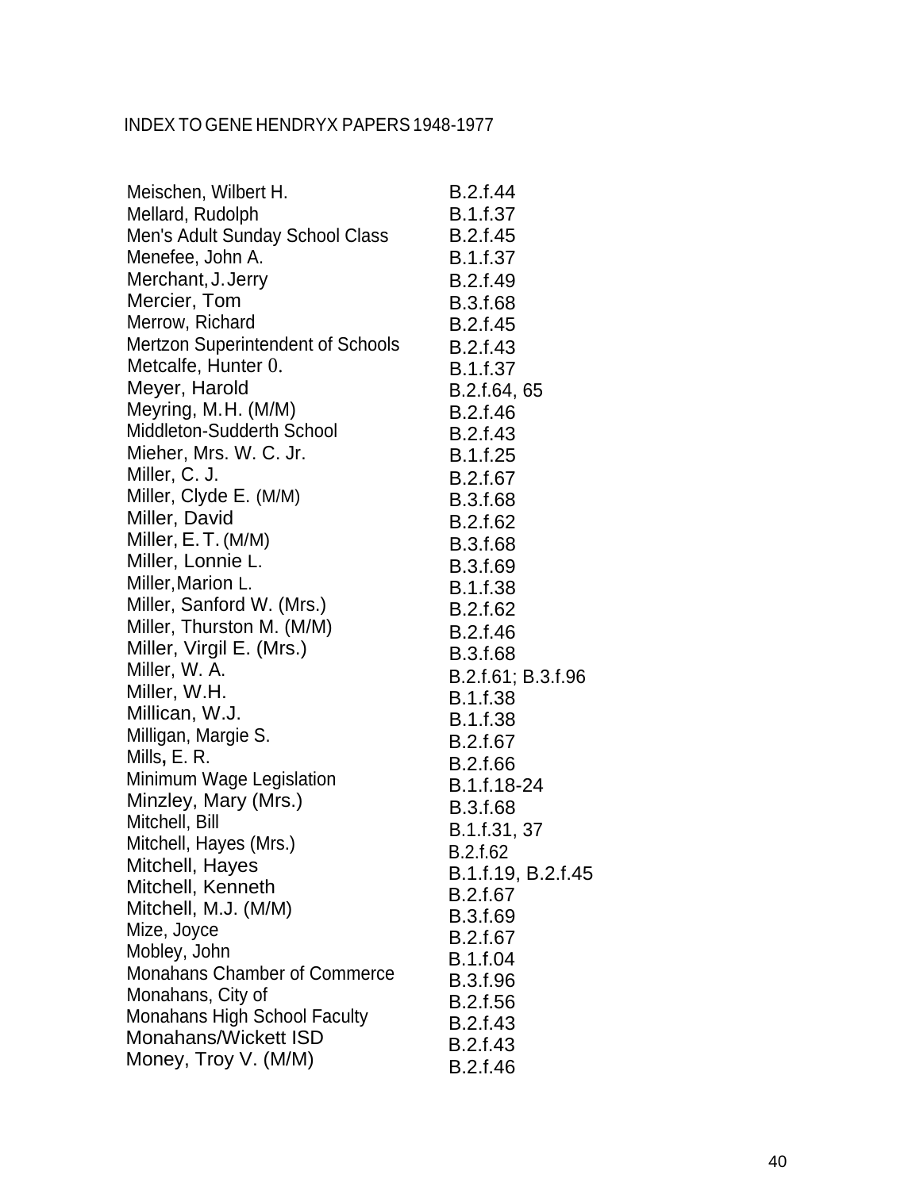INDEX TO GENE HENDRYX PAPERS 1948-1977

| | |
|---|---|
| Meischen, Wilbert H. | B.2.f.44 |
| Mellard, Rudolph | B.1.f.37 |
| Men's Adult Sunday School Class | B.2.f.45 |
| Menefee, John A. | B.1.f.37 |
| Merchant, J. Jerry | B.2.f.49 |
| Mercier, Tom | B.3.f.68 |
| Merrow, Richard | B.2.f.45 |
| Mertzon Superintendent of Schools | B.2.f.43 |
| Metcalfe, Hunter 0. | B.1.f.37 |
| Meyer, Harold | B.2.f.64, 65 |
| Meyring, M.H. (M/M) | B.2.f.46 |
| Middleton-Sudderth School | B.2.f.43 |
| Mieher, Mrs. W. C. Jr. | B.1.f.25 |
| Miller, C. J. | B.2.f.67 |
| Miller, Clyde E. (M/M) | B.3.f.68 |
| Miller, David | B.2.f.62 |
| Miller, E. T. (M/M) | B.3.f.68 |
| Miller, Lonnie L. | B.3.f.69 |
| Miller, Marion L. | B.1.f.38 |
| Miller, Sanford W. (Mrs.) | B.2.f.62 |
| Miller, Thurston M. (M/M) | B.2.f.46 |
| Miller, Virgil E. (Mrs.) | B.3.f.68 |
| Miller, W. A. | B.2.f.61; B.3.f.96 |
| Miller, W.H. | B.1.f.38 |
| Millican, W.J. | B.1.f.38 |
| Milligan, Margie S. | B.2.f.67 |
| Mills, E. R. | B.2.f.66 |
| Minimum Wage Legislation | B.1.f.18-24 |
| Minzley, Mary (Mrs.) | B.3.f.68 |
| Mitchell, Bill | B.1.f.31, 37 |
| Mitchell, Hayes (Mrs.) | B.2.f.62 |
| Mitchell, Hayes | B.1.f.19, B.2.f.45 |
| Mitchell, Kenneth | B.2.f.67 |
| Mitchell, M.J. (M/M) | B.3.f.69 |
| Mize, Joyce | B.2.f.67 |
| Mobley, John | B.1.f.04 |
| Monahans Chamber of Commerce | B.3.f.96 |
| Monahans, City of | B.2.f.56 |
| Monahans High School Faculty | B.2.f.43 |
| Monahans/Wickett ISD | B.2.f.43 |
| Money, Troy V. (M/M) | B.2.f.46 |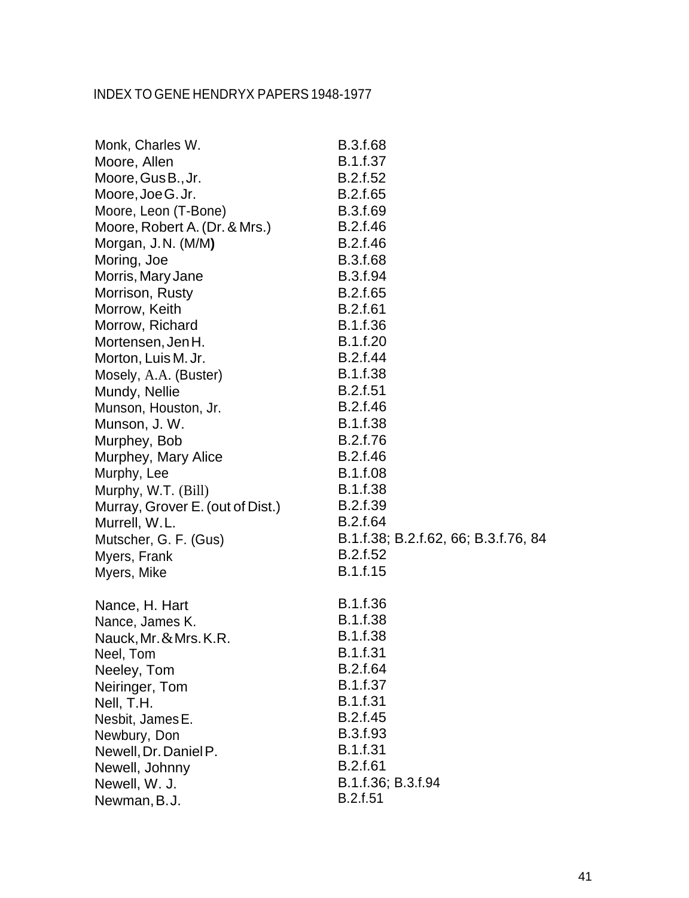INDEX TO GENE HENDRYX PAPERS 1948-1977

| | |
|---|---|
| Monk, Charles W. | B.3.f.68 |
| Moore, Allen | B.1.f.37 |
| Moore, Gus B., Jr. | B.2.f.52 |
| Moore, Joe G. Jr. | B.2.f.65 |
| Moore, Leon (T-Bone) | B.3.f.69 |
| Moore, Robert A. (Dr. & Mrs.) | B.2.f.46 |
| Morgan, J.N. (M/M) | B.2.f.46 |
| Moring, Joe | B.3.f.68 |
| Morris, Mary Jane | B.3.f.94 |
| Morrison, Rusty | B.2.f.65 |
| Morrow, Keith | B.2.f.61 |
| Morrow, Richard | B.1.f.36 |
| Mortensen, Jen H. | B.1.f.20 |
| Morton, Luis M. Jr. | B.2.f.44 |
| Mosely, A.A. (Buster) | B.1.f.38 |
| Mundy, Nellie | B.2.f.51 |
| Munson, Houston, Jr. | B.2.f.46 |
| Munson, J. W. | B.1.f.38 |
| Murphey, Bob | B.2.f.76 |
| Murphey, Mary Alice | B.2.f.46 |
| Murphy, Lee | B.1.f.08 |
| Murphy, W.T. (Bill) | B.1.f.38 |
| Murray, Grover E. (out of Dist.) | B.2.f.39 |
| Murrell, W.L. | B.2.f.64 |
| Mutscher, G. F. (Gus) | B.1.f.38; B.2.f.62, 66; B.3.f.76, 84 |
| Myers, Frank | B.2.f.52 |
| Myers, Mike | B.1.f.15 |
| | |
| Nance, H. Hart | B.1.f.36 |
| Nance, James K. | B.1.f.38 |
| Nauck, Mr. & Mrs. K.R. | B.1.f.38 |
| Neel, Tom | B.1.f.31 |
| Neeley, Tom | B.2.f.64 |
| Neiringer, Tom | B.1.f.37 |
| Nell, T.H. | B.1.f.31 |
| Nesbit, James E. | B.2.f.45 |
| Newbury, Don | B.3.f.93 |
| Newell, Dr. Daniel P. | B.1.f.31 |
| Newell, Johnny | B.2.f.61 |
| Newell, W. J. | B.1.f.36; B.3.f.94 |
| Newman, B.J. | B.2.f.51 |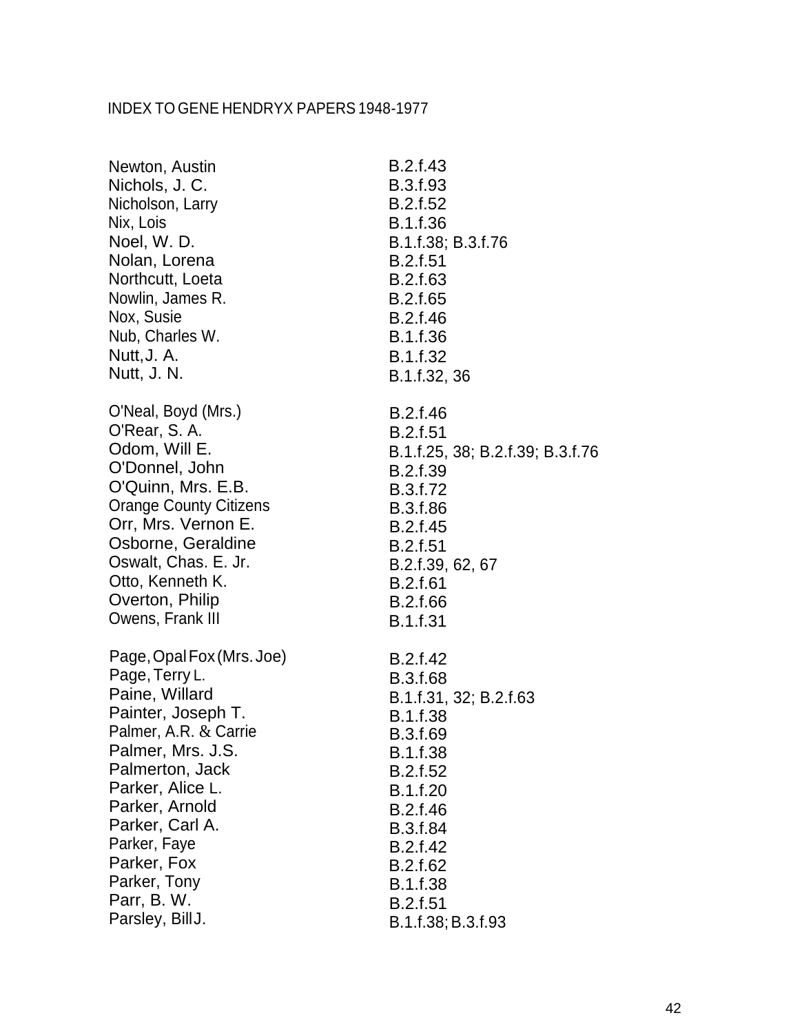INDEX TO GENE HENDRYX PAPERS 1948-1977

| | |
|---|---|
| Newton, Austin | B.2.f.43 |
| Nichols, J. C. | B.3.f.93 |
| Nicholson, Larry | B.2.f.52 |
| Nix, Lois | B.1.f.36 |
| Noel, W. D. | B.1.f.38; B.3.f.76 |
| Nolan, Lorena | B.2.f.51 |
| Northcutt, Loeta | B.2.f.63 |
| Nowlin, James R. | B.2.f.65 |
| Nox, Susie | B.2.f.46 |
| Nub, Charles W. | B.1.f.36 |
| Nutt, J. A. | B.1.f.32 |
| Nutt, J. N. | B.1.f.32, 36 |
| | |
| O'Neal, Boyd (Mrs.) | B.2.f.46 |
| O'Rear, S. A. | B.2.f.51 |
| Odom, Will E. | B.1.f.25, 38; B.2.f.39; B.3.f.76 |
| O'Donnel, John | B.2.f.39 |
| O'Quinn, Mrs. E.B. | B.3.f.72 |
| Orange County Citizens | B.3.f.86 |
| Orr, Mrs. Vernon E. | B.2.f.45 |
| Osborne, Geraldine | B.2.f.51 |
| Oswalt, Chas. E. Jr. | B.2.f.39, 62, 67 |
| Otto, Kenneth K. | B.2.f.61 |
| Overton, Philip | B.2.f.66 |
| Owens, Frank III | B.1.f.31 |
| | |
| Page, Opal Fox (Mrs. Joe) | B.2.f.42 |
| Page, Terry L. | B.3.f.68 |
| Paine, Willard | B.1.f.31, 32; B.2.f.63 |
| Painter, Joseph T. | B.1.f.38 |
| Palmer, A.R. & Carrie | B.3.f.69 |
| Palmer, Mrs. J.S. | B.1.f.38 |
| Palmerton, Jack | B.2.f.52 |
| Parker, Alice L. | B.1.f.20 |
| Parker, Arnold | B.2.f.46 |
| Parker, Carl A. | B.3.f.84 |
| Parker, Faye | B.2.f.42 |
| Parker, Fox | B.2.f.62 |
| Parker, Tony | B.1.f.38 |
| Parr, B. W. | B.2.f.51 |
| Parsley, Bill J. | B.1.f.38; B.3.f.93 |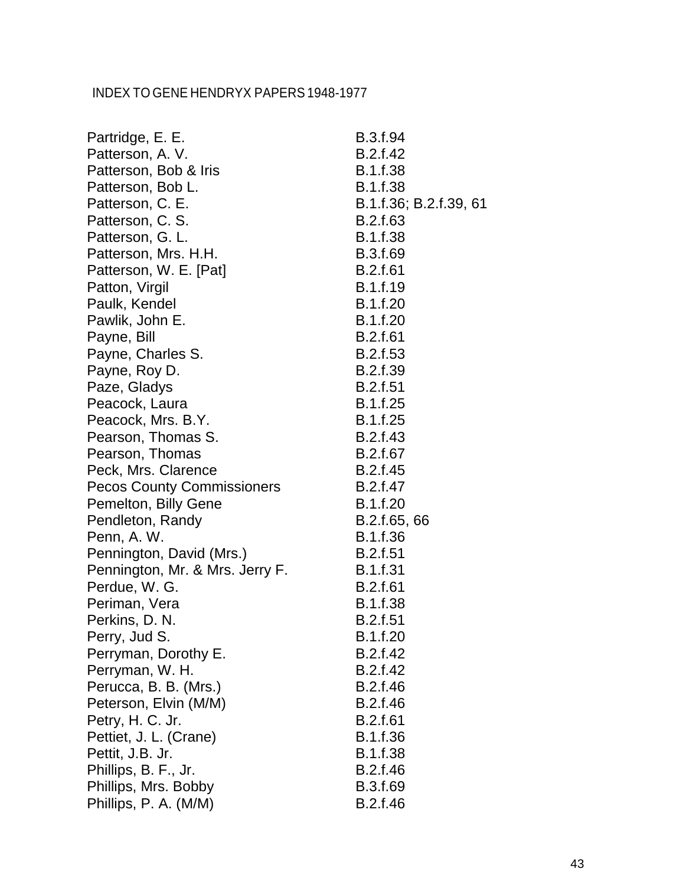INDEX TO GENE HENDRYX PAPERS 1948-1977

| | |
|---|---|
| Partridge, E. E. | B.3.f.94 |
| Patterson, A. V. | B.2.f.42 |
| Patterson, Bob & Iris | B.1.f.38 |
| Patterson, Bob L. | B.1.f.38 |
| Patterson, C. E. | B.1.f.36; B.2.f.39, 61 |
| Patterson, C. S. | B.2.f.63 |
| Patterson, G. L. | B.1.f.38 |
| Patterson, Mrs. H.H. | B.3.f.69 |
| Patterson, W. E. [Pat] | B.2.f.61 |
| Patton, Virgil | B.1.f.19 |
| Paulk, Kendel | B.1.f.20 |
| Pawlik, John E. | B.1.f.20 |
| Payne, Bill | B.2.f.61 |
| Payne, Charles S. | B.2.f.53 |
| Payne, Roy D. | B.2.f.39 |
| Paze, Gladys | B.2.f.51 |
| Peacock, Laura | B.1.f.25 |
| Peacock, Mrs. B.Y. | B.1.f.25 |
| Pearson, Thomas S. | B.2.f.43 |
| Pearson, Thomas | B.2.f.67 |
| Peck, Mrs. Clarence | B.2.f.45 |
| Pecos County Commissioners | B.2.f.47 |
| Pemelton, Billy Gene | B.1.f.20 |
| Pendleton, Randy | B.2.f.65, 66 |
| Penn, A. W. | B.1.f.36 |
| Pennington, David (Mrs.) | B.2.f.51 |
| Pennington, Mr. & Mrs. Jerry F. | B.1.f.31 |
| Perdue, W. G. | B.2.f.61 |
| Periman, Vera | B.1.f.38 |
| Perkins, D. N. | B.2.f.51 |
| Perry, Jud S. | B.1.f.20 |
| Perryman, Dorothy E. | B.2.f.42 |
| Perryman, W. H. | B.2.f.42 |
| Perucca, B. B. (Mrs.) | B.2.f.46 |
| Peterson, Elvin (M/M) | B.2.f.46 |
| Petry, H. C. Jr. | B.2.f.61 |
| Pettiet, J. L. (Crane) | B.1.f.36 |
| Pettit, J.B. Jr. | B.1.f.38 |
| Phillips, B. F., Jr. | B.2.f.46 |
| Phillips, Mrs. Bobby | B.3.f.69 |
| Phillips, P. A. (M/M) | B.2.f.46 |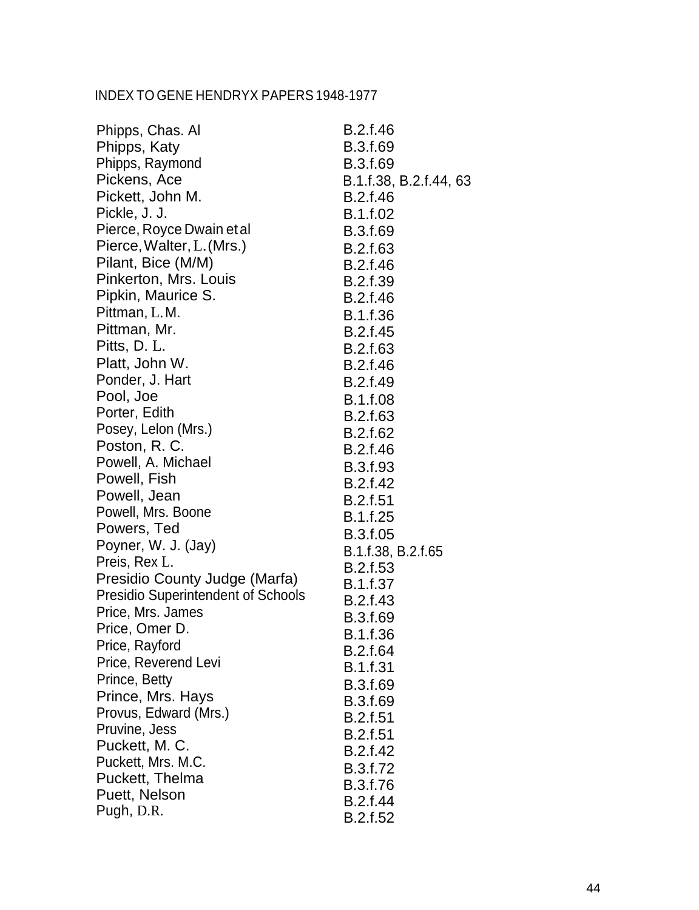INDEX TO GENE HENDRYX PAPERS 1948-1977

| | |
|---|---|
| Phipps, Chas. Al | B.2.f.46 |
| Phipps, Katy | B.3.f.69 |
| Phipps, Raymond | B.3.f.69 |
| Pickens, Ace | B.1.f.38, B.2.f.44, 63 |
| Pickett, John M. | B.2.f.46 |
| Pickle, J. J. | B.1.f.02 |
| Pierce, Royce Dwain et al | B.3.f.69 |
| Pierce, Walter, L. (Mrs.) | B.2.f.63 |
| Pilant, Bice (M/M) | B.2.f.46 |
| Pinkerton, Mrs. Louis | B.2.f.39 |
| Pipkin, Maurice S. | B.2.f.46 |
| Pittman, L. M. | B.1.f.36 |
| Pittman, Mr. | B.2.f.45 |
| Pitts, D. L. | B.2.f.63 |
| Platt, John W. | B.2.f.46 |
| Ponder, J. Hart | B.2.f.49 |
| Pool, Joe | B.1.f.08 |
| Porter, Edith | B.2.f.63 |
| Posey, Lelon (Mrs.) | B.2.f.62 |
| Poston, R. C. | B.2.f.46 |
| Powell, A. Michael | B.3.f.93 |
| Powell, Fish | B.2.f.42 |
| Powell, Jean | B.2.f.51 |
| Powell, Mrs. Boone | B.1.f.25 |
| Powers, Ted | B.3.f.05 |
| Poyner, W. J. (Jay) | B.1.f.38, B.2.f.65 |
| Preis, Rex L. | B.2.f.53 |
| Presidio County Judge (Marfa) | B.1.f.37 |
| Presidio Superintendent of Schools | B.2.f.43 |
| Price, Mrs. James | B.3.f.69 |
| Price, Omer D. | B.1.f.36 |
| Price, Rayford | B.2.f.64 |
| Price, Reverend Levi | B.1.f.31 |
| Prince, Betty | B.3.f.69 |
| Prince, Mrs. Hays | B.3.f.69 |
| Provus, Edward (Mrs.) | B.2.f.51 |
| Pruvine, Jess | B.2.f.51 |
| Puckett, M. C. | B.2.f.42 |
| Puckett, Mrs. M.C. | B.3.f.72 |
| Puckett, Thelma | B.3.f.76 |
| Puett, Nelson | B.2.f.44 |
| Pugh, D.R. | B.2.f.52 |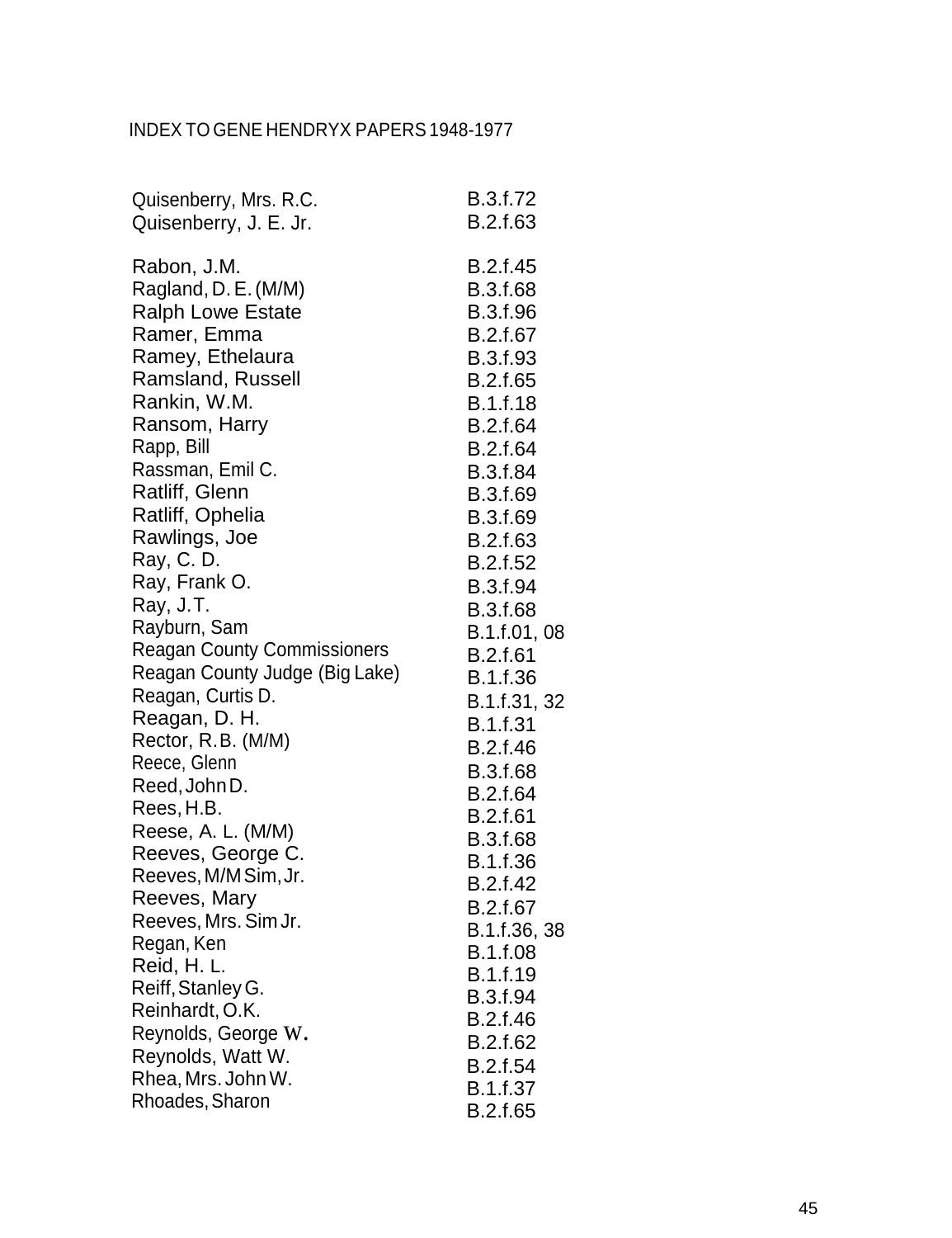INDEX TO GENE HENDRYX PAPERS 1948-1977

| | |
|---|---|
| Quisenberry, Mrs. R.C. | B.3.f.72 |
| Quisenberry, J. E. Jr. | B.2.f.63 |
| | |
| Rabon, J.M. | B.2.f.45 |
| Ragland, D. E. (M/M) | B.3.f.68 |
| Ralph Lowe Estate | B.3.f.96 |
| Ramer, Emma | B.2.f.67 |
| Ramey, Ethelaura | B.3.f.93 |
| Ramsland, Russell | B.2.f.65 |
| Rankin, W.M. | B.1.f.18 |
| Ransom, Harry | B.2.f.64 |
| Rapp, Bill | B.2.f.64 |
| Rassman, Emil C. | B.3.f.84 |
| Ratliff, Glenn | B.3.f.69 |
| Ratliff, Ophelia | B.3.f.69 |
| Rawlings, Joe | B.2.f.63 |
| Ray, C. D. | B.2.f.52 |
| Ray, Frank O. | B.3.f.94 |
| Ray, J.T. | B.3.f.68 |
| Rayburn, Sam | B.1.f.01, 08 |
| Reagan County Commissioners | B.2.f.61 |
| Reagan County Judge (Big Lake) | B.1.f.36 |
| Reagan, Curtis D. | B.1.f.31, 32 |
| Reagan, D. H. | B.1.f.31 |
| Rector, R.B. (M/M) | B.2.f.46 |
| Reece, Glenn | B.3.f.68 |
| Reed, John D. | B.2.f.64 |
| Rees, H.B. | B.2.f.61 |
| Reese, A. L. (M/M) | B.3.f.68 |
| Reeves, George C. | B.1.f.36 |
| Reeves, M/M Sim, Jr. | B.2.f.42 |
| Reeves, Mary | B.2.f.67 |
| Reeves, Mrs. Sim Jr. | B.1.f.36, 38 |
| Regan, Ken | B.1.f.08 |
| Reid, H. L. | B.1.f.19 |
| Reiff, Stanley G. | B.3.f.94 |
| Reinhardt, O.K. | B.2.f.46 |
| Reynolds, George W. | B.2.f.62 |
| Reynolds, Watt W. | B.2.f.54 |
| Rhea, Mrs. John W. | B.1.f.37 |
| Rhoades, Sharon | B.2.f.65 |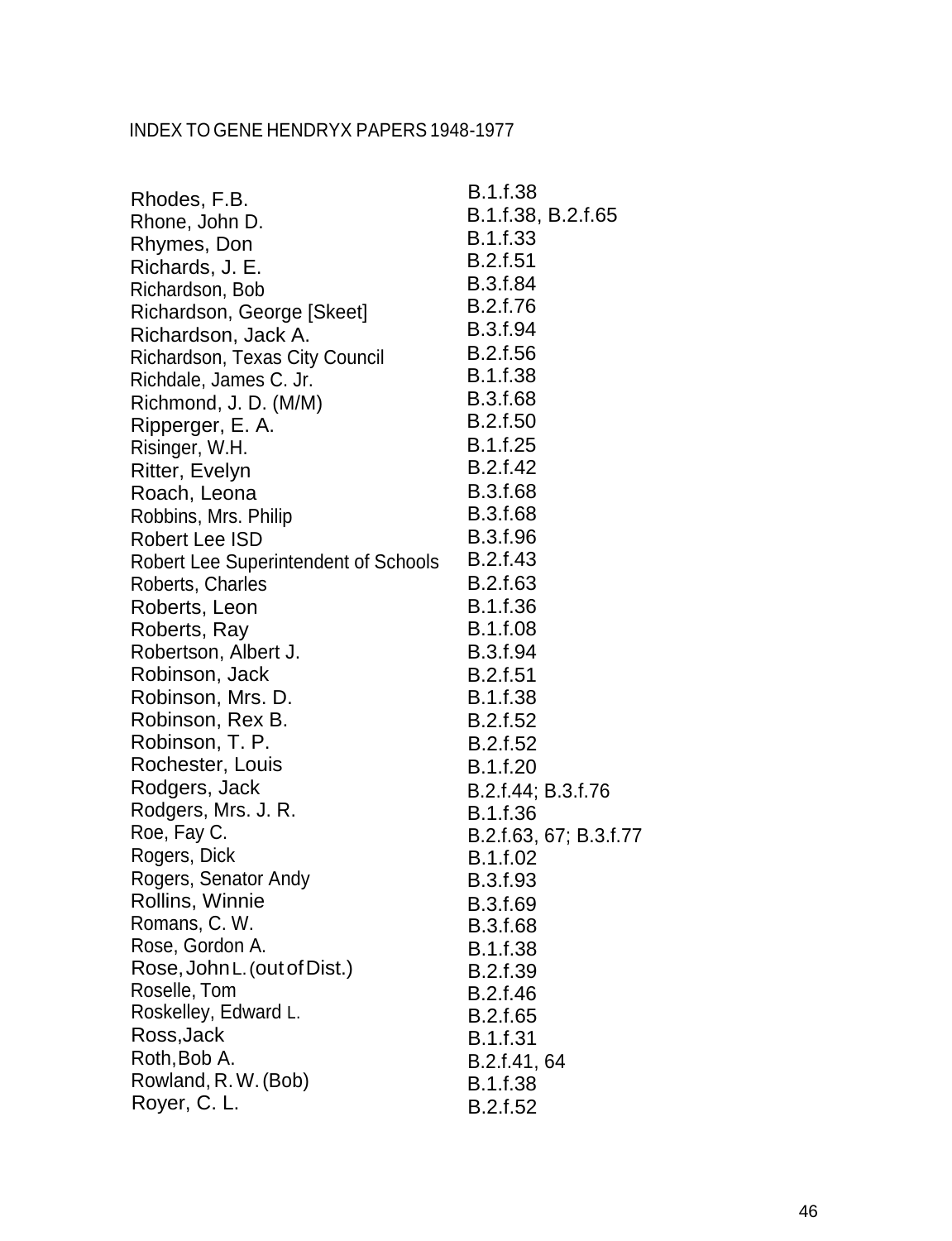INDEX TO GENE HENDRYX PAPERS 1948-1977

| | |
|---|---|
| Rhodes, F.B. | B.1.f.38 |
| Rhone, John D. | B.1.f.38, B.2.f.65 |
| Rhymes, Don | B.1.f.33 |
| Richards, J. E. | B.2.f.51 |
| Richardson, Bob | B.3.f.84 |
| Richardson, George [Skeet] | B.2.f.76 |
| Richardson, Jack A. | B.3.f.94 |
| Richardson, Texas City Council | B.2.f.56 |
| Richdale, James C. Jr. | B.1.f.38 |
| Richmond, J. D. (M/M) | B.3.f.68 |
| Ripperger, E. A. | B.2.f.50 |
| Risinger, W.H. | B.1.f.25 |
| Ritter, Evelyn | B.2.f.42 |
| Roach, Leona | B.3.f.68 |
| Robbins, Mrs. Philip | B.3.f.68 |
| Robert Lee ISD | B.3.f.96 |
| Robert Lee Superintendent of Schools | B.2.f.43 |
| Roberts, Charles | B.2.f.63 |
| Roberts, Leon | B.1.f.36 |
| Roberts, Ray | B.1.f.08 |
| Robertson, Albert J. | B.3.f.94 |
| Robinson, Jack | B.2.f.51 |
| Robinson, Mrs. D. | B.1.f.38 |
| Robinson, Rex B. | B.2.f.52 |
| Robinson, T. P. | B.2.f.52 |
| Rochester, Louis | B.1.f.20 |
| Rodgers, Jack | B.2.f.44; B.3.f.76 |
| Rodgers, Mrs. J. R. | B.1.f.36 |
| Roe, Fay C. | B.2.f.63, 67; B.3.f.77 |
| Rogers, Dick | B.1.f.02 |
| Rogers, Senator Andy | B.3.f.93 |
| Rollins, Winnie | B.3.f.69 |
| Romans, C. W. | B.3.f.68 |
| Rose, Gordon A. | B.1.f.38 |
| Rose, John L. (out of Dist.) | B.2.f.39 |
| Roselle, Tom | B.2.f.46 |
| Roskelley, Edward L. | B.2.f.65 |
| Ross, Jack | B.1.f.31 |
| Roth, Bob A. | B.2.f.41, 64 |
| Rowland, R. W. (Bob) | B.1.f.38 |
| Royer, C. L. | B.2.f.52 |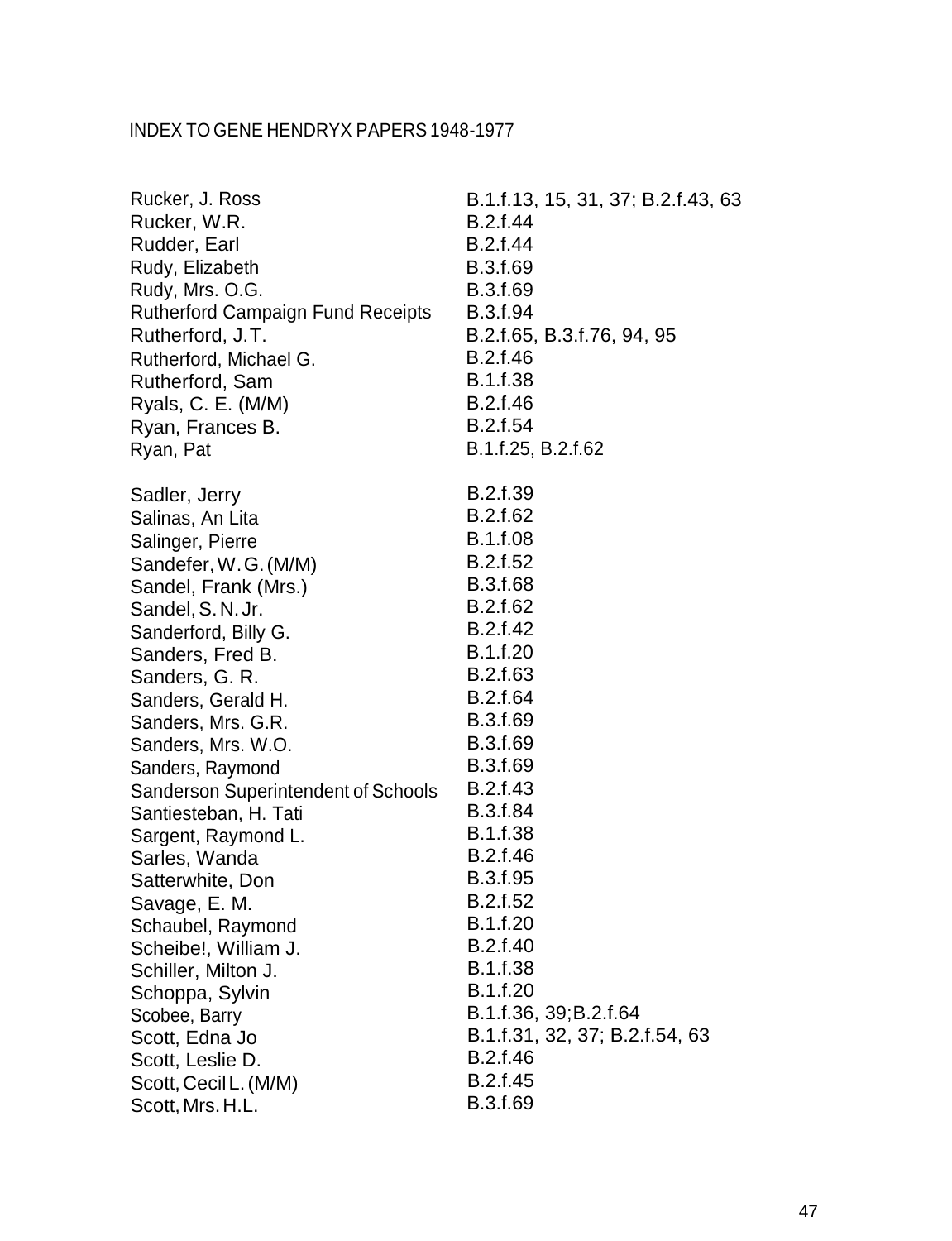INDEX TO GENE HENDRYX PAPERS 1948-1977

| | |
|---|---|
| Rucker, J. Ross | B.1.f.13, 15, 31, 37; B.2.f.43, 63 |
| Rucker, W.R. | B.2.f.44 |
| Rudder, Earl | B.2.f.44 |
| Rudy, Elizabeth | B.3.f.69 |
| Rudy, Mrs. O.G. | B.3.f.69 |
| Rutherford Campaign Fund Receipts | B.3.f.94 |
| Rutherford, J.T. | B.2.f.65, B.3.f.76, 94, 95 |
| Rutherford, Michael G. | B.2.f.46 |
| Rutherford, Sam | B.1.f.38 |
| Ryals, C. E. (M/M) | B.2.f.46 |
| Ryan, Frances B. | B.2.f.54 |
| Ryan, Pat | B.1.f.25, B.2.f.62 |
| | |
| Sadler, Jerry | B.2.f.39 |
| Salinas, An Lita | B.2.f.62 |
| Salinger, Pierre | B.1.f.08 |
| Sandefer, W.G. (M/M) | B.2.f.52 |
| Sandel, Frank (Mrs.) | B.3.f.68 |
| Sandel, S. N. Jr. | B.2.f.62 |
| Sanderford, Billy G. | B.2.f.42 |
| Sanders, Fred B. | B.1.f.20 |
| Sanders, G. R. | B.2.f.63 |
| Sanders, Gerald H. | B.2.f.64 |
| Sanders, Mrs. G.R. | B.3.f.69 |
| Sanders, Mrs. W.O. | B.3.f.69 |
| Sanders, Raymond | B.3.f.69 |
| Sanderson Superintendent of Schools | B.2.f.43 |
| Santiesteban, H. Tati | B.3.f.84 |
| Sargent, Raymond L. | B.1.f.38 |
| Sarles, Wanda | B.2.f.46 |
| Satterwhite, Don | B.3.f.95 |
| Savage, E. M. | B.2.f.52 |
| Schaubel, Raymond | B.1.f.20 |
| Scheibe!, William J. | B.2.f.40 |
| Schiller, Milton J. | B.1.f.38 |
| Schoppa, Sylvin | B.1.f.20 |
| Scobee, Barry | B.1.f.36, 39;B.2.f.64 |
| Scott, Edna Jo | B.1.f.31, 32, 37; B.2.f.54, 63 |
| Scott, Leslie D. | B.2.f.46 |
| Scott, Cecil L. (M/M) | B.2.f.45 |
| Scott, Mrs. H.L. | B.3.f.69 |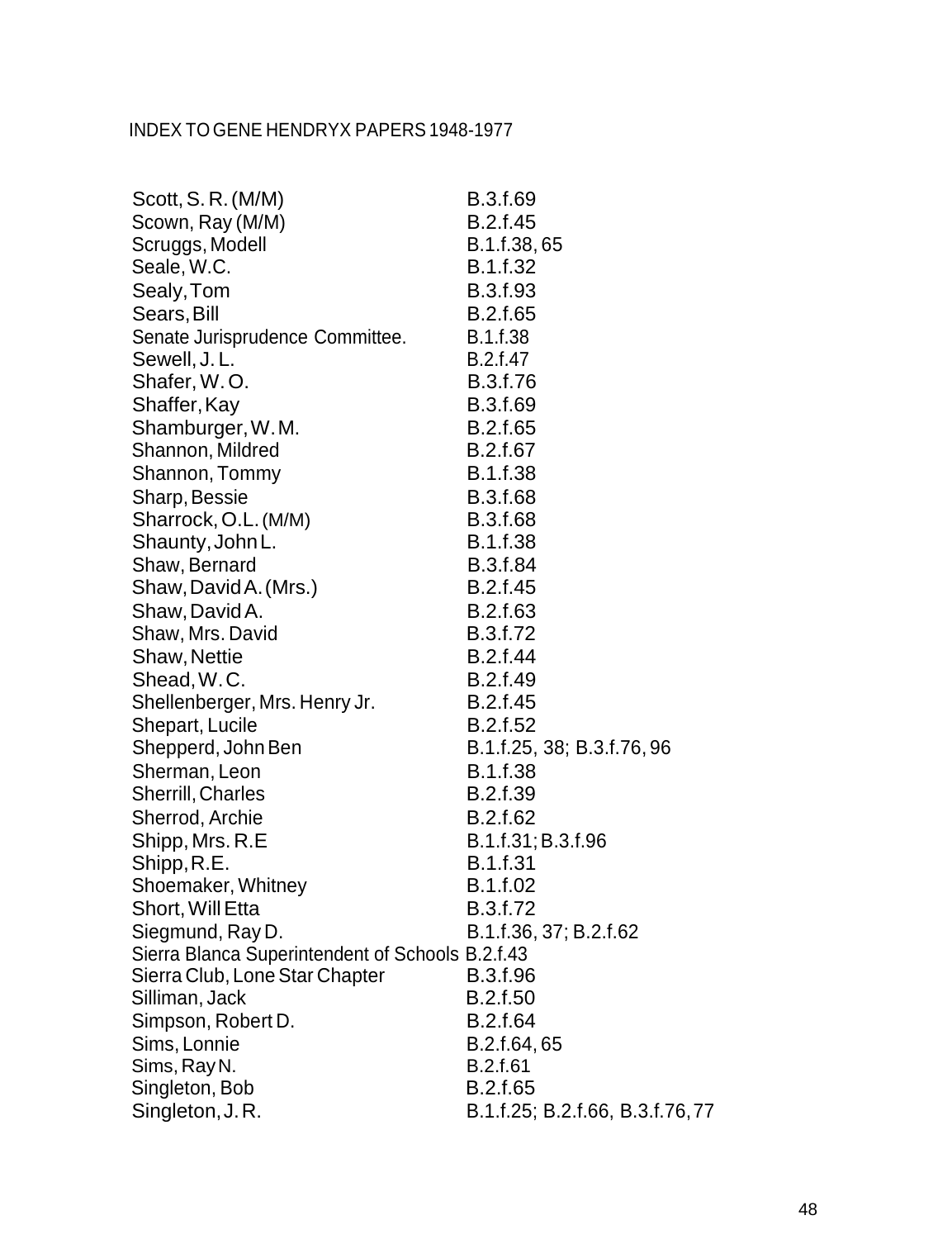INDEX TO GENE HENDRYX PAPERS 1948-1977

| | |
|---|---|
| Scott, S. R. (M/M) | B.3.f.69 |
| Scown, Ray (M/M) | B.2.f.45 |
| Scruggs, Modell | B.1.f.38, 65 |
| Seale, W.C. | B.1.f.32 |
| Sealy, Tom | B.3.f.93 |
| Sears, Bill | B.2.f.65 |
| Senate Jurisprudence Committee. | B.1.f.38 |
| Sewell, J. L. | B.2.f.47 |
| Shafer, W. O. | B.3.f.76 |
| Shaffer, Kay | B.3.f.69 |
| Shamburger, W. M. | B.2.f.65 |
| Shannon, Mildred | B.2.f.67 |
| Shannon, Tommy | B.1.f.38 |
| Sharp, Bessie | B.3.f.68 |
| Sharrock, O.L. (M/M) | B.3.f.68 |
| Shaunty, John L. | B.1.f.38 |
| Shaw, Bernard | B.3.f.84 |
| Shaw, David A. (Mrs.) | B.2.f.45 |
| Shaw, David A. | B.2.f.63 |
| Shaw, Mrs. David | B.3.f.72 |
| Shaw, Nettie | B.2.f.44 |
| Shead, W. C. | B.2.f.49 |
| Shellenberger, Mrs. Henry Jr. | B.2.f.45 |
| Shepart, Lucile | B.2.f.52 |
| Shepperd, John Ben | B.1.f.25, 38; B.3.f.76, 96 |
| Sherman, Leon | B.1.f.38 |
| Sherrill, Charles | B.2.f.39 |
| Sherrod, Archie | B.2.f.62 |
| Shipp, Mrs. R.E | B.1.f.31; B.3.f.96 |
| Shipp, R.E. | B.1.f.31 |
| Shoemaker, Whitney | B.1.f.02 |
| Short, Will Etta | B.3.f.72 |
| Siegmund, Ray D. | B.1.f.36, 37; B.2.f.62 |
| Sierra Blanca Superintendent of Schools | B.2.f.43 |
| Sierra Club, Lone Star Chapter | B.3.f.96 |
| Silliman, Jack | B.2.f.50 |
| Simpson, Robert D. | B.2.f.64 |
| Sims, Lonnie | B.2.f.64, 65 |
| Sims, Ray N. | B.2.f.61 |
| Singleton, Bob | B.2.f.65 |
| Singleton, J. R. | B.1.f.25; B.2.f.66, B.3.f.76, 77 |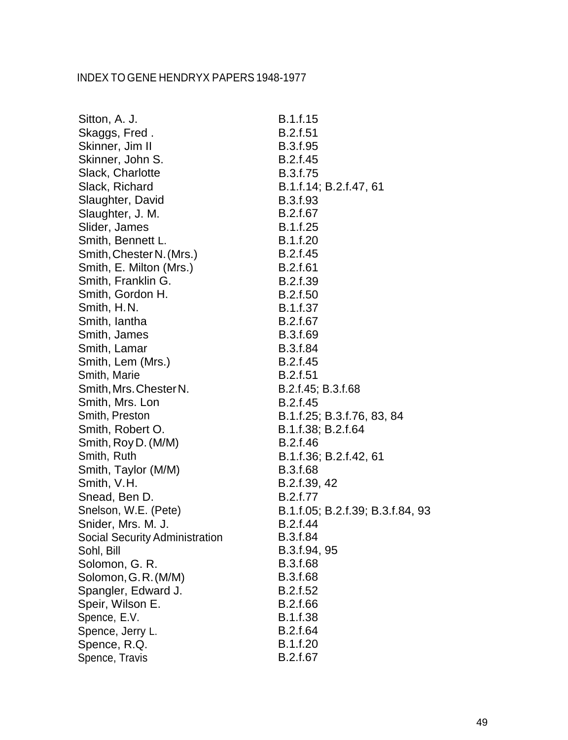INDEX TO GENE HENDRYX PAPERS 1948-1977

| | |
|---|---|
| Sitton, A. J. | B.1.f.15 |
| Skaggs, Fred . | B.2.f.51 |
| Skinner, Jim II | B.3.f.95 |
| Skinner, John S. | B.2.f.45 |
| Slack, Charlotte | B.3.f.75 |
| Slack, Richard | B.1.f.14; B.2.f.47, 61 |
| Slaughter, David | B.3.f.93 |
| Slaughter, J. M. | B.2.f.67 |
| Slider, James | B.1.f.25 |
| Smith, Bennett L. | B.1.f.20 |
| Smith, Chester N. (Mrs.) | B.2.f.45 |
| Smith, E. Milton (Mrs.) | B.2.f.61 |
| Smith, Franklin G. | B.2.f.39 |
| Smith, Gordon H. | B.2.f.50 |
| Smith, H. N. | B.1.f.37 |
| Smith, Iantha | B.2.f.67 |
| Smith, James | B.3.f.69 |
| Smith, Lamar | B.3.f.84 |
| Smith, Lem (Mrs.) | B.2.f.45 |
| Smith, Marie | B.2.f.51 |
| Smith, Mrs. Chester N. | B.2.f.45; B.3.f.68 |
| Smith, Mrs. Lon | B.2.f.45 |
| Smith, Preston | B.1.f.25; B.3.f.76, 83, 84 |
| Smith, Robert O. | B.1.f.38; B.2.f.64 |
| Smith, Roy D. (M/M) | B.2.f.46 |
| Smith, Ruth | B.1.f.36; B.2.f.42, 61 |
| Smith, Taylor (M/M) | B.3.f.68 |
| Smith, V.H. | B.2.f.39, 42 |
| Snead, Ben D. | B.2.f.77 |
| Snelson, W.E. (Pete) | B.1.f.05; B.2.f.39; B.3.f.84, 93 |
| Snider, Mrs. M. J. | B.2.f.44 |
| Social Security Administration | B.3.f.84 |
| Sohl, Bill | B.3.f.94, 95 |
| Solomon, G. R. | B.3.f.68 |
| Solomon, G. R. (M/M) | B.3.f.68 |
| Spangler, Edward J. | B.2.f.52 |
| Speir, Wilson E. | B.2.f.66 |
| Spence, E.V. | B.1.f.38 |
| Spence, Jerry L. | B.2.f.64 |
| Spence, R.Q. | B.1.f.20 |
| Spence, Travis | B.2.f.67 |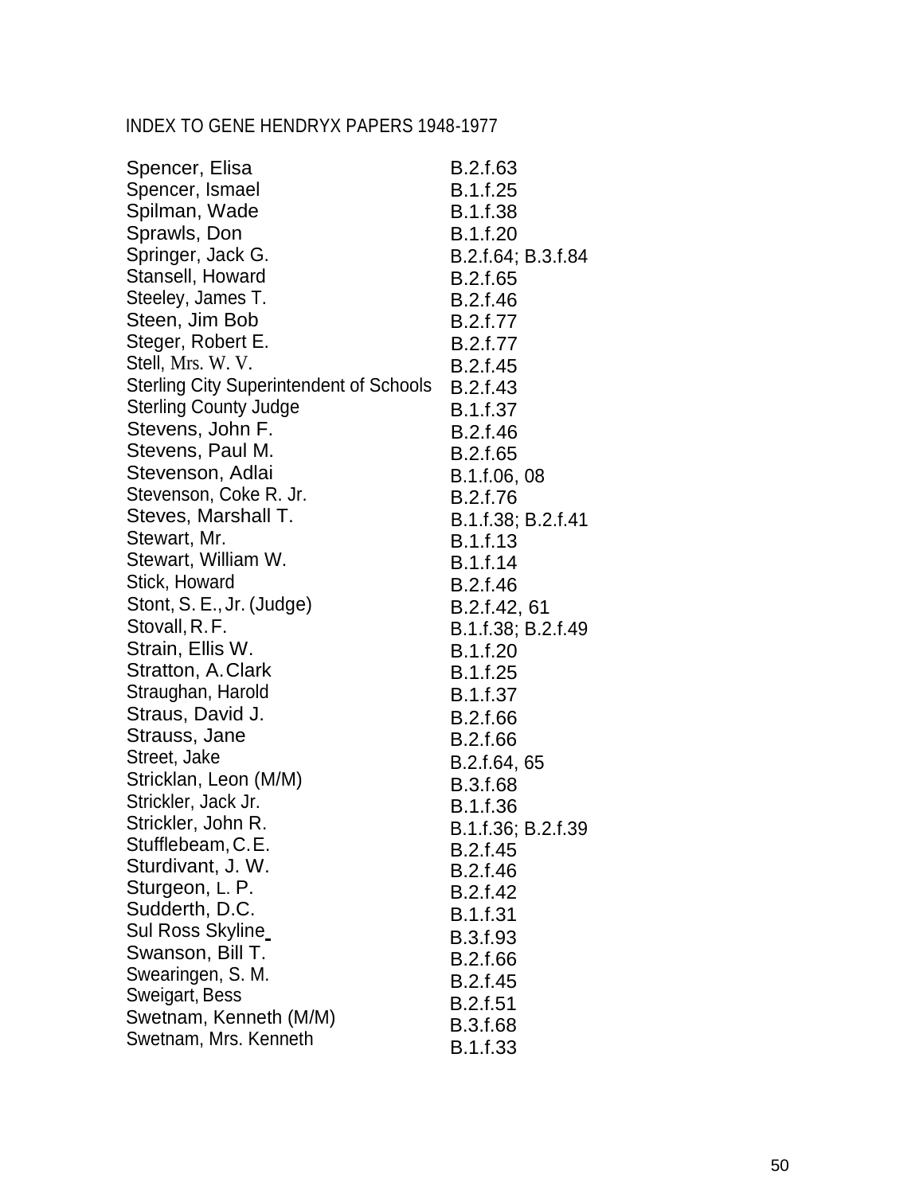INDEX TO GENE HENDRYX PAPERS 1948-1977

| | |
|---|---|
| Spencer, Elisa | B.2.f.63 |
| Spencer, Ismael | B.1.f.25 |
| Spilman, Wade | B.1.f.38 |
| Sprawls, Don | B.1.f.20 |
| Springer, Jack G. | B.2.f.64; B.3.f.84 |
| Stansell, Howard | B.2.f.65 |
| Steeley, James T. | B.2.f.46 |
| Steen, Jim Bob | B.2.f.77 |
| Steger, Robert E. | B.2.f.77 |
| Stell, Mrs. W. V. | B.2.f.45 |
| Sterling City Superintendent of Schools | B.2.f.43 |
| Sterling County Judge | B.1.f.37 |
| Stevens, John F. | B.2.f.46 |
| Stevens, Paul M. | B.2.f.65 |
| Stevenson, Adlai | B.1.f.06, 08 |
| Stevenson, Coke R. Jr. | B.2.f.76 |
| Steves, Marshall T. | B.1.f.38; B.2.f.41 |
| Stewart, Mr. | B.1.f.13 |
| Stewart, William W. | B.1.f.14 |
| Stick, Howard | B.2.f.46 |
| Stont, S. E., Jr. (Judge) | B.2.f.42, 61 |
| Stovall, R. F. | B.1.f.38; B.2.f.49 |
| Strain, Ellis W. | B.1.f.20 |
| Stratton, A. Clark | B.1.f.25 |
| Straughan, Harold | B.1.f.37 |
| Straus, David J. | B.2.f.66 |
| Strauss, Jane | B.2.f.66 |
| Street, Jake | B.2.f.64, 65 |
| Stricklan, Leon (M/M) | B.3.f.68 |
| Strickler, Jack Jr. | B.1.f.36 |
| Strickler, John R. | B.1.f.36; B.2.f.39 |
| Stufflebeam, C. E. | B.2.f.45 |
| Sturdivant, J. W. | B.2.f.46 |
| Sturgeon, L. P. | B.2.f.42 |
| Sudderth, D.C. | B.1.f.31 |
| Sul Ross Skyline | B.3.f.93 |
| Swanson, Bill T. | B.2.f.66 |
| Swearingen, S. M. | B.2.f.45 |
| Sweigart, Bess | B.2.f.51 |
| Swetnam, Kenneth (M/M) | B.3.f.68 |
| Swetnam, Mrs. Kenneth | B.1.f.33 |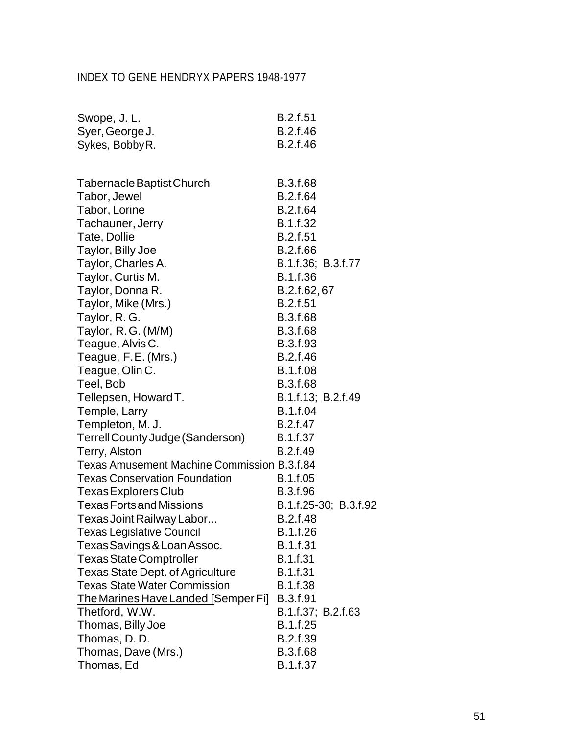INDEX TO GENE HENDRYX PAPERS 1948-1977

| | |
|---|---|
| Swope, J. L. | B.2.f.51 |
| Syer, George J. | B.2.f.46 |
| Sykes, Bobby R. | B.2.f.46 |
| | |
| Tabernacle Baptist Church | B.3.f.68 |
| Tabor, Jewel | B.2.f.64 |
| Tabor, Lorine | B.2.f.64 |
| Tachauner, Jerry | B.1.f.32 |
| Tate, Dollie | B.2.f.51 |
| Taylor, Billy Joe | B.2.f.66 |
| Taylor, Charles A. | B.1.f.36; B.3.f.77 |
| Taylor, Curtis M. | B.1.f.36 |
| Taylor, Donna R. | B.2.f.62, 67 |
| Taylor, Mike (Mrs.) | B.2.f.51 |
| Taylor, R. G. | B.3.f.68 |
| Taylor, R. G. (M/M) | B.3.f.68 |
| Teague, Alvis C. | B.3.f.93 |
| Teague, F.E. (Mrs.) | B.2.f.46 |
| Teague, Olin C. | B.1.f.08 |
| Teel, Bob | B.3.f.68 |
| Tellepsen, Howard T. | B.1.f.13; B.2.f.49 |
| Temple, Larry | B.1.f.04 |
| Templeton, M. J. | B.2.f.47 |
| Terrell County Judge (Sanderson) | B.1.f.37 |
| Terry, Alston | B.2.f.49 |
| Texas Amusement Machine Commission | B.3.f.84 |
| Texas Conservation Foundation | B.1.f.05 |
| Texas Explorers Club | B.3.f.96 |
| Texas Forts and Missions | B.1.f.25-30; B.3.f.92 |
| Texas Joint Railway Labor... | B.2.f.48 |
| Texas Legislative Council | B.1.f.26 |
| Texas Savings & Loan Assoc. | B.1.f.31 |
| Texas State Comptroller | B.1.f.31 |
| Texas State Dept. of Agriculture | B.1.f.31 |
| Texas State Water Commission | B.1.f.38 |
| <u>The Marines Have Landed</u> [Semper Fi] | B.3.f.91 |
| Thetford, W.W. | B.1.f.37; B.2.f.63 |
| Thomas, Billy Joe | B.1.f.25 |
| Thomas, D. D. | B.2.f.39 |
| Thomas, Dave (Mrs.) | B.3.f.68 |
| Thomas, Ed | B.1.f.37 |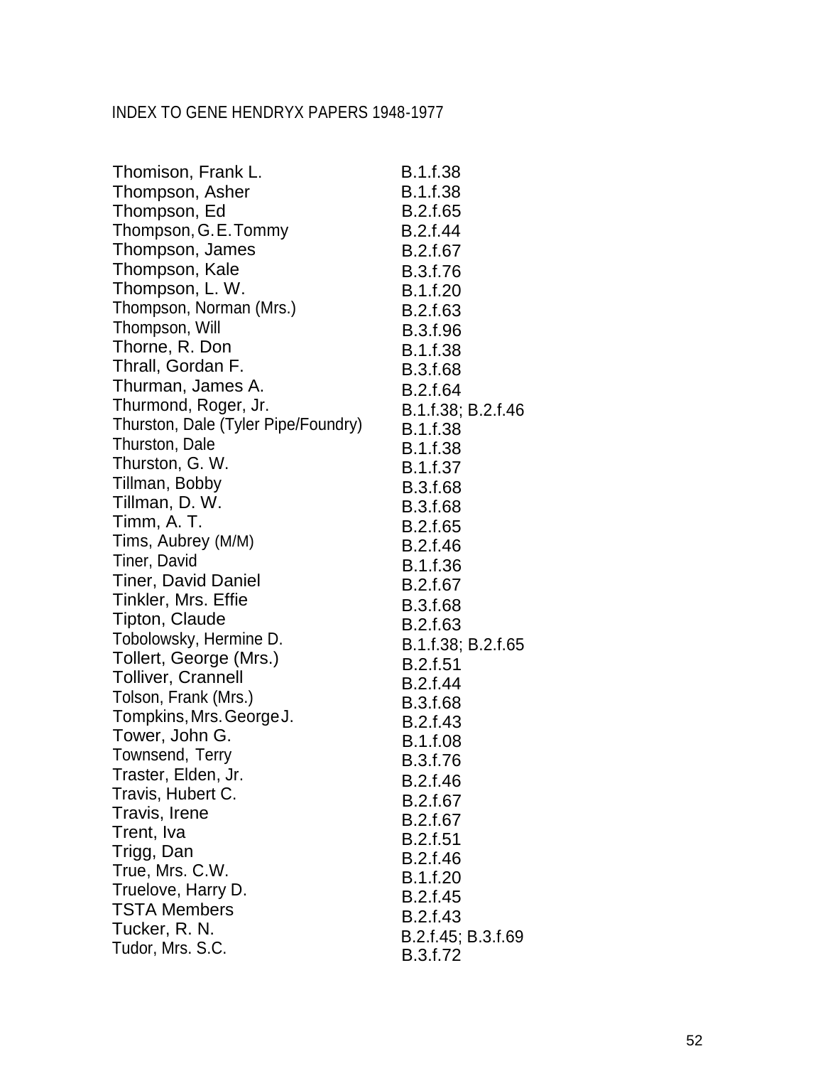INDEX TO GENE HENDRYX PAPERS 1948-1977

| | |
|---|---|
| Thomison, Frank L. | B.1.f.38 |
| Thompson, Asher | B.1.f.38 |
| Thompson, Ed | B.2.f.65 |
| Thompson, G. E. Tommy | B.2.f.44 |
| Thompson, James | B.2.f.67 |
| Thompson, Kale | B.3.f.76 |
| Thompson, L. W. | B.1.f.20 |
| Thompson, Norman (Mrs.) | B.2.f.63 |
| Thompson, Will | B.3.f.96 |
| Thorne, R. Don | B.1.f.38 |
| Thrall, Gordan F. | B.3.f.68 |
| Thurman, James A. | B.2.f.64 |
| Thurmond, Roger, Jr. | B.1.f.38; B.2.f.46 |
| Thurston, Dale (Tyler Pipe/Foundry) | B.1.f.38 |
| Thurston, Dale | B.1.f.38 |
| Thurston, G. W. | B.1.f.37 |
| Tillman, Bobby | B.3.f.68 |
| Tillman, D. W. | B.3.f.68 |
| Timm, A. T. | B.2.f.65 |
| Tims, Aubrey (M/M) | B.2.f.46 |
| Tiner, David | B.1.f.36 |
| Tiner, David Daniel | B.2.f.67 |
| Tinkler, Mrs. Effie | B.3.f.68 |
| Tipton, Claude | B.2.f.63 |
| Tobolowsky, Hermine D. | B.1.f.38; B.2.f.65 |
| Tollert, George (Mrs.) | B.2.f.51 |
| Tolliver, Crannell | B.2.f.44 |
| Tolson, Frank (Mrs.) | B.3.f.68 |
| Tompkins, Mrs. George J. | B.2.f.43 |
| Tower, John G. | B.1.f.08 |
| Townsend, Terry | B.3.f.76 |
| Traster, Elden, Jr. | B.2.f.46 |
| Travis, Hubert C. | B.2.f.67 |
| Travis, Irene | B.2.f.67 |
| Trent, Iva | B.2.f.51 |
| Trigg, Dan | B.2.f.46 |
| True, Mrs. C.W. | B.1.f.20 |
| Truelove, Harry D. | B.2.f.45 |
| TSTA Members | B.2.f.43 |
| Tucker, R. N. | B.2.f.45; B.3.f.69 |
| Tudor, Mrs. S.C. | B.3.f.72 |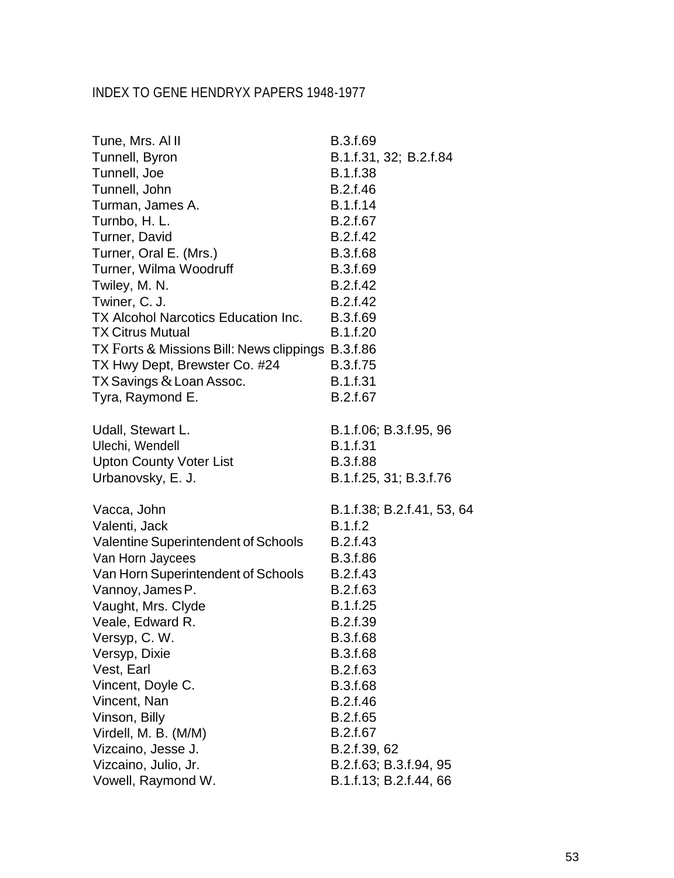INDEX TO GENE HENDRYX PAPERS 1948-1977

| | |
|---|---|
| Tune, Mrs. Al II | B.3.f.69 |
| Tunnell, Byron | B.1.f.31, 32; B.2.f.84 |
| Tunnell, Joe | B.1.f.38 |
| Tunnell, John | B.2.f.46 |
| Turman, James A. | B.1.f.14 |
| Turnbo, H. L. | B.2.f.67 |
| Turner, David | B.2.f.42 |
| Turner, Oral E. (Mrs.) | B.3.f.68 |
| Turner, Wilma Woodruff | B.3.f.69 |
| Twiley, M. N. | B.2.f.42 |
| Twiner, C. J. | B.2.f.42 |
| TX Alcohol Narcotics Education Inc. | B.3.f.69 |
| TX Citrus Mutual | B.1.f.20 |
| TX Forts & Missions Bill: News clippings | B.3.f.86 |
| TX Hwy Dept, Brewster Co. #24 | B.3.f.75 |
| TX Savings & Loan Assoc. | B.1.f.31 |
| Tyra, Raymond E. | B.2.f.67 |
| | |
| Udall, Stewart L. | B.1.f.06; B.3.f.95, 96 |
| Ulechi, Wendell | B.1.f.31 |
| Upton County Voter List | B.3.f.88 |
| Urbanovsky, E. J. | B.1.f.25, 31; B.3.f.76 |
| | |
| Vacca, John | B.1.f.38; B.2.f.41, 53, 64 |
| Valenti, Jack | B.1.f.2 |
| Valentine Superintendent of Schools | B.2.f.43 |
| Van Horn Jaycees | B.3.f.86 |
| Van Horn Superintendent of Schools | B.2.f.43 |
| Vannoy, James P. | B.2.f.63 |
| Vaught, Mrs. Clyde | B.1.f.25 |
| Veale, Edward R. | B.2.f.39 |
| Versyp, C. W. | B.3.f.68 |
| Versyp, Dixie | B.3.f.68 |
| Vest, Earl | B.2.f.63 |
| Vincent, Doyle C. | B.3.f.68 |
| Vincent, Nan | B.2.f.46 |
| Vinson, Billy | B.2.f.65 |
| Virdell, M. B. (M/M) | B.2.f.67 |
| Vizcaino, Jesse J. | B.2.f.39, 62 |
| Vizcaino, Julio, Jr. | B.2.f.63; B.3.f.94, 95 |
| Vowell, Raymond W. | B.1.f.13; B.2.f.44, 66 |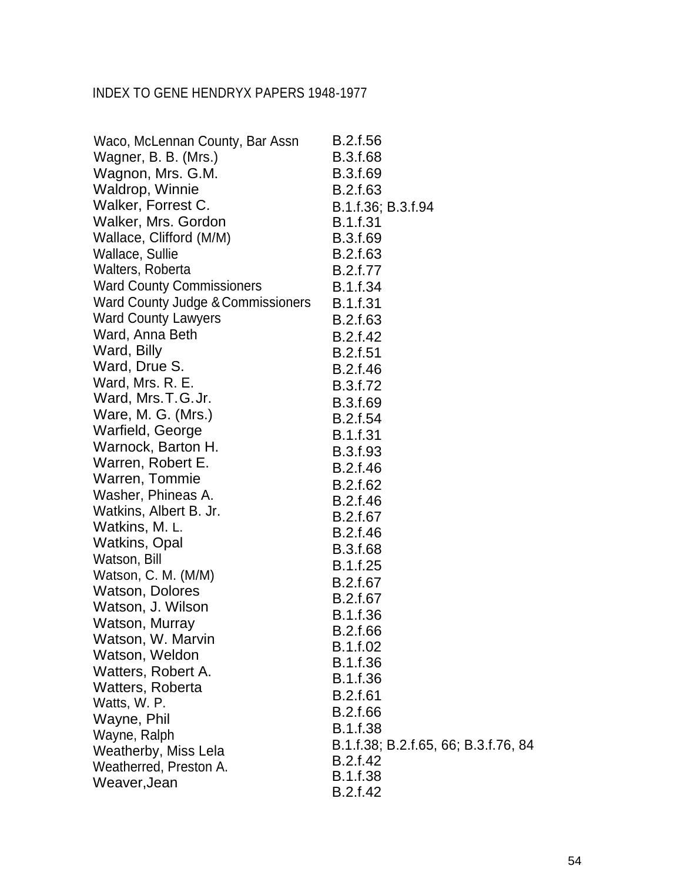| Name | Location |
|---|---|
| Waco, McLennan County, Bar Assn | B.2.f.56 |
| Wagner, B. B. (Mrs.) | B.3.f.68 |
| Wagnon, Mrs. G.M. | B.3.f.69 |
| Waldrop, Winnie | B.2.f.63 |
| Walker, Forrest C. | B.1.f.36; B.3.f.94 |
| Walker, Mrs. Gordon | B.1.f.31 |
| Wallace, Clifford (M/M) | B.3.f.69 |
| Wallace, Sullie | B.2.f.63 |
| Walters, Roberta | B.2.f.77 |
| Ward County Commissioners | B.1.f.34 |
| Ward County Judge & Commissioners | B.1.f.31 |
| Ward County Lawyers | B.2.f.63 |
| Ward, Anna Beth | B.2.f.42 |
| Ward, Billy | B.2.f.51 |
| Ward, Drue S. | B.2.f.46 |
| Ward, Mrs. R. E. | B.3.f.72 |
| Ward, Mrs. T. G. Jr. | B.3.f.69 |
| Ware, M. G. (Mrs.) | B.2.f.54 |
| Warfield, George | B.1.f.31 |
| Warnock, Barton H. | B.3.f.93 |
| Warren, Robert E. | B.2.f.46 |
| Warren, Tommie | B.2.f.62 |
| Washer, Phineas A. | B.2.f.46 |
| Watkins, Albert B. Jr. | B.2.f.67 |
| Watkins, M. L. | B.2.f.46 |
| Watkins, Opal | B.3.f.68 |
| Watson, Bill | B.1.f.25 |
| Watson, C. M. (M/M) | B.2.f.67 |
| Watson, Dolores | B.2.f.67 |
| Watson, J. Wilson | B.1.f.36 |
| Watson, Murray | B.2.f.66 |
| Watson, W. Marvin | B.1.f.02 |
| Watson, Weldon | B.1.f.36 |
| Watters, Robert A. | B.1.f.36 |
| Watters, Roberta | B.2.f.61 |
| Watts, W. P. | B.2.f.66 |
| Wayne, Phil | B.1.f.38 |
| Wayne, Ralph | B.1.f.38; B.2.f.65, 66; B.3.f.76, 84 |
| Weatherby, Miss Lela | B.2.f.42 |
| Weatherred, Preston A. | B.1.f.38 |
| Weaver, Jean | B.2.f.42 |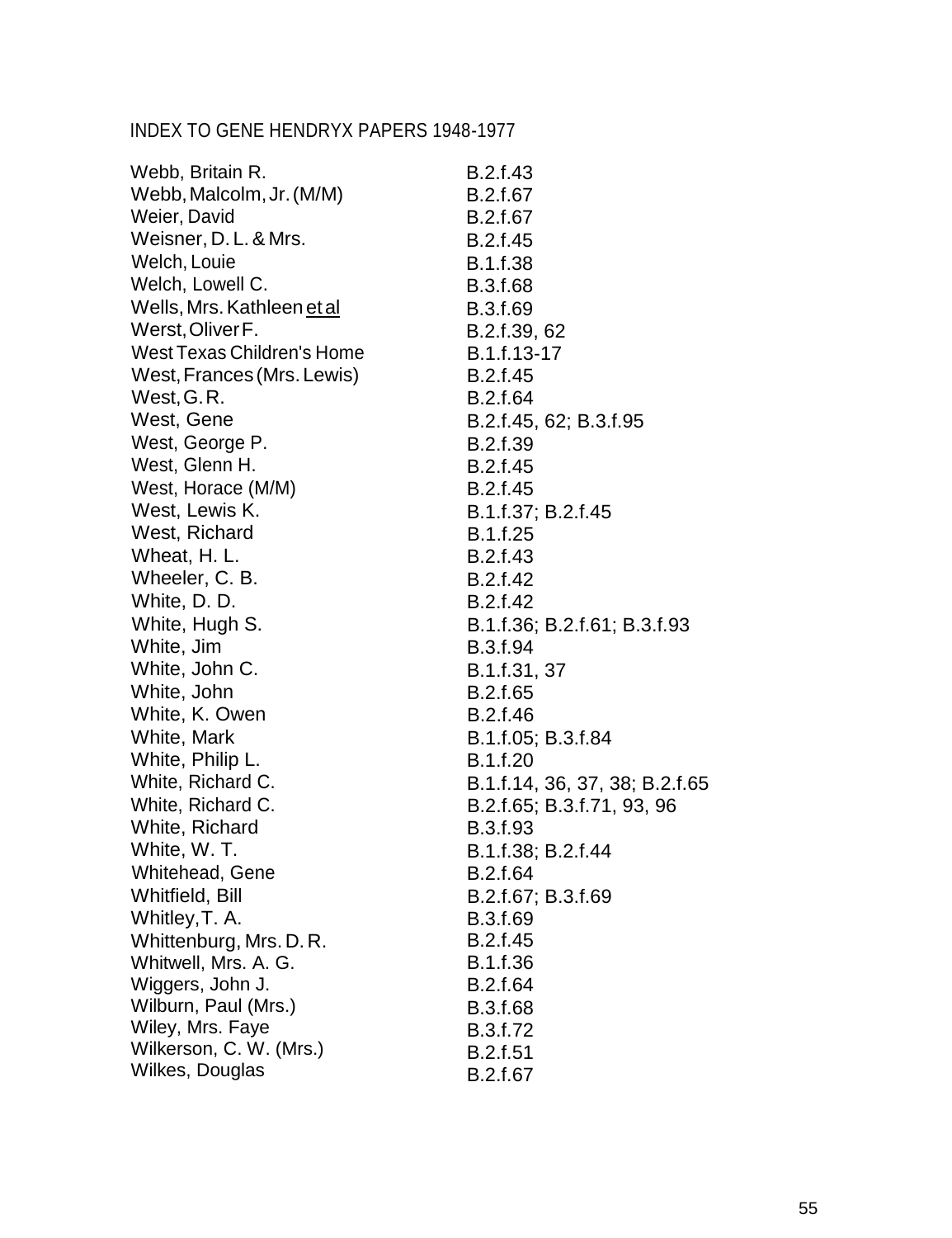INDEX TO GENE HENDRYX PAPERS 1948-1977

| | |
|---|---|
| Webb, Britain R. | B.2.f.43 |
| Webb, Malcolm, Jr. (M/M) | B.2.f.67 |
| Weier, David | B.2.f.67 |
| Weisner, D. L. & Mrs. | B.2.f.45 |
| Welch, Louie | B.1.f.38 |
| Welch, Lowell C. | B.3.f.68 |
| Wells, Mrs. Kathleen et al | B.3.f.69 |
| Werst, Oliver F. | B.2.f.39, 62 |
| West Texas Children's Home | B.1.f.13-17 |
| West, Frances (Mrs. Lewis) | B.2.f.45 |
| West, G. R. | B.2.f.64 |
| West, Gene | B.2.f.45, 62; B.3.f.95 |
| West, George P. | B.2.f.39 |
| West, Glenn H. | B.2.f.45 |
| West, Horace (M/M) | B.2.f.45 |
| West, Lewis K. | B.1.f.37; B.2.f.45 |
| West, Richard | B.1.f.25 |
| Wheat, H. L. | B.2.f.43 |
| Wheeler, C. B. | B.2.f.42 |
| White, D. D. | B.2.f.42 |
| White, Hugh S. | B.1.f.36; B.2.f.61; B.3.f.93 |
| White, Jim | B.3.f.94 |
| White, John C. | B.1.f.31, 37 |
| White, John | B.2.f.65 |
| White, K. Owen | B.2.f.46 |
| White, Mark | B.1.f.05; B.3.f.84 |
| White, Philip L. | B.1.f.20 |
| White, Richard C. | B.1.f.14, 36, 37, 38; B.2.f.65 |
| White, Richard C. | B.2.f.65; B.3.f.71, 93, 96 |
| White, Richard | B.3.f.93 |
| White, W. T. | B.1.f.38; B.2.f.44 |
| Whitehead, Gene | B.2.f.64 |
| Whitfield, Bill | B.2.f.67; B.3.f.69 |
| Whitley, T. A. | B.3.f.69 |
| Whittenburg, Mrs. D. R. | B.2.f.45 |
| Whitwell, Mrs. A. G. | B.1.f.36 |
| Wiggers, John J. | B.2.f.64 |
| Wilburn, Paul (Mrs.) | B.3.f.68 |
| Wiley, Mrs. Faye | B.3.f.72 |
| Wilkerson, C. W. (Mrs.) | B.2.f.51 |
| Wilkes, Douglas | B.2.f.67 |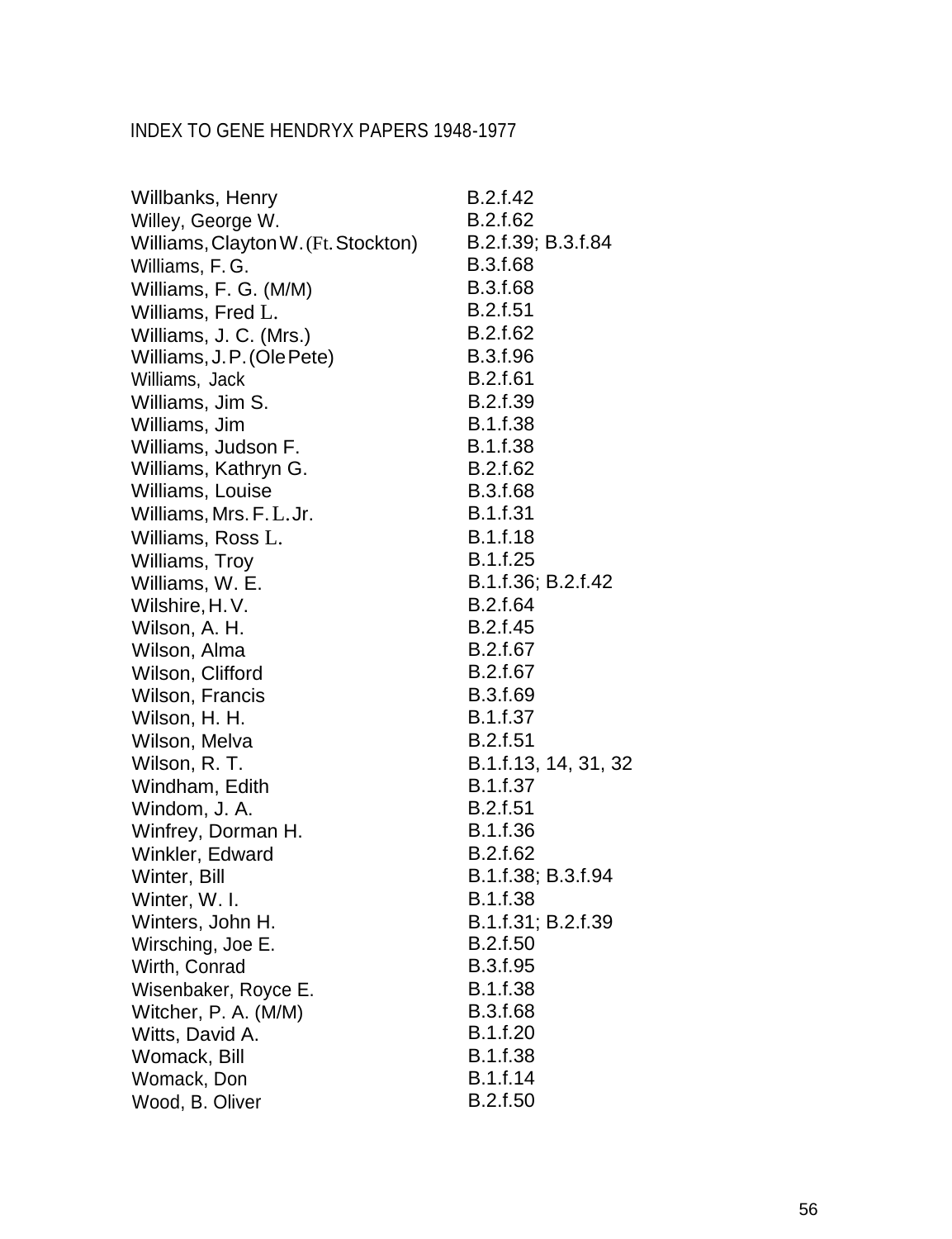INDEX TO GENE HENDRYX PAPERS 1948-1977

| Name | Location |
|---|---|
| Willbanks, Henry | B.2.f.42 |
| Willey, George W. | B.2.f.62 |
| Williams, Clayton W. (Ft. Stockton) | B.2.f.39; B.3.f.84 |
| Williams, F. G. | B.3.f.68 |
| Williams, F. G. (M/M) | B.3.f.68 |
| Williams, Fred L. | B.2.f.51 |
| Williams, J. C. (Mrs.) | B.2.f.62 |
| Williams, J. P. (Ole Pete) | B.3.f.96 |
| Williams, Jack | B.2.f.61 |
| Williams, Jim S. | B.2.f.39 |
| Williams, Jim | B.1.f.38 |
| Williams, Judson F. | B.1.f.38 |
| Williams, Kathryn G. | B.2.f.62 |
| Williams, Louise | B.3.f.68 |
| Williams, Mrs. F. L. Jr. | B.1.f.31 |
| Williams, Ross L. | B.1.f.18 |
| Williams, Troy | B.1.f.25 |
| Williams, W. E. | B.1.f.36; B.2.f.42 |
| Wilshire, H. V. | B.2.f.64 |
| Wilson, A. H. | B.2.f.45 |
| Wilson, Alma | B.2.f.67 |
| Wilson, Clifford | B.2.f.67 |
| Wilson, Francis | B.3.f.69 |
| Wilson, H. H. | B.1.f.37 |
| Wilson, Melva | B.2.f.51 |
| Wilson, R. T. | B.1.f.13, 14, 31, 32 |
| Windham, Edith | B.1.f.37 |
| Windom, J. A. | B.2.f.51 |
| Winfrey, Dorman H. | B.1.f.36 |
| Winkler, Edward | B.2.f.62 |
| Winter, Bill | B.1.f.38; B.3.f.94 |
| Winter, W. I. | B.1.f.38 |
| Winters, John H. | B.1.f.31; B.2.f.39 |
| Wirsching, Joe E. | B.2.f.50 |
| Wirth, Conrad | B.3.f.95 |
| Wisenbaker, Royce E. | B.1.f.38 |
| Witcher, P. A. (M/M) | B.3.f.68 |
| Witts, David A. | B.1.f.20 |
| Womack, Bill | B.1.f.38 |
| Womack, Don | B.1.f.14 |
| Wood, B. Oliver | B.2.f.50 |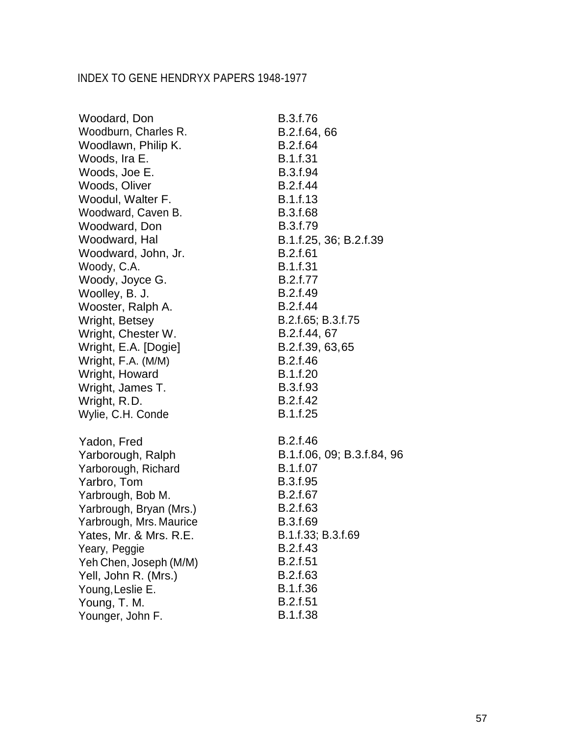INDEX TO GENE HENDRYX PAPERS 1948-1977

| | |
|---|---|
| Woodard, Don | B.3.f.76 |
| Woodburn, Charles R. | B.2.f.64, 66 |
| Woodlawn, Philip K. | B.2.f.64 |
| Woods, Ira E. | B.1.f.31 |
| Woods, Joe E. | B.3.f.94 |
| Woods, Oliver | B.2.f.44 |
| Woodul, Walter F. | B.1.f.13 |
| Woodward, Caven B. | B.3.f.68 |
| Woodward, Don | B.3.f.79 |
| Woodward, Hal | B.1.f.25, 36; B.2.f.39 |
| Woodward, John, Jr. | B.2.f.61 |
| Woody, C.A. | B.1.f.31 |
| Woody, Joyce G. | B.2.f.77 |
| Woolley, B. J. | B.2.f.49 |
| Wooster, Ralph A. | B.2.f.44 |
| Wright, Betsey | B.2.f.65; B.3.f.75 |
| Wright, Chester W. | B.2.f.44, 67 |
| Wright, E.A. [Dogie] | B.2.f.39, 63, 65 |
| Wright, F.A. (M/M) | B.2.f.46 |
| Wright, Howard | B.1.f.20 |
| Wright, James T. | B.3.f.93 |
| Wright, R.D. | B.2.f.42 |
| Wylie, C.H. Conde | B.1.f.25 |
| | |
| Yadon, Fred | B.2.f.46 |
| Yarborough, Ralph | B.1.f.06, 09; B.3.f.84, 96 |
| Yarborough, Richard | B.1.f.07 |
| Yarbro, Tom | B.3.f.95 |
| Yarbrough, Bob M. | B.2.f.67 |
| Yarbrough, Bryan (Mrs.) | B.2.f.63 |
| Yarbrough, Mrs. Maurice | B.3.f.69 |
| Yates, Mr. & Mrs. R.E. | B.1.f.33; B.3.f.69 |
| Yeary, Peggie | B.2.f.43 |
| Yeh Chen, Joseph (M/M) | B.2.f.51 |
| Yell, John R. (Mrs.) | B.2.f.63 |
| Young, Leslie E. | B.1.f.36 |
| Young, T. M. | B.2.f.51 |
| Younger, John F. | B.1.f.38 |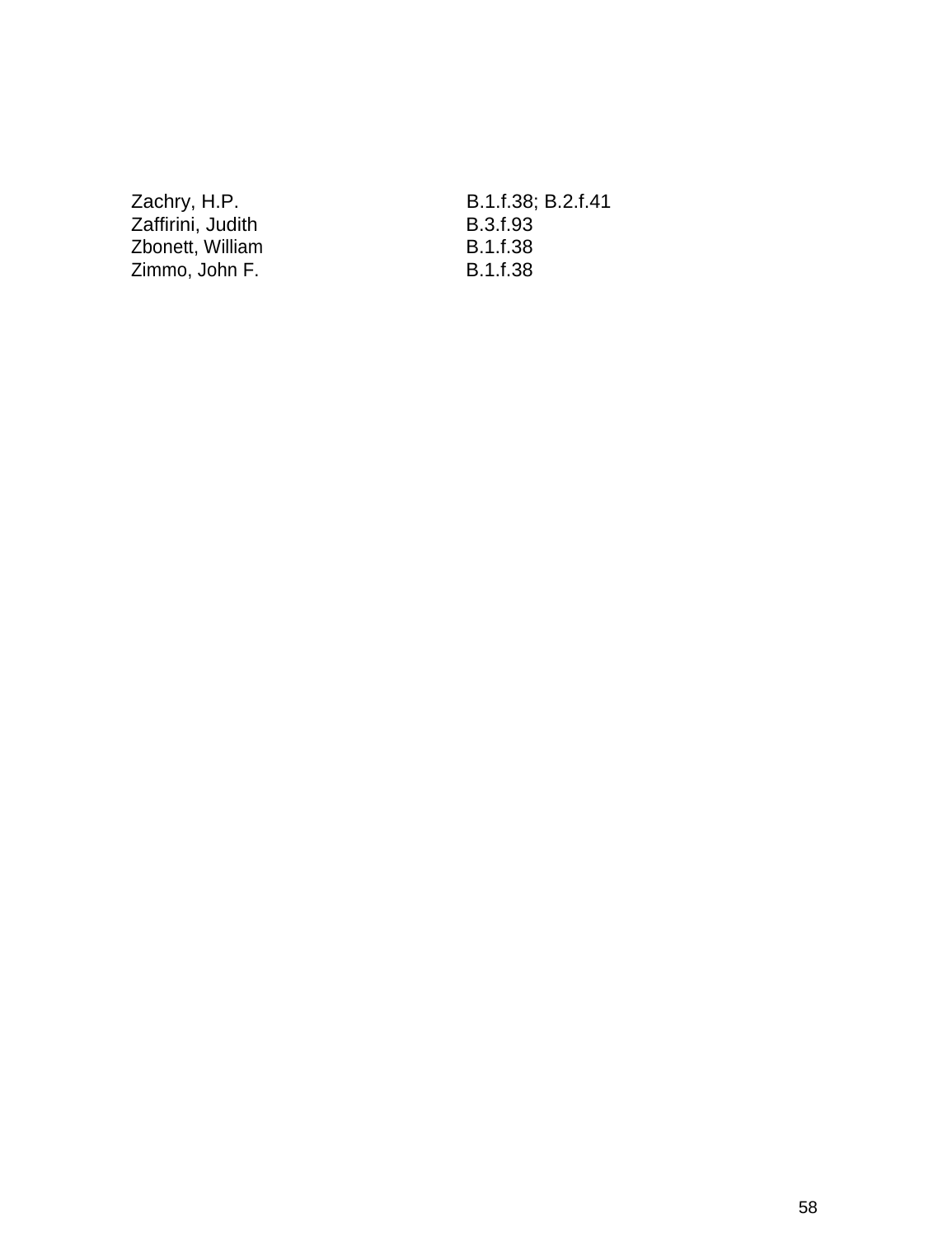| | |
|---|---|
| Zachry, H.P. | B.1.f.38; B.2.f.41 |
| Zaffirini, Judith | B.3.f.93 |
| Zbonett, William | B.1.f.38 |
| Zimmo, John F. | B.1.f.38 |